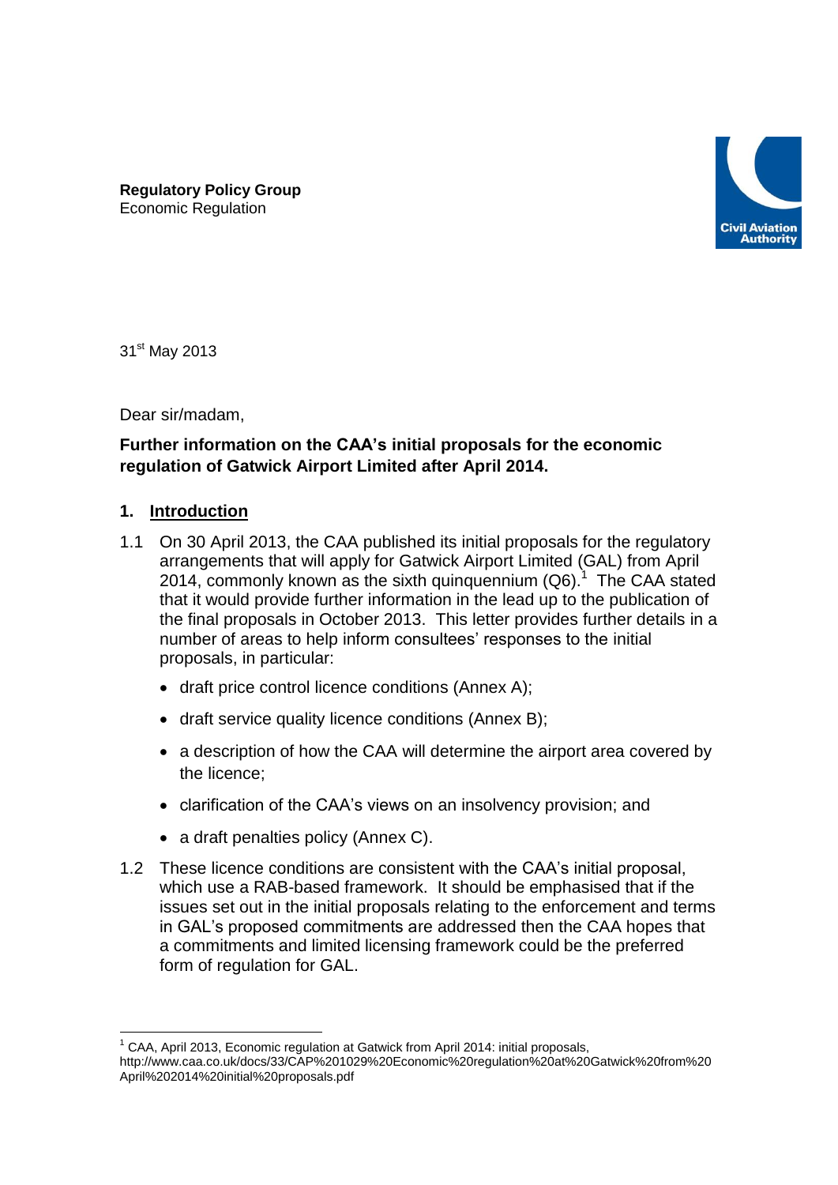**Regulatory Policy Group**
Economic Regulation

31st May 2013

Dear sir/madam,

**Further information on the CAA's initial proposals for the economic regulation of Gatwick Airport Limited after April 2014.**

## 1. Introduction

1.1 On 30 April 2013, the CAA published its initial proposals for the regulatory arrangements that will apply for Gatwick Airport Limited (GAL) from April 2014, commonly known as the sixth quinquennium (Q6).[1] The CAA stated that it would provide further information in the lead up to the publication of the final proposals in October 2013. This letter provides further details in a number of areas to help inform consultees' responses to the initial proposals, in particular:

- draft price control licence conditions (Annex A);
- draft service quality licence conditions (Annex B);
- a description of how the CAA will determine the airport area covered by the licence;
- clarification of the CAA's views on an insolvency provision; and
- a draft penalties policy (Annex C).

1.2 These licence conditions are consistent with the CAA's initial proposal, which use a RAB-based framework. It should be emphasised that if the issues set out in the initial proposals relating to the enforcement and terms in GAL's proposed commitments are addressed then the CAA hopes that a commitments and limited licensing framework could be the preferred form of regulation for GAL.

[1] CAA, April 2013, Economic regulation at Gatwick from April 2014: initial proposals, http://www.caa.co.uk/docs/33/CAP%201029%20Economic%20regulation%20at%20Gatwick%20from%20April%202014%20initial%20proposals.pdf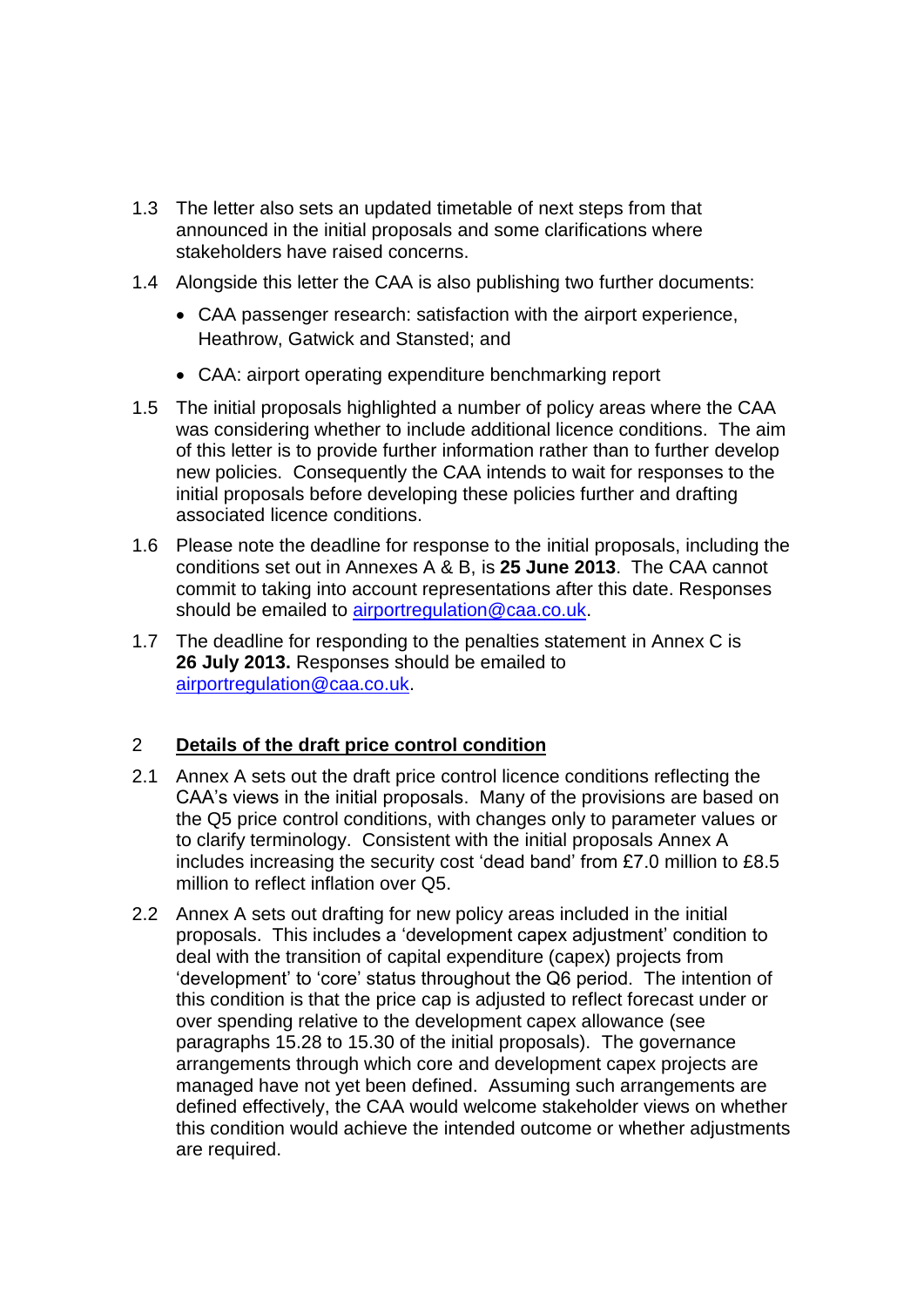1.3 The letter also sets an updated timetable of next steps from that announced in the initial proposals and some clarifications where stakeholders have raised concerns.

1.4 Alongside this letter the CAA is also publishing two further documents:

- CAA passenger research: satisfaction with the airport experience, Heathrow, Gatwick and Stansted; and
- CAA: airport operating expenditure benchmarking report

1.5 The initial proposals highlighted a number of policy areas where the CAA was considering whether to include additional licence conditions. The aim of this letter is to provide further information rather than to further develop new policies. Consequently the CAA intends to wait for responses to the initial proposals before developing these policies further and drafting associated licence conditions.

1.6 Please note the deadline for response to the initial proposals, including the conditions set out in Annexes A & B, is **25 June 2013**. The CAA cannot commit to taking into account representations after this date. Responses should be emailed to airportregulation@caa.co.uk.

1.7 The deadline for responding to the penalties statement in Annex C is **26 July 2013.** Responses should be emailed to airportregulation@caa.co.uk.

## 2 Details of the draft price control condition

2.1 Annex A sets out the draft price control licence conditions reflecting the CAA's views in the initial proposals. Many of the provisions are based on the Q5 price control conditions, with changes only to parameter values or to clarify terminology. Consistent with the initial proposals Annex A includes increasing the security cost 'dead band' from £7.0 million to £8.5 million to reflect inflation over Q5.

2.2 Annex A sets out drafting for new policy areas included in the initial proposals. This includes a 'development capex adjustment' condition to deal with the transition of capital expenditure (capex) projects from 'development' to 'core' status throughout the Q6 period. The intention of this condition is that the price cap is adjusted to reflect forecast under or over spending relative to the development capex allowance (see paragraphs 15.28 to 15.30 of the initial proposals). The governance arrangements through which core and development capex projects are managed have not yet been defined. Assuming such arrangements are defined effectively, the CAA would welcome stakeholder views on whether this condition would achieve the intended outcome or whether adjustments are required.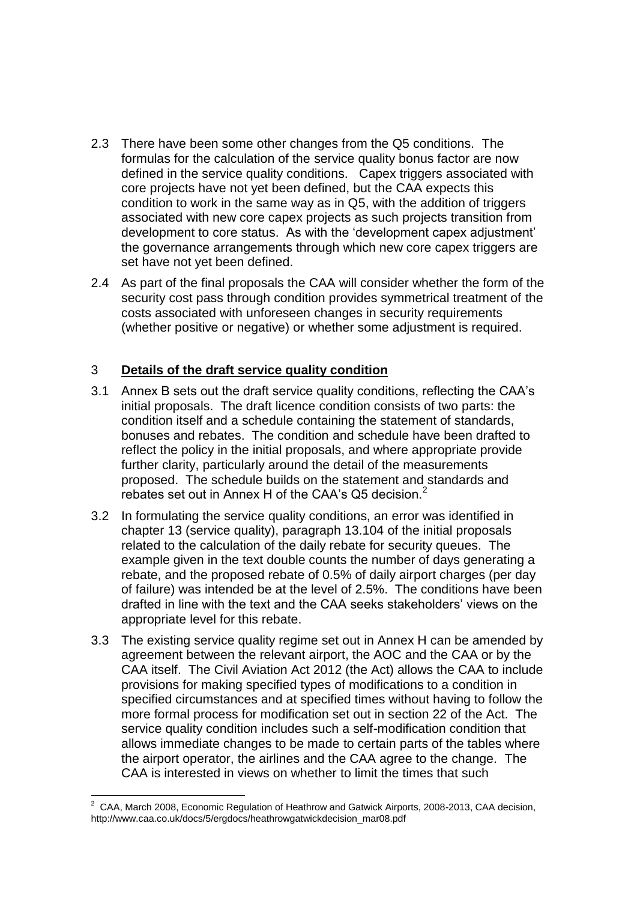2.3 There have been some other changes from the Q5 conditions. The formulas for the calculation of the service quality bonus factor are now defined in the service quality conditions. Capex triggers associated with core projects have not yet been defined, but the CAA expects this condition to work in the same way as in Q5, with the addition of triggers associated with new core capex projects as such projects transition from development to core status. As with the 'development capex adjustment' the governance arrangements through which new core capex triggers are set have not yet been defined.

2.4 As part of the final proposals the CAA will consider whether the form of the security cost pass through condition provides symmetrical treatment of the costs associated with unforeseen changes in security requirements (whether positive or negative) or whether some adjustment is required.

## 3 **Details of the draft service quality condition**

3.1 Annex B sets out the draft service quality conditions, reflecting the CAA's initial proposals. The draft licence condition consists of two parts: the condition itself and a schedule containing the statement of standards, bonuses and rebates. The condition and schedule have been drafted to reflect the policy in the initial proposals, and where appropriate provide further clarity, particularly around the detail of the measurements proposed. The schedule builds on the statement and standards and rebates set out in Annex H of the CAA's Q5 decision.[2]

3.2 In formulating the service quality conditions, an error was identified in chapter 13 (service quality), paragraph 13.104 of the initial proposals related to the calculation of the daily rebate for security queues. The example given in the text double counts the number of days generating a rebate, and the proposed rebate of 0.5% of daily airport charges (per day of failure) was intended be at the level of 2.5%. The conditions have been drafted in line with the text and the CAA seeks stakeholders' views on the appropriate level for this rebate.

3.3 The existing service quality regime set out in Annex H can be amended by agreement between the relevant airport, the AOC and the CAA or by the CAA itself. The Civil Aviation Act 2012 (the Act) allows the CAA to include provisions for making specified types of modifications to a condition in specified circumstances and at specified times without having to follow the more formal process for modification set out in section 22 of the Act. The service quality condition includes such a self-modification condition that allows immediate changes to be made to certain parts of the tables where the airport operator, the airlines and the CAA agree to the change. The CAA is interested in views on whether to limit the times that such

---

[2] CAA, March 2008, Economic Regulation of Heathrow and Gatwick Airports, 2008-2013, CAA decision, http://www.caa.co.uk/docs/5/ergdocs/heathrowgatwickdecision_mar08.pdf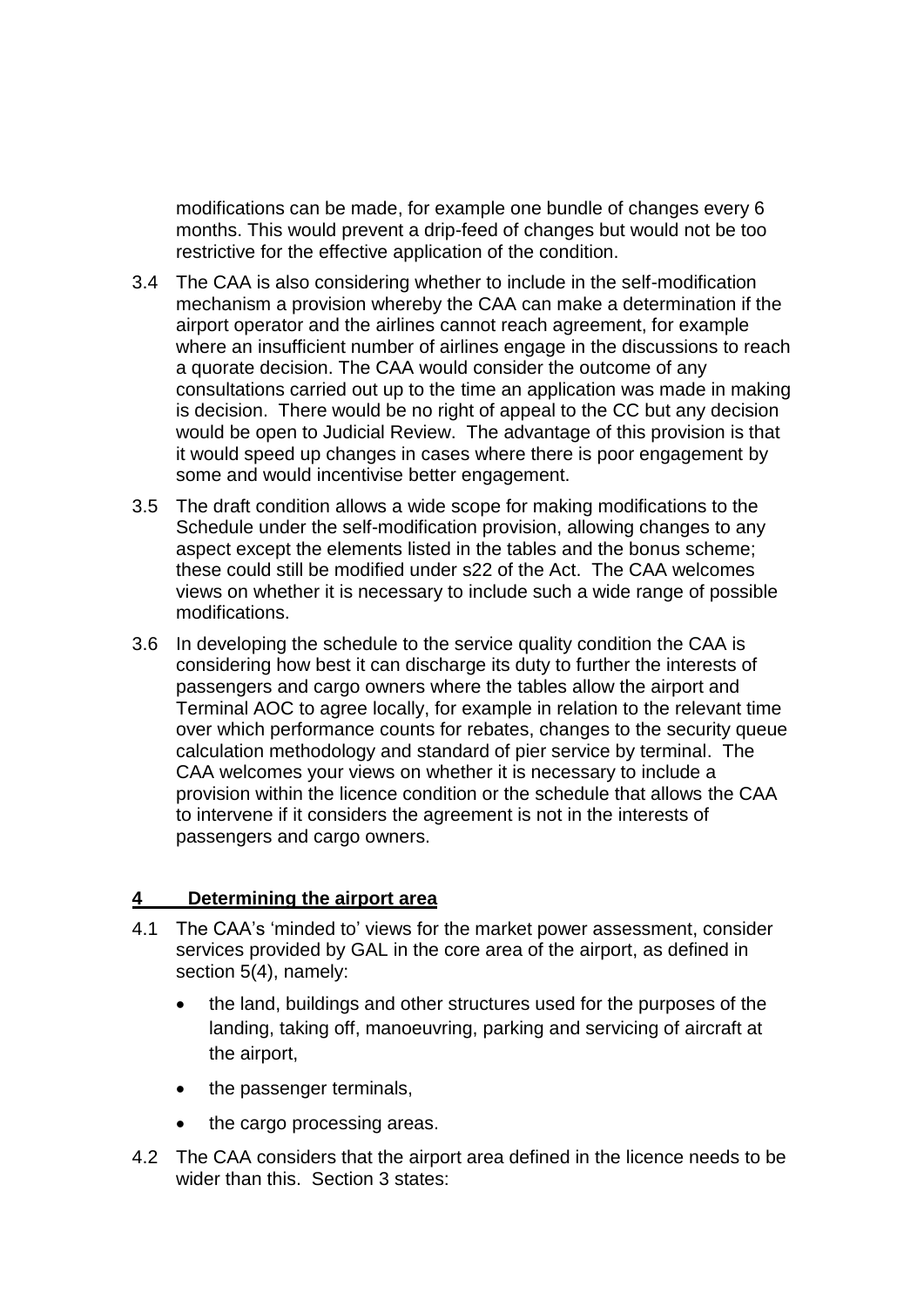modifications can be made, for example one bundle of changes every 6 months. This would prevent a drip-feed of changes but would not be too restrictive for the effective application of the condition.

3.4 The CAA is also considering whether to include in the self-modification mechanism a provision whereby the CAA can make a determination if the airport operator and the airlines cannot reach agreement, for example where an insufficient number of airlines engage in the discussions to reach a quorate decision. The CAA would consider the outcome of any consultations carried out up to the time an application was made in making is decision. There would be no right of appeal to the CC but any decision would be open to Judicial Review. The advantage of this provision is that it would speed up changes in cases where there is poor engagement by some and would incentivise better engagement.

3.5 The draft condition allows a wide scope for making modifications to the Schedule under the self-modification provision, allowing changes to any aspect except the elements listed in the tables and the bonus scheme; these could still be modified under s22 of the Act. The CAA welcomes views on whether it is necessary to include such a wide range of possible modifications.

3.6 In developing the schedule to the service quality condition the CAA is considering how best it can discharge its duty to further the interests of passengers and cargo owners where the tables allow the airport and Terminal AOC to agree locally, for example in relation to the relevant time over which performance counts for rebates, changes to the security queue calculation methodology and standard of pier service by terminal. The CAA welcomes your views on whether it is necessary to include a provision within the licence condition or the schedule that allows the CAA to intervene if it considers the agreement is not in the interests of passengers and cargo owners.

## 4 Determining the airport area

4.1 The CAA's 'minded to' views for the market power assessment, consider services provided by GAL in the core area of the airport, as defined in section 5(4), namely:

- the land, buildings and other structures used for the purposes of the landing, taking off, manoeuvring, parking and servicing of aircraft at the airport,
- the passenger terminals,
- the cargo processing areas.

4.2 The CAA considers that the airport area defined in the licence needs to be wider than this. Section 3 states: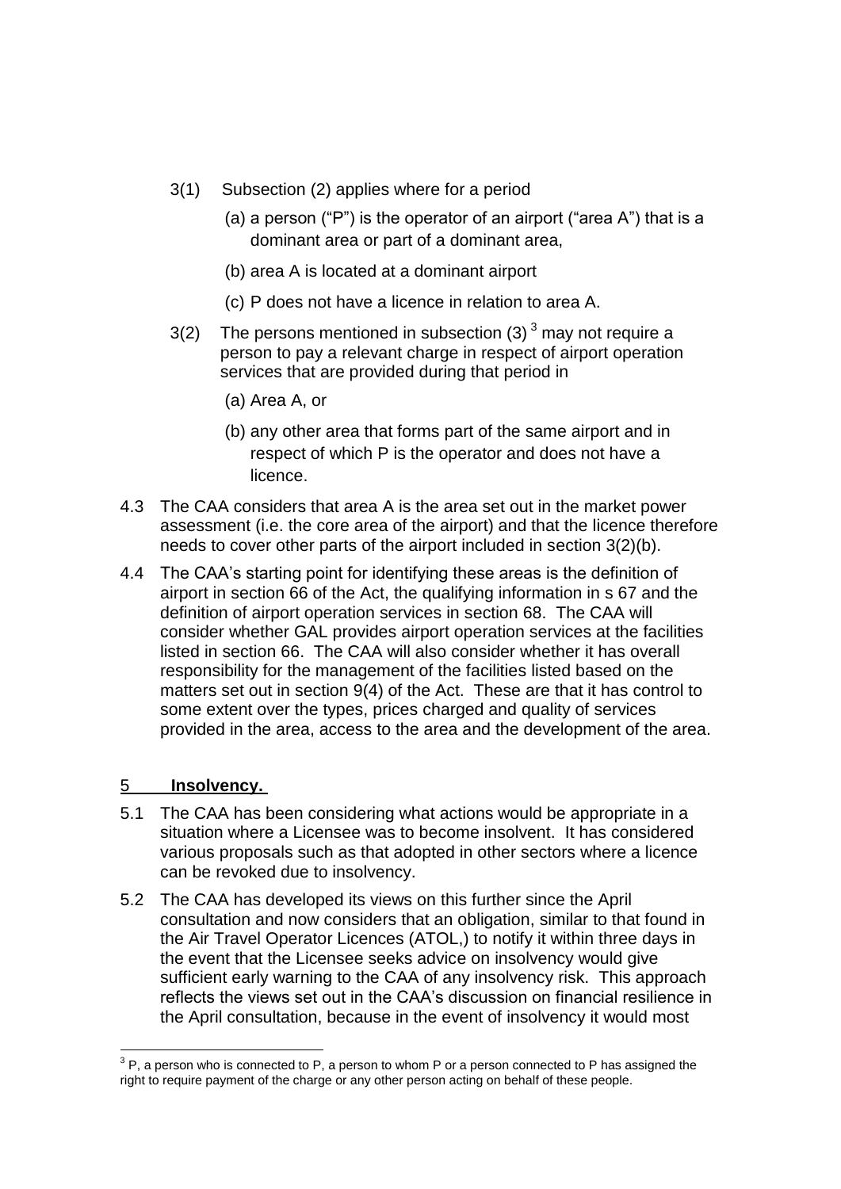3(1) Subsection (2) applies where for a period

(a) a person ("P") is the operator of an airport ("area A") that is a dominant area or part of a dominant area,

(b) area A is located at a dominant airport

(c) P does not have a licence in relation to area A.

3(2) The persons mentioned in subsection (3) [3] may not require a person to pay a relevant charge in respect of airport operation services that are provided during that period in

(a) Area A, or

(b) any other area that forms part of the same airport and in respect of which P is the operator and does not have a licence.

4.3 The CAA considers that area A is the area set out in the market power assessment (i.e. the core area of the airport) and that the licence therefore needs to cover other parts of the airport included in section 3(2)(b).

4.4 The CAA's starting point for identifying these areas is the definition of airport in section 66 of the Act, the qualifying information in s 67 and the definition of airport operation services in section 68. The CAA will consider whether GAL provides airport operation services at the facilities listed in section 66. The CAA will also consider whether it has overall responsibility for the management of the facilities listed based on the matters set out in section 9(4) of the Act. These are that it has control to some extent over the types, prices charged and quality of services provided in the area, access to the area and the development of the area.

## 5 Insolvency.

5.1 The CAA has been considering what actions would be appropriate in a situation where a Licensee was to become insolvent. It has considered various proposals such as that adopted in other sectors where a licence can be revoked due to insolvency.

5.2 The CAA has developed its views on this further since the April consultation and now considers that an obligation, similar to that found in the Air Travel Operator Licences (ATOL,) to notify it within three days in the event that the Licensee seeks advice on insolvency would give sufficient early warning to the CAA of any insolvency risk. This approach reflects the views set out in the CAA's discussion on financial resilience in the April consultation, because in the event of insolvency it would most

[3] P, a person who is connected to P, a person to whom P or a person connected to P has assigned the right to require payment of the charge or any other person acting on behalf of these people.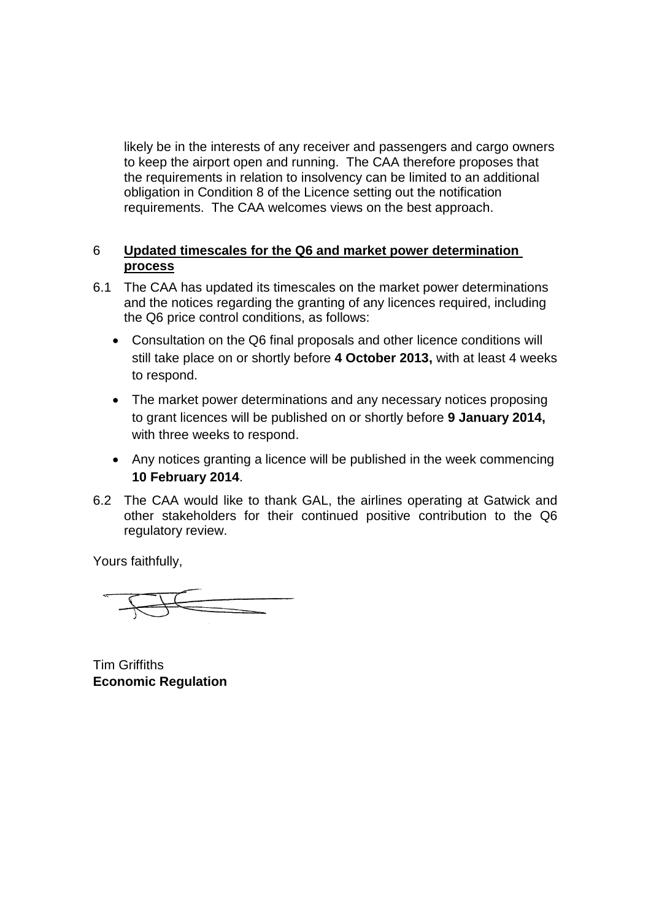likely be in the interests of any receiver and passengers and cargo owners to keep the airport open and running. The CAA therefore proposes that the requirements in relation to insolvency can be limited to an additional obligation in Condition 8 of the Licence setting out the notification requirements. The CAA welcomes views on the best approach.

## 6 Updated timescales for the Q6 and market power determination process

6.1 The CAA has updated its timescales on the market power determinations and the notices regarding the granting of any licences required, including the Q6 price control conditions, as follows:

- Consultation on the Q6 final proposals and other licence conditions will still take place on or shortly before **4 October 2013,** with at least 4 weeks to respond.
- The market power determinations and any necessary notices proposing to grant licences will be published on or shortly before **9 January 2014,** with three weeks to respond.
- Any notices granting a licence will be published in the week commencing **10 February 2014**.

6.2 The CAA would like to thank GAL, the airlines operating at Gatwick and other stakeholders for their continued positive contribution to the Q6 regulatory review.

Yours faithfully,

Tim Griffiths
**Economic Regulation**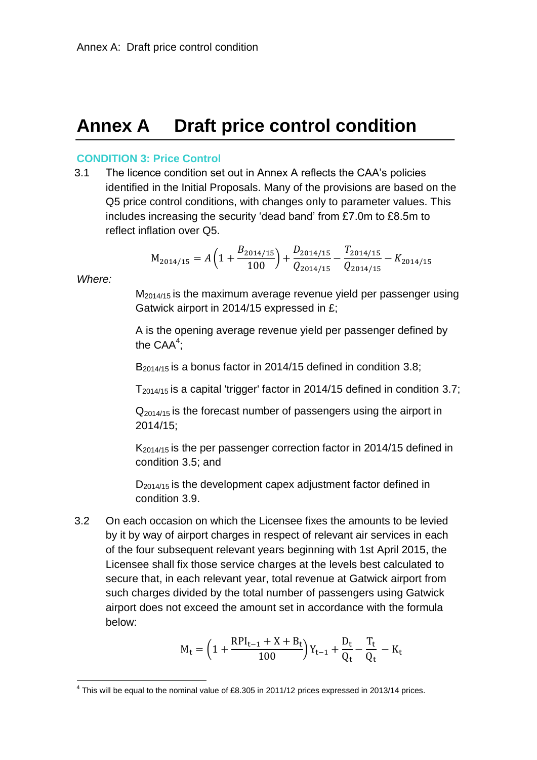# Annex A Draft price control condition

### CONDITION 3: Price Control

3.1 The licence condition set out in Annex A reflects the CAA's policies identified in the Initial Proposals. Many of the provisions are based on the Q5 price control conditions, with changes only to parameter values. This includes increasing the security 'dead band' from £7.0m to £8.5m to reflect inflation over Q5.

$$M_{2014/15} = A\left(1 + \frac{B_{2014/15}}{100}\right) + \frac{D_{2014/15}}{Q_{2014/15}} - \frac{T_{2014/15}}{Q_{2014/15}} - K_{2014/15}$$

*Where:*

$M_{2014/15}$ is the maximum average revenue yield per passenger using Gatwick airport in 2014/15 expressed in £;

A is the opening average revenue yield per passenger defined by the CAA[4];

$B_{2014/15}$ is a bonus factor in 2014/15 defined in condition 3.8;

$T_{2014/15}$ is a capital 'trigger' factor in 2014/15 defined in condition 3.7;

$Q_{2014/15}$ is the forecast number of passengers using the airport in 2014/15;

$K_{2014/15}$ is the per passenger correction factor in 2014/15 defined in condition 3.5; and

$D_{2014/15}$ is the development capex adjustment factor defined in condition 3.9.

3.2 On each occasion on which the Licensee fixes the amounts to be levied by it by way of airport charges in respect of relevant air services in each of the four subsequent relevant years beginning with 1st April 2015, the Licensee shall fix those service charges at the levels best calculated to secure that, in each relevant year, total revenue at Gatwick airport from such charges divided by the total number of passengers using Gatwick airport does not exceed the amount set in accordance with the formula below:

$$M_t = \left(1 + \frac{RPI_{t-1} + X + B_t}{100}\right) Y_{t-1} + \frac{D_t}{Q_t} - \frac{T_t}{Q_t} - K_t$$

[4] This will be equal to the nominal value of £8.305 in 2011/12 prices expressed in 2013/14 prices.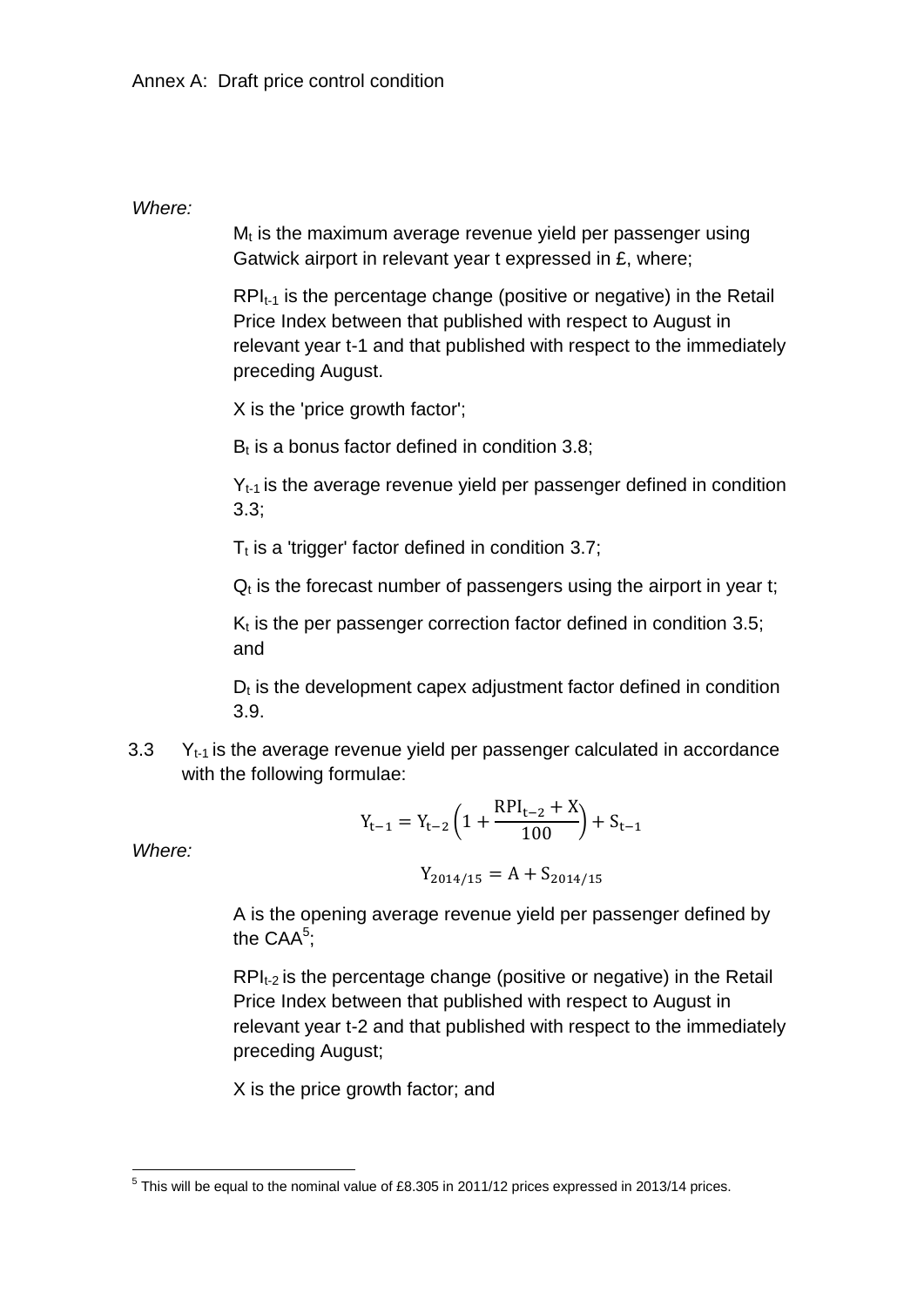Annex A: Draft price control condition

*Where:*

$M_t$ is the maximum average revenue yield per passenger using Gatwick airport in relevant year t expressed in £, where;

$RPI_{t-1}$ is the percentage change (positive or negative) in the Retail Price Index between that published with respect to August in relevant year t-1 and that published with respect to the immediately preceding August.

X is the 'price growth factor';

$B_t$ is a bonus factor defined in condition 3.8;

$Y_{t-1}$ is the average revenue yield per passenger defined in condition 3.3;

$T_t$ is a 'trigger' factor defined in condition 3.7;

$Q_t$ is the forecast number of passengers using the airport in year t;

$K_t$ is the per passenger correction factor defined in condition 3.5; and

$D_t$ is the development capex adjustment factor defined in condition 3.9.

3.3 $Y_{t-1}$ is the average revenue yield per passenger calculated in accordance with the following formulae:

$$\mathrm{Y_{t-1} = Y_{t-2}\left(1 + \frac{RPI_{t-2} + X}{100}\right) + S_{t-1}}$$

*Where:*

$$\mathrm{Y_{2014/15} = A + S_{2014/15}}$$

A is the opening average revenue yield per passenger defined by the CAA[5];

$RPI_{t-2}$ is the percentage change (positive or negative) in the Retail Price Index between that published with respect to August in relevant year t-2 and that published with respect to the immediately preceding August;

X is the price growth factor; and

[5] This will be equal to the nominal value of £8.305 in 2011/12 prices expressed in 2013/14 prices.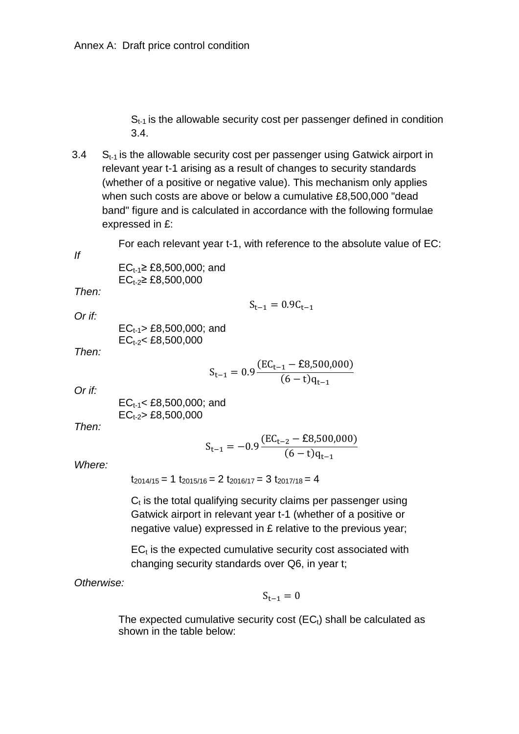$S_{t-1}$ is the allowable security cost per passenger defined in condition 3.4.

3.4 $S_{t-1}$ is the allowable security cost per passenger using Gatwick airport in relevant year t-1 arising as a result of changes to security standards (whether of a positive or negative value). This mechanism only applies when such costs are above or below a cumulative £8,500,000 "dead band" figure and is calculated in accordance with the following formulae expressed in £:

For each relevant year t-1, with reference to the absolute value of EC:

*If*

$EC_{t-1} \geq$ £8,500,000; and
$EC_{t-2} \geq$ £8,500,000

*Then:*

$$S_{t-1} = 0.9C_{t-1}$$

*Or if:*

$EC_{t-1} >$ £8,500,000; and
$EC_{t-2} <$ £8,500,000

*Then:*

$$S_{t-1} = 0.9\frac{(EC_{t-1} - £8{,}500{,}000)}{(6-t)q_{t-1}}$$

*Or if:*

$EC_{t-1} <$ £8,500,000; and
$EC_{t-2} >$ £8,500,000

*Then:*

$$S_{t-1} = -0.9\frac{(EC_{t-2} - £8{,}500{,}000)}{(6-t)q_{t-1}}$$

*Where:*

$t_{2014/15} = 1$ $t_{2015/16} = 2$ $t_{2016/17} = 3$ $t_{2017/18} = 4$

$C_t$ is the total qualifying security claims per passenger using Gatwick airport in relevant year t-1 (whether of a positive or negative value) expressed in £ relative to the previous year;

$EC_t$ is the expected cumulative security cost associated with changing security standards over Q6, in year t;

*Otherwise:*

$$S_{t-1} = 0$$

The expected cumulative security cost ($EC_t$) shall be calculated as shown in the table below: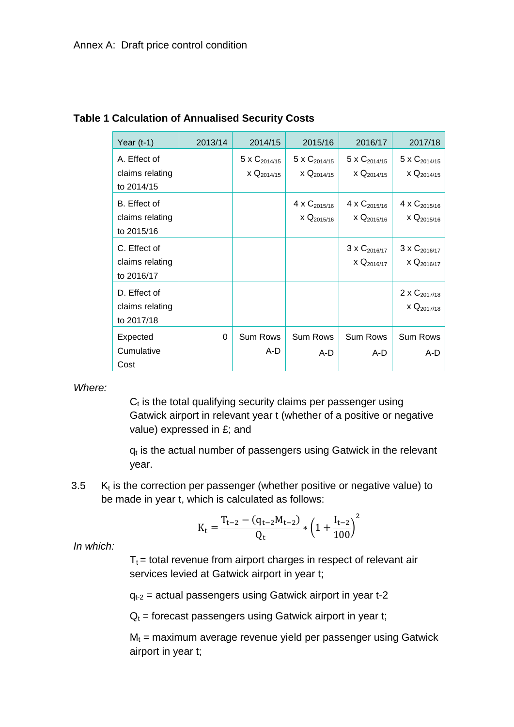Annex A: Draft price control condition

**Table 1 Calculation of Annualised Security Costs**

| Year (t-1) | 2013/14 | 2014/15 | 2015/16 | 2016/17 | 2017/18 |
|---|---|---|---|---|---|
| A. Effect of claims relating to 2014/15 | | 5 x $C_{2014/15}$ x $Q_{2014/15}$ | 5 x $C_{2014/15}$ x $Q_{2014/15}$ | 5 x $C_{2014/15}$ x $Q_{2014/15}$ | 5 x $C_{2014/15}$ x $Q_{2014/15}$ |
| B. Effect of claims relating to 2015/16 | | | 4 x $C_{2015/16}$ x $Q_{2015/16}$ | 4 x $C_{2015/16}$ x $Q_{2015/16}$ | 4 x $C_{2015/16}$ x $Q_{2015/16}$ |
| C. Effect of claims relating to 2016/17 | | | | 3 x $C_{2016/17}$ x $Q_{2016/17}$ | 3 x $C_{2016/17}$ x $Q_{2016/17}$ |
| D. Effect of claims relating to 2017/18 | | | | | 2 x $C_{2017/18}$ x $Q_{2017/18}$ |
| Expected Cumulative Cost | 0 | Sum Rows A-D | Sum Rows A-D | Sum Rows A-D | Sum Rows A-D |

*Where:*

> $C_t$ is the total qualifying security claims per passenger using Gatwick airport in relevant year t (whether of a positive or negative value) expressed in £; and
>
> $q_t$ is the actual number of passengers using Gatwick in the relevant year.

3.5 $K_t$ is the correction per passenger (whether positive or negative value) to be made in year t, which is calculated as follows:

$$K_t = \frac{T_{t-2} - (q_{t-2}M_{t-2})}{Q_t} * \left(1 + \frac{I_{t-2}}{100}\right)^2$$

*In which:*

> $T_t$ = total revenue from airport charges in respect of relevant air services levied at Gatwick airport in year t;
>
> $q_{t-2}$ = actual passengers using Gatwick airport in year t-2
>
> $Q_t$ = forecast passengers using Gatwick airport in year t;
>
> $M_t$ = maximum average revenue yield per passenger using Gatwick airport in year t;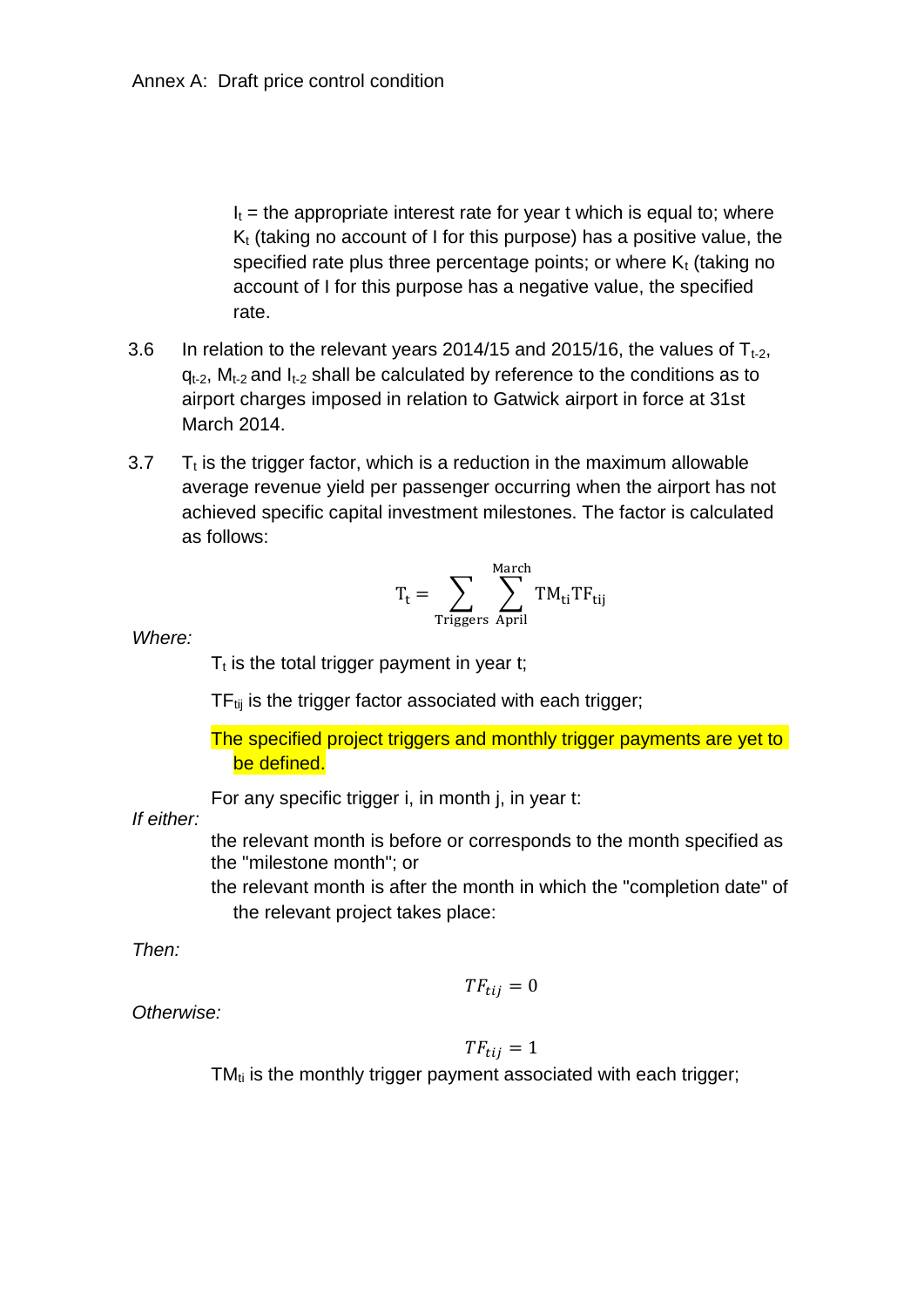$I_t$ = the appropriate interest rate for year t which is equal to; where $K_t$ (taking no account of I for this purpose) has a positive value, the specified rate plus three percentage points; or where $K_t$ (taking no account of I for this purpose has a negative value, the specified rate.

3.6 In relation to the relevant years 2014/15 and 2015/16, the values of $T_{t-2}$, $q_{t-2}$, $M_{t-2}$ and $I_{t-2}$ shall be calculated by reference to the conditions as to airport charges imposed in relation to Gatwick airport in force at 31st March 2014.

3.7 $T_t$ is the trigger factor, which is a reduction in the maximum allowable average revenue yield per passenger occurring when the airport has not achieved specific capital investment milestones. The factor is calculated as follows:

$$T_t = \sum_{\text{Triggers}} \sum_{\text{April}}^{\text{March}} TM_{ti} TF_{tij}$$

*Where:*

$T_t$ is the total trigger payment in year t;

$TF_{tij}$ is the trigger factor associated with each trigger;

The specified project triggers and monthly trigger payments are yet to be defined.

For any specific trigger i, in month j, in year t:

*If either:*

the relevant month is before or corresponds to the month specified as the "milestone month"; or

the relevant month is after the month in which the "completion date" of the relevant project takes place:

*Then:*

$$TF_{tij} = 0$$

*Otherwise:*

$$TF_{tij} = 1$$

$TM_{ti}$ is the monthly trigger payment associated with each trigger;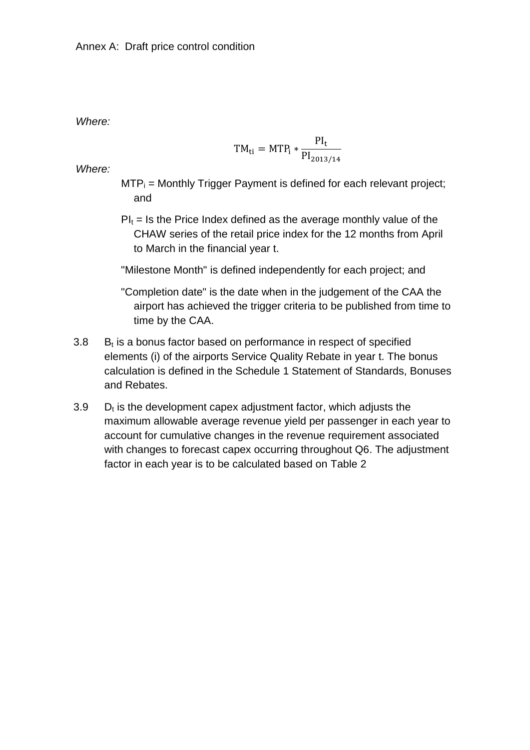*Where:*

$$\mathrm{TM_{ti}} = \mathrm{MTP_i} * \frac{\mathrm{PI_t}}{\mathrm{PI_{2013/14}}}$$

*Where:*

$MTP_i$ = Monthly Trigger Payment is defined for each relevant project; and

$PI_t$ = Is the Price Index defined as the average monthly value of the CHAW series of the retail price index for the 12 months from April to March in the financial year t.

"Milestone Month" is defined independently for each project; and

"Completion date" is the date when in the judgement of the CAA the airport has achieved the trigger criteria to be published from time to time by the CAA.

3.8 $B_t$ is a bonus factor based on performance in respect of specified elements (i) of the airports Service Quality Rebate in year t. The bonus calculation is defined in the Schedule 1 Statement of Standards, Bonuses and Rebates.

3.9 $D_t$ is the development capex adjustment factor, which adjusts the maximum allowable average revenue yield per passenger in each year to account for cumulative changes in the revenue requirement associated with changes to forecast capex occurring throughout Q6. The adjustment factor in each year is to be calculated based on Table 2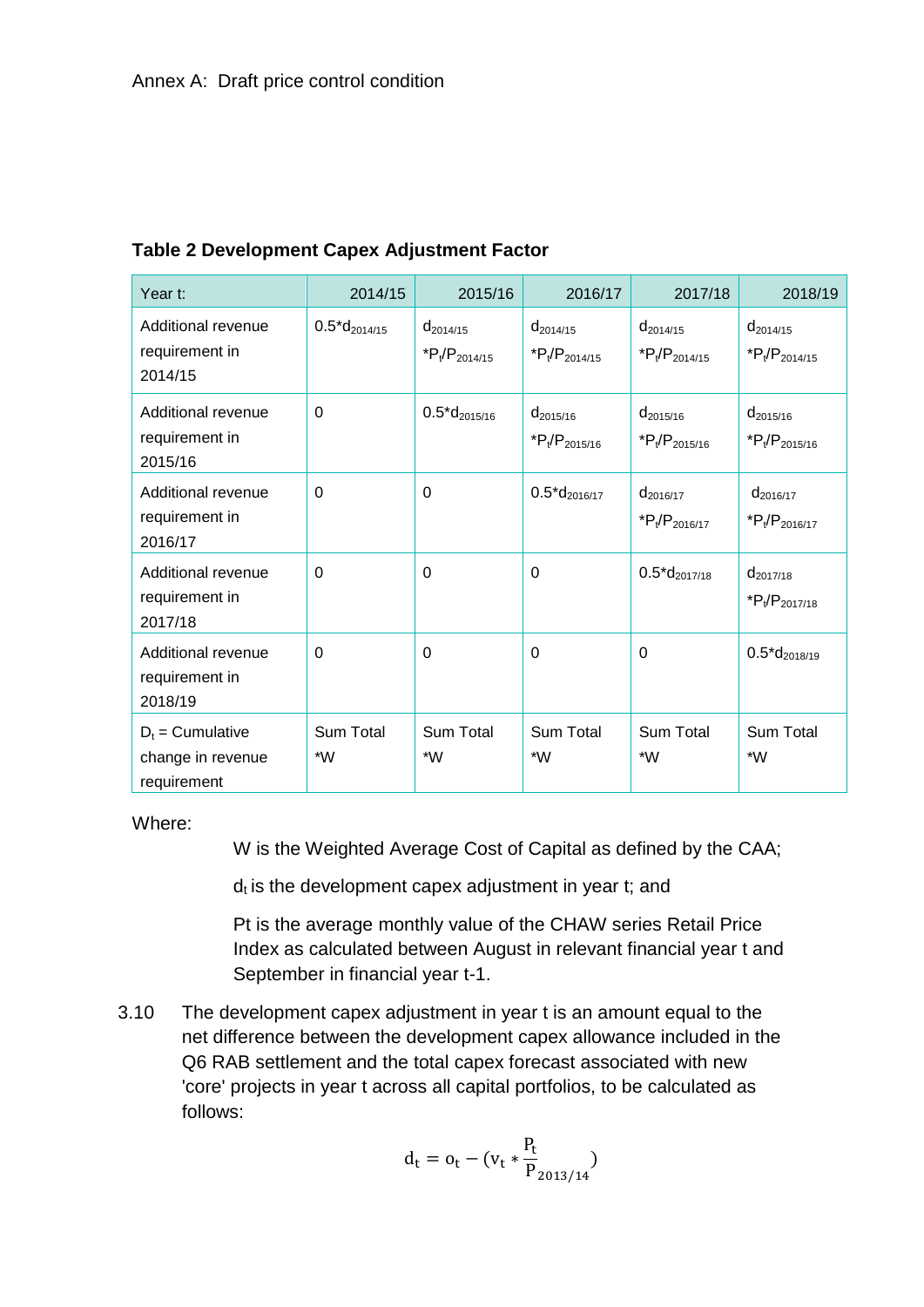Annex A: Draft price control condition

**Table 2 Development Capex Adjustment Factor**

| Year t: | 2014/15 | 2015/16 | 2016/17 | 2017/18 | 2018/19 |
|---|---|---|---|---|---|
| Additional revenue requirement in 2014/15 | $0.5*d_{2014/15}$ | $d_{2014/15} *P_t/P_{2014/15}$ | $d_{2014/15} *P_t/P_{2014/15}$ | $d_{2014/15} *P_t/P_{2014/15}$ | $d_{2014/15} *P_t/P_{2014/15}$ |
| Additional revenue requirement in 2015/16 | 0 | $0.5*d_{2015/16}$ | $d_{2015/16} *P_t/P_{2015/16}$ | $d_{2015/16} *P_t/P_{2015/16}$ | $d_{2015/16} *P_t/P_{2015/16}$ |
| Additional revenue requirement in 2016/17 | 0 | 0 | $0.5*d_{2016/17}$ | $d_{2016/17} *P_t/P_{2016/17}$ | $d_{2016/17} *P_t/P_{2016/17}$ |
| Additional revenue requirement in 2017/18 | 0 | 0 | 0 | $0.5*d_{2017/18}$ | $d_{2017/18} *P_t/P_{2017/18}$ |
| Additional revenue requirement in 2018/19 | 0 | 0 | 0 | 0 | $0.5*d_{2018/19}$ |
| $D_t$ = Cumulative change in revenue requirement | Sum Total *W | Sum Total *W | Sum Total *W | Sum Total *W | Sum Total *W |

Where:

W is the Weighted Average Cost of Capital as defined by the CAA;

$d_t$ is the development capex adjustment in year t; and

Pt is the average monthly value of the CHAW series Retail Price Index as calculated between August in relevant financial year t and September in financial year t-1.

3.10 The development capex adjustment in year t is an amount equal to the net difference between the development capex allowance included in the Q6 RAB settlement and the total capex forecast associated with new 'core' projects in year t across all capital portfolios, to be calculated as follows:

$$d_t = o_t - (v_t * \frac{P_t}{P_{2013/14}})$$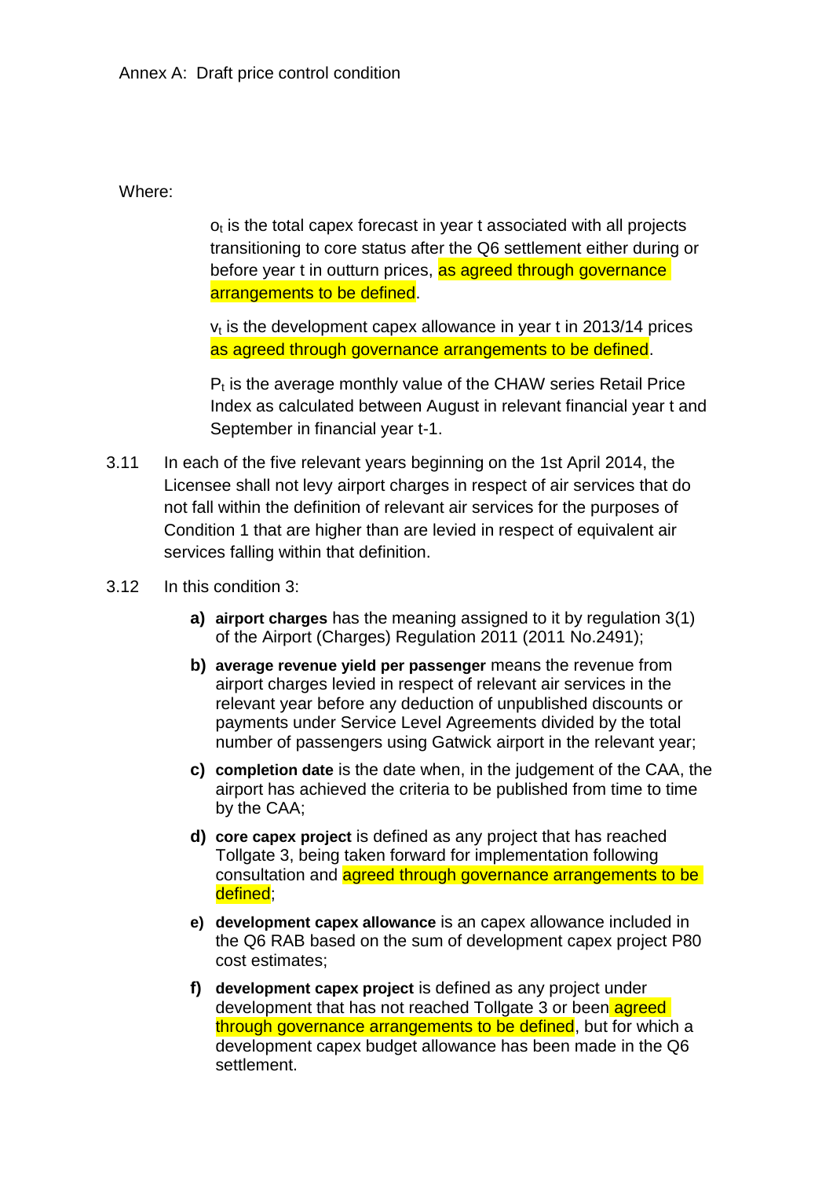Annex A: Draft price control condition

Where:

$o_t$ is the total capex forecast in year t associated with all projects transitioning to core status after the Q6 settlement either during or before year t in outturn prices, as agreed through governance arrangements to be defined.

$v_t$ is the development capex allowance in year t in 2013/14 prices as agreed through governance arrangements to be defined.

$P_t$ is the average monthly value of the CHAW series Retail Price Index as calculated between August in relevant financial year t and September in financial year t-1.

3.11 In each of the five relevant years beginning on the 1st April 2014, the Licensee shall not levy airport charges in respect of air services that do not fall within the definition of relevant air services for the purposes of Condition 1 that are higher than are levied in respect of equivalent air services falling within that definition.

3.12 In this condition 3:

a) **airport charges** has the meaning assigned to it by regulation 3(1) of the Airport (Charges) Regulation 2011 (2011 No.2491);

b) **average revenue yield per passenger** means the revenue from airport charges levied in respect of relevant air services in the relevant year before any deduction of unpublished discounts or payments under Service Level Agreements divided by the total number of passengers using Gatwick airport in the relevant year;

c) **completion date** is the date when, in the judgement of the CAA, the airport has achieved the criteria to be published from time to time by the CAA;

d) **core capex project** is defined as any project that has reached Tollgate 3, being taken forward for implementation following consultation and agreed through governance arrangements to be defined;

e) **development capex allowance** is an capex allowance included in the Q6 RAB based on the sum of development capex project P80 cost estimates;

f) **development capex project** is defined as any project under development that has not reached Tollgate 3 or been agreed through governance arrangements to be defined, but for which a development capex budget allowance has been made in the Q6 settlement.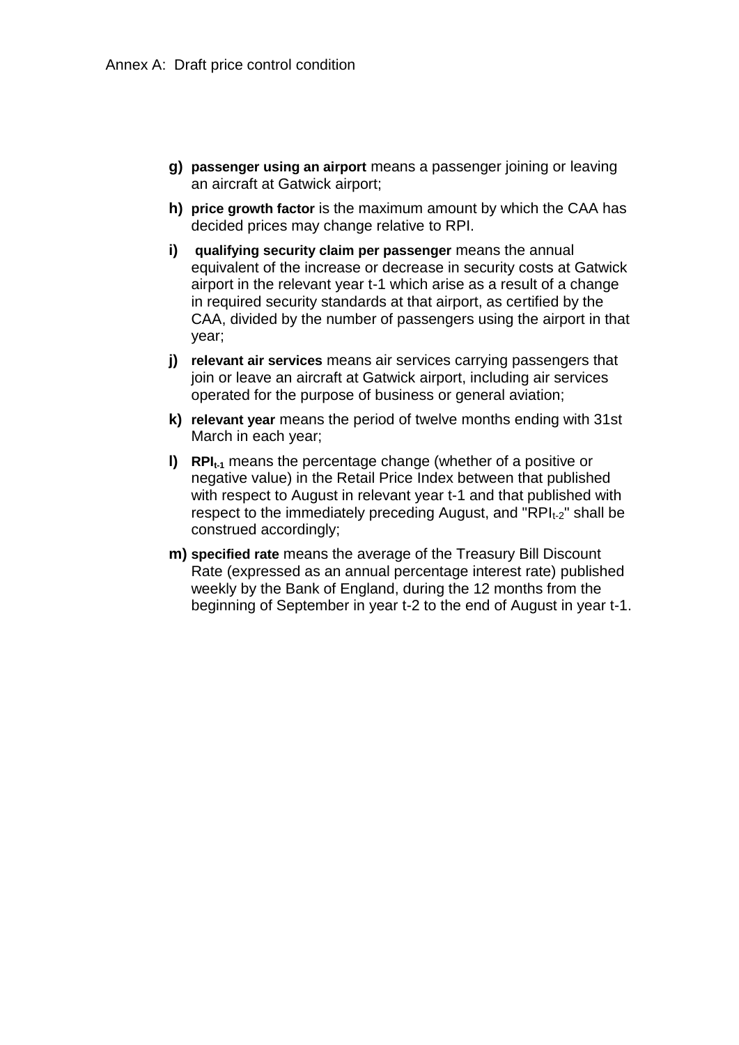g) **passenger using an airport** means a passenger joining or leaving an aircraft at Gatwick airport;

h) **price growth factor** is the maximum amount by which the CAA has decided prices may change relative to RPI.

i) **qualifying security claim per passenger** means the annual equivalent of the increase or decrease in security costs at Gatwick airport in the relevant year t-1 which arise as a result of a change in required security standards at that airport, as certified by the CAA, divided by the number of passengers using the airport in that year;

j) **relevant air services** means air services carrying passengers that join or leave an aircraft at Gatwick airport, including air services operated for the purpose of business or general aviation;

k) **relevant year** means the period of twelve months ending with 31st March in each year;

l) **$RPI_{t-1}$** means the percentage change (whether of a positive or negative value) in the Retail Price Index between that published with respect to August in relevant year t-1 and that published with respect to the immediately preceding August, and "$RPI_{t-2}$" shall be construed accordingly;

m) **specified rate** means the average of the Treasury Bill Discount Rate (expressed as an annual percentage interest rate) published weekly by the Bank of England, during the 12 months from the beginning of September in year t-2 to the end of August in year t-1.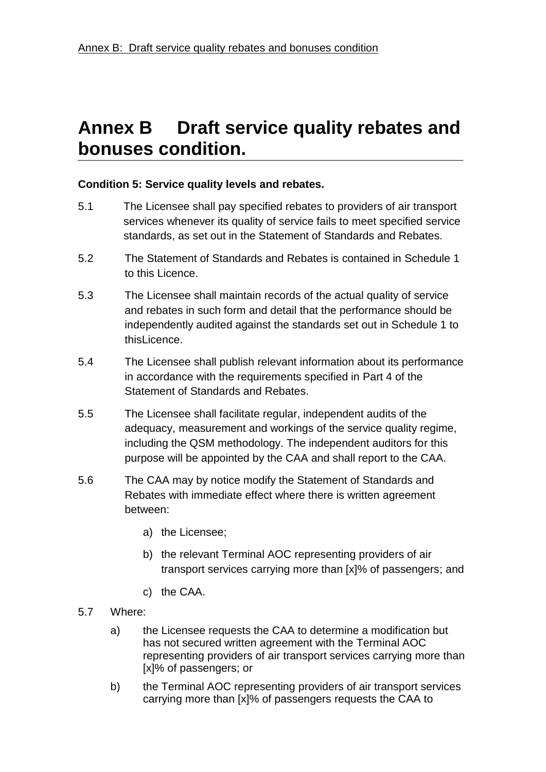# Annex B Draft service quality rebates and bonuses condition.

**Condition 5: Service quality levels and rebates.**

5.1 The Licensee shall pay specified rebates to providers of air transport services whenever its quality of service fails to meet specified service standards, as set out in the Statement of Standards and Rebates.

5.2 The Statement of Standards and Rebates is contained in Schedule 1 to this Licence.

5.3 The Licensee shall maintain records of the actual quality of service and rebates in such form and detail that the performance should be independently audited against the standards set out in Schedule 1 to thisLicence.

5.4 The Licensee shall publish relevant information about its performance in accordance with the requirements specified in Part 4 of the Statement of Standards and Rebates.

5.5 The Licensee shall facilitate regular, independent audits of the adequacy, measurement and workings of the service quality regime, including the QSM methodology. The independent auditors for this purpose will be appointed by the CAA and shall report to the CAA.

5.6 The CAA may by notice modify the Statement of Standards and Rebates with immediate effect where there is written agreement between:

a) the Licensee;

b) the relevant Terminal AOC representing providers of air transport services carrying more than [x]% of passengers; and

c) the CAA.

5.7 Where:

a) the Licensee requests the CAA to determine a modification but has not secured written agreement with the Terminal AOC representing providers of air transport services carrying more than [x]% of passengers; or

b) the Terminal AOC representing providers of air transport services carrying more than [x]% of passengers requests the CAA to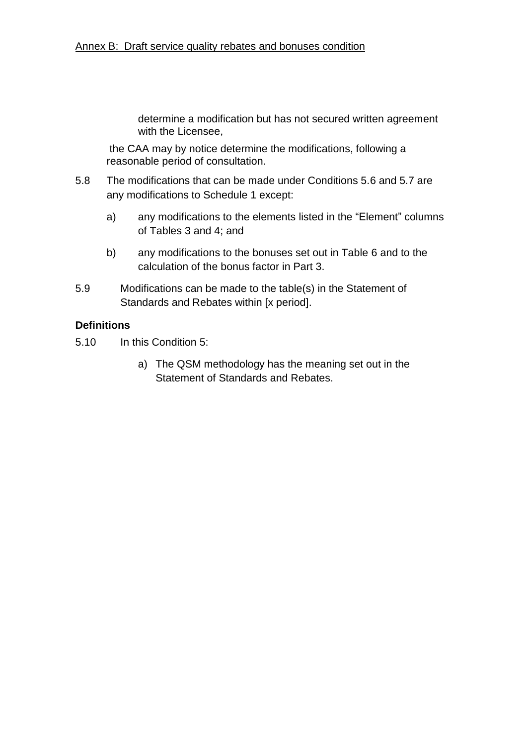determine a modification but has not secured written agreement with the Licensee,

the CAA may by notice determine the modifications, following a reasonable period of consultation.

5.8 The modifications that can be made under Conditions 5.6 and 5.7 are any modifications to Schedule 1 except:

a) any modifications to the elements listed in the "Element" columns of Tables 3 and 4; and

b) any modifications to the bonuses set out in Table 6 and to the calculation of the bonus factor in Part 3.

5.9 Modifications can be made to the table(s) in the Statement of Standards and Rebates within [x period].

**Definitions**

5.10 In this Condition 5:

a) The QSM methodology has the meaning set out in the Statement of Standards and Rebates.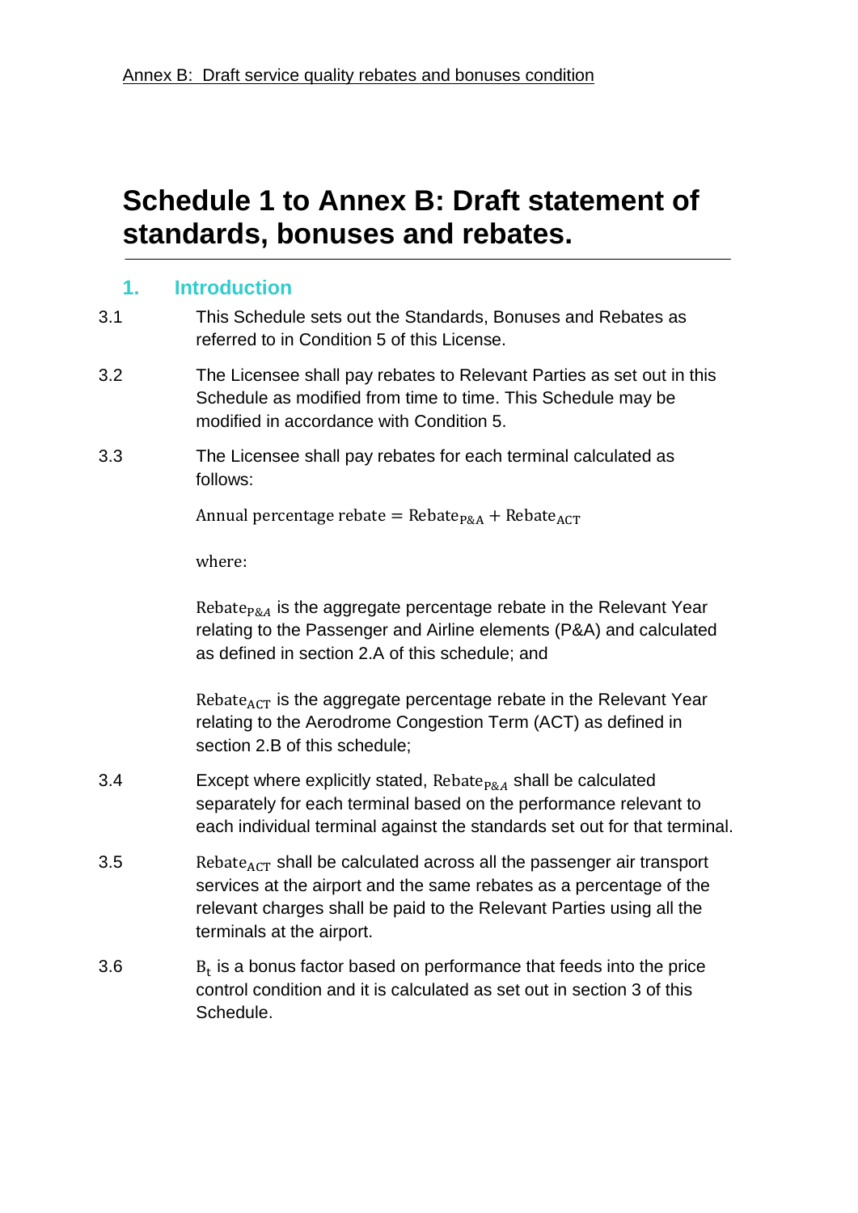# Schedule 1 to Annex B: Draft statement of standards, bonuses and rebates.

## 1. Introduction

3.1 This Schedule sets out the Standards, Bonuses and Rebates as referred to in Condition 5 of this License.

3.2 The Licensee shall pay rebates to Relevant Parties as set out in this Schedule as modified from time to time. This Schedule may be modified in accordance with Condition 5.

3.3 The Licensee shall pay rebates for each terminal calculated as follows:

$$\text{Annual percentage rebate} = \text{Rebate}_{\text{P\&A}} + \text{Rebate}_{\text{ACT}}$$

where:

$\text{Rebate}_{\text{P\&}A}$ is the aggregate percentage rebate in the Relevant Year relating to the Passenger and Airline elements (P&A) and calculated as defined in section 2.A of this schedule; and

$\text{Rebate}_{\text{ACT}}$ is the aggregate percentage rebate in the Relevant Year relating to the Aerodrome Congestion Term (ACT) as defined in section 2.B of this schedule;

3.4 Except where explicitly stated, $\text{Rebate}_{\text{P\&}A}$ shall be calculated separately for each terminal based on the performance relevant to each individual terminal against the standards set out for that terminal.

3.5 $\text{Rebate}_{\text{ACT}}$ shall be calculated across all the passenger air transport services at the airport and the same rebates as a percentage of the relevant charges shall be paid to the Relevant Parties using all the terminals at the airport.

3.6 $\text{B}_\text{t}$ is a bonus factor based on performance that feeds into the price control condition and it is calculated as set out in section 3 of this Schedule.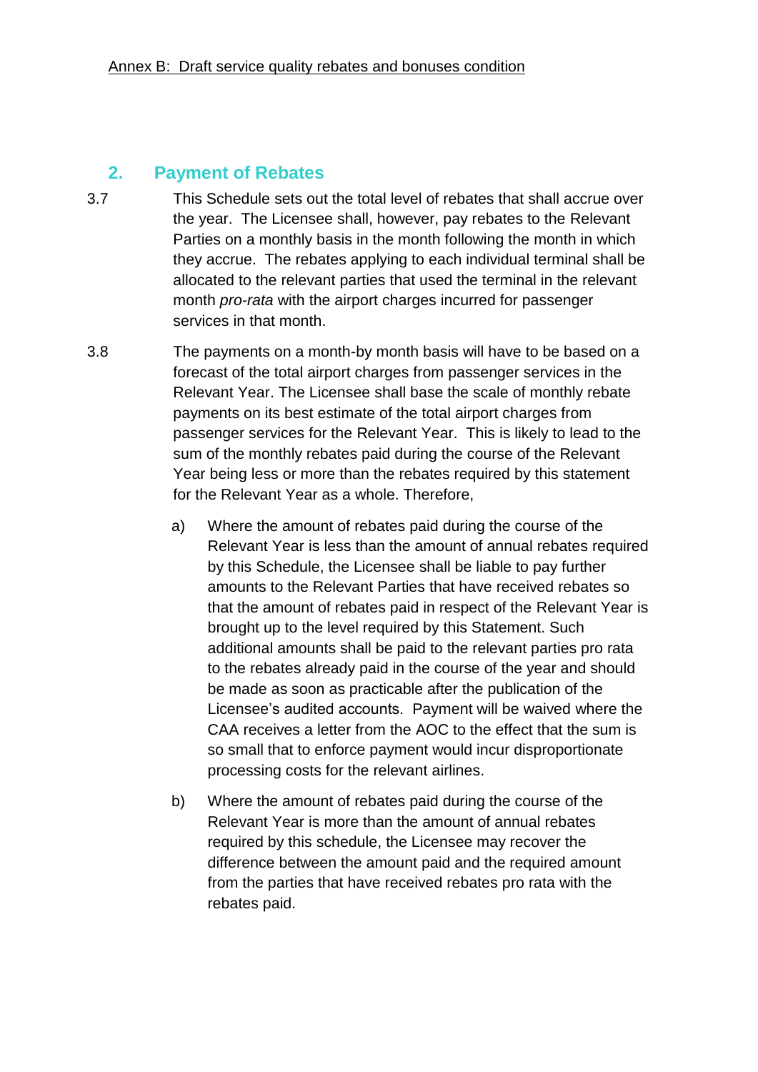## 2. Payment of Rebates

3.7 This Schedule sets out the total level of rebates that shall accrue over the year. The Licensee shall, however, pay rebates to the Relevant Parties on a monthly basis in the month following the month in which they accrue. The rebates applying to each individual terminal shall be allocated to the relevant parties that used the terminal in the relevant month *pro-rata* with the airport charges incurred for passenger services in that month.

3.8 The payments on a month-by month basis will have to be based on a forecast of the total airport charges from passenger services in the Relevant Year. The Licensee shall base the scale of monthly rebate payments on its best estimate of the total airport charges from passenger services for the Relevant Year. This is likely to lead to the sum of the monthly rebates paid during the course of the Relevant Year being less or more than the rebates required by this statement for the Relevant Year as a whole. Therefore,

a) Where the amount of rebates paid during the course of the Relevant Year is less than the amount of annual rebates required by this Schedule, the Licensee shall be liable to pay further amounts to the Relevant Parties that have received rebates so that the amount of rebates paid in respect of the Relevant Year is brought up to the level required by this Statement. Such additional amounts shall be paid to the relevant parties pro rata to the rebates already paid in the course of the year and should be made as soon as practicable after the publication of the Licensee's audited accounts. Payment will be waived where the CAA receives a letter from the AOC to the effect that the sum is so small that to enforce payment would incur disproportionate processing costs for the relevant airlines.

b) Where the amount of rebates paid during the course of the Relevant Year is more than the amount of annual rebates required by this schedule, the Licensee may recover the difference between the amount paid and the required amount from the parties that have received rebates pro rata with the rebates paid.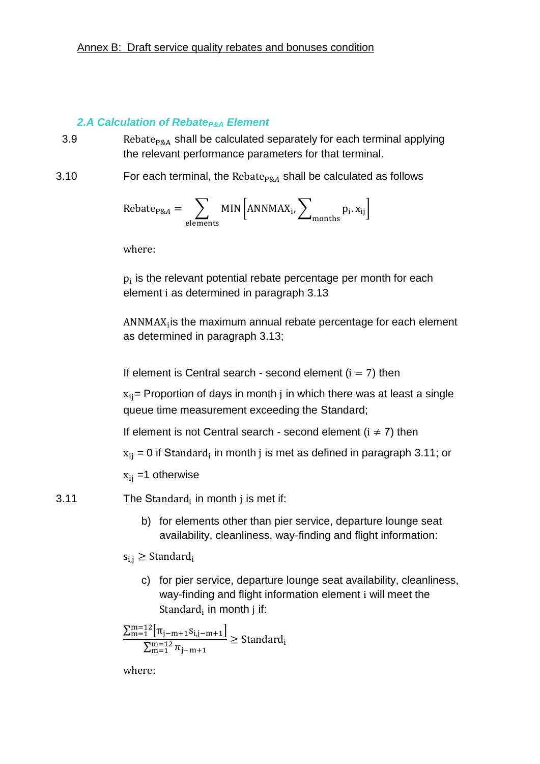Annex B: Draft service quality rebates and bonuses condition

### *2.A Calculation of $Rebate_{P\&A}$ Element*

3.9 $\text{Rebate}_{P\&A}$ shall be calculated separately for each terminal applying the relevant performance parameters for that terminal.

3.10 For each terminal, the $\text{Rebate}_{P\&A}$ shall be calculated as follows

$$\text{Rebate}_{P\&A} = \sum_{\text{elements}} \text{MIN}\left[\text{ANNMAX}_i, \sum_{\text{months}} p_i . x_{ij}\right]$$

where:

$p_i$ is the relevant potential rebate percentage per month for each element $i$ as determined in paragraph 3.13

$\text{ANNMAX}_i$ is the maximum annual rebate percentage for each element as determined in paragraph 3.13;

If element is Central search - second element ($i = 7$) then

$x_{ij}$= Proportion of days in month $j$ in which there was at least a single queue time measurement exceeding the Standard;

If element is not Central search - second element ($i \neq 7$) then

$x_{ij}$ = 0 if $\text{Standard}_i$ in month $j$ is met as defined in paragraph 3.11; or

$x_{ij}$ =1 otherwise

3.11 The $\text{Standard}_i$ in month $j$ is met if:

b) for elements other than pier service, departure lounge seat availability, cleanliness, way-finding and flight information:

$s_{i,j} \geq \text{Standard}_i$

c) for pier service, departure lounge seat availability, cleanliness, way-finding and flight information element $i$ will meet the $\text{Standard}_i$ in month $j$ if:

$$\frac{\sum_{m=1}^{m=12}\left[\pi_{j-m+1} s_{i,j-m+1}\right]}{\sum_{m=1}^{m=12} \pi_{j-m+1}} \geq \text{Standard}_i$$

where: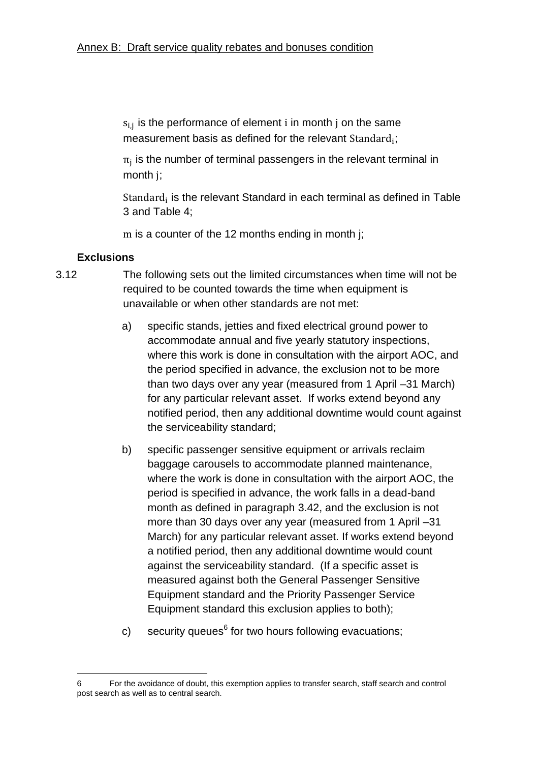$s_{i,j}$ is the performance of element $i$ in month $j$ on the same measurement basis as defined for the relevant $\text{Standard}_i$;

$\pi_j$ is the number of terminal passengers in the relevant terminal in month $j$;

$\text{Standard}_i$ is the relevant Standard in each terminal as defined in Table 3 and Table 4;

$m$ is a counter of the 12 months ending in month j;

**Exclusions**

3.12 The following sets out the limited circumstances when time will not be required to be counted towards the time when equipment is unavailable or when other standards are not met:

a) specific stands, jetties and fixed electrical ground power to accommodate annual and five yearly statutory inspections, where this work is done in consultation with the airport AOC, and the period specified in advance, the exclusion not to be more than two days over any year (measured from 1 April –31 March) for any particular relevant asset. If works extend beyond any notified period, then any additional downtime would count against the serviceability standard;

b) specific passenger sensitive equipment or arrivals reclaim baggage carousels to accommodate planned maintenance, where the work is done in consultation with the airport AOC, the period is specified in advance, the work falls in a dead-band month as defined in paragraph 3.42, and the exclusion is not more than 30 days over any year (measured from 1 April –31 March) for any particular relevant asset. If works extend beyond a notified period, then any additional downtime would count against the serviceability standard. (If a specific asset is measured against both the General Passenger Sensitive Equipment standard and the Priority Passenger Service Equipment standard this exclusion applies to both);

c) security queues[6] for two hours following evacuations;

6 For the avoidance of doubt, this exemption applies to transfer search, staff search and control post search as well as to central search.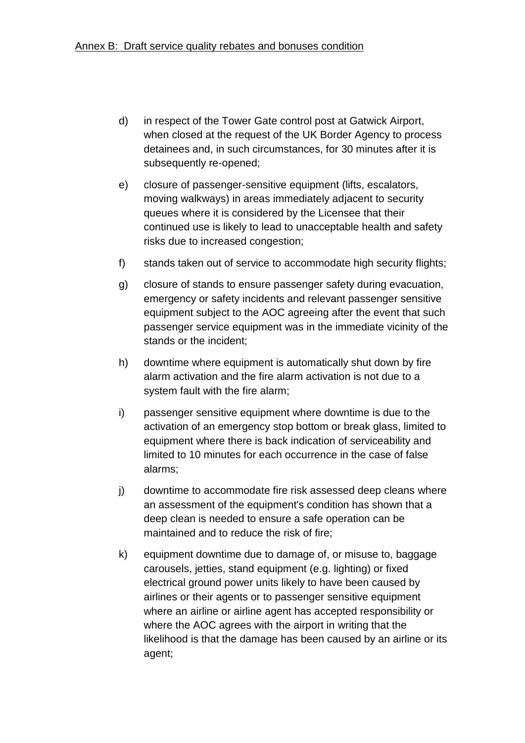Annex B: Draft service quality rebates and bonuses condition

d) in respect of the Tower Gate control post at Gatwick Airport, when closed at the request of the UK Border Agency to process detainees and, in such circumstances, for 30 minutes after it is subsequently re-opened;

e) closure of passenger-sensitive equipment (lifts, escalators, moving walkways) in areas immediately adjacent to security queues where it is considered by the Licensee that their continued use is likely to lead to unacceptable health and safety risks due to increased congestion;

f) stands taken out of service to accommodate high security flights;

g) closure of stands to ensure passenger safety during evacuation, emergency or safety incidents and relevant passenger sensitive equipment subject to the AOC agreeing after the event that such passenger service equipment was in the immediate vicinity of the stands or the incident;

h) downtime where equipment is automatically shut down by fire alarm activation and the fire alarm activation is not due to a system fault with the fire alarm;

i) passenger sensitive equipment where downtime is due to the activation of an emergency stop bottom or break glass, limited to equipment where there is back indication of serviceability and limited to 10 minutes for each occurrence in the case of false alarms;

j) downtime to accommodate fire risk assessed deep cleans where an assessment of the equipment's condition has shown that a deep clean is needed to ensure a safe operation can be maintained and to reduce the risk of fire;

k) equipment downtime due to damage of, or misuse to, baggage carousels, jetties, stand equipment (e.g. lighting) or fixed electrical ground power units likely to have been caused by airlines or their agents or to passenger sensitive equipment where an airline or airline agent has accepted responsibility or where the AOC agrees with the airport in writing that the likelihood is that the damage has been caused by an airline or its agent;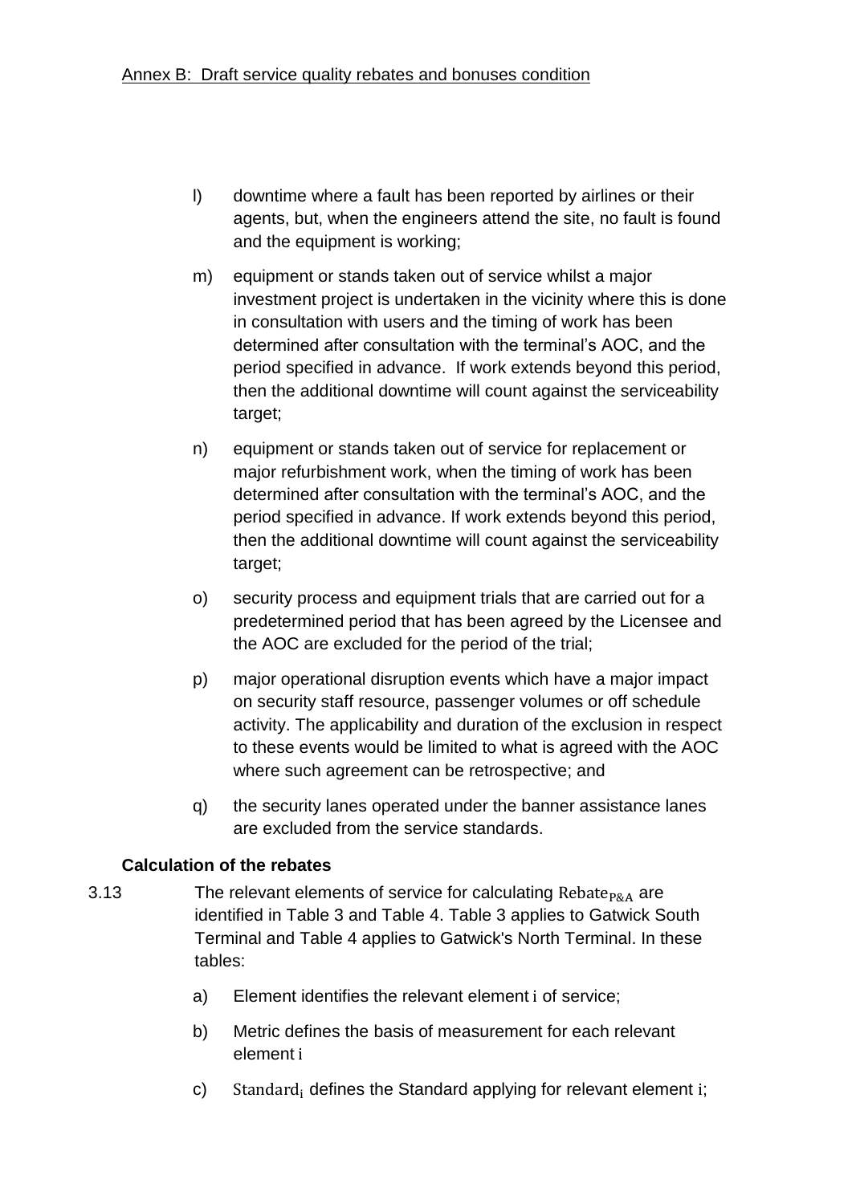l) downtime where a fault has been reported by airlines or their agents, but, when the engineers attend the site, no fault is found and the equipment is working;

m) equipment or stands taken out of service whilst a major investment project is undertaken in the vicinity where this is done in consultation with users and the timing of work has been determined after consultation with the terminal's AOC, and the period specified in advance. If work extends beyond this period, then the additional downtime will count against the serviceability target;

n) equipment or stands taken out of service for replacement or major refurbishment work, when the timing of work has been determined after consultation with the terminal's AOC, and the period specified in advance. If work extends beyond this period, then the additional downtime will count against the serviceability target;

o) security process and equipment trials that are carried out for a predetermined period that has been agreed by the Licensee and the AOC are excluded for the period of the trial;

p) major operational disruption events which have a major impact on security staff resource, passenger volumes or off schedule activity. The applicability and duration of the exclusion in respect to these events would be limited to what is agreed with the AOC where such agreement can be retrospective; and

q) the security lanes operated under the banner assistance lanes are excluded from the service standards.

**Calculation of the rebates**

3.13 The relevant elements of service for calculating $\text{Rebate}_{\text{P\&A}}$ are identified in Table 3 and Table 4. Table 3 applies to Gatwick South Terminal and Table 4 applies to Gatwick's North Terminal. In these tables:

a) Element identifies the relevant element $i$ of service;

b) Metric defines the basis of measurement for each relevant element $i$

c) $\text{Standard}_i$ defines the Standard applying for relevant element $i$;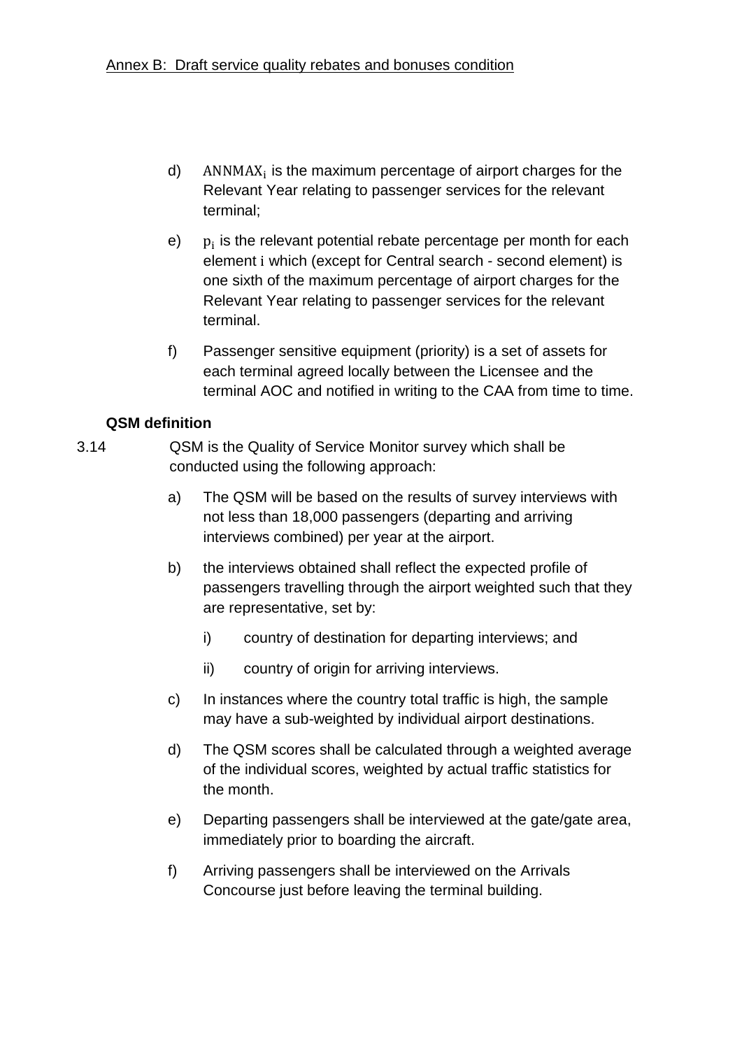d) $\mathrm{ANNMAX_i}$ is the maximum percentage of airport charges for the Relevant Year relating to passenger services for the relevant terminal;

e) $\mathrm{p_i}$ is the relevant potential rebate percentage per month for each element $\mathrm{i}$ which (except for Central search - second element) is one sixth of the maximum percentage of airport charges for the Relevant Year relating to passenger services for the relevant terminal.

f) Passenger sensitive equipment (priority) is a set of assets for each terminal agreed locally between the Licensee and the terminal AOC and notified in writing to the CAA from time to time.

**QSM definition**

3.14 QSM is the Quality of Service Monitor survey which shall be conducted using the following approach:

a) The QSM will be based on the results of survey interviews with not less than 18,000 passengers (departing and arriving interviews combined) per year at the airport.

b) the interviews obtained shall reflect the expected profile of passengers travelling through the airport weighted such that they are representative, set by:

   i) country of destination for departing interviews; and

   ii) country of origin for arriving interviews.

c) In instances where the country total traffic is high, the sample may have a sub-weighted by individual airport destinations.

d) The QSM scores shall be calculated through a weighted average of the individual scores, weighted by actual traffic statistics for the month.

e) Departing passengers shall be interviewed at the gate/gate area, immediately prior to boarding the aircraft.

f) Arriving passengers shall be interviewed on the Arrivals Concourse just before leaving the terminal building.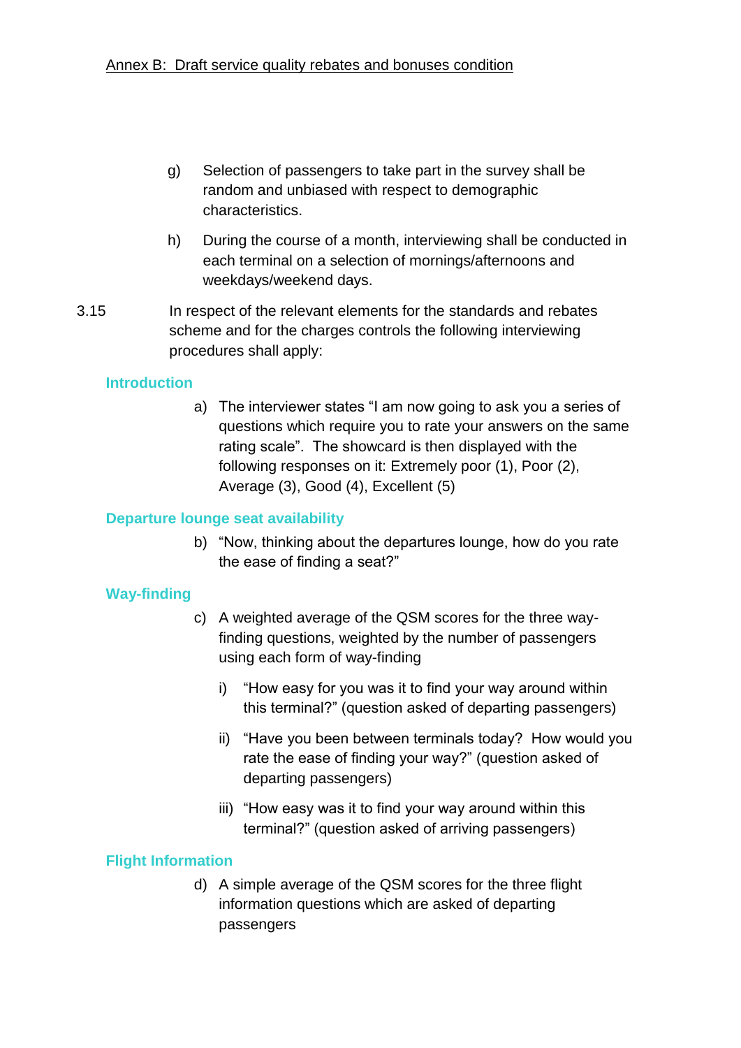g) Selection of passengers to take part in the survey shall be random and unbiased with respect to demographic characteristics.

h) During the course of a month, interviewing shall be conducted in each terminal on a selection of mornings/afternoons and weekdays/weekend days.

3.15 In respect of the relevant elements for the standards and rebates scheme and for the charges controls the following interviewing procedures shall apply:

### Introduction

a) The interviewer states "I am now going to ask you a series of questions which require you to rate your answers on the same rating scale". The showcard is then displayed with the following responses on it: Extremely poor (1), Poor (2), Average (3), Good (4), Excellent (5)

### Departure lounge seat availability

b) "Now, thinking about the departures lounge, how do you rate the ease of finding a seat?"

### Way-finding

c) A weighted average of the QSM scores for the three way-finding questions, weighted by the number of passengers using each form of way-finding

   i) "How easy for you was it to find your way around within this terminal?" (question asked of departing passengers)

   ii) "Have you been between terminals today? How would you rate the ease of finding your way?" (question asked of departing passengers)

   iii) "How easy was it to find your way around within this terminal?" (question asked of arriving passengers)

### Flight Information

d) A simple average of the QSM scores for the three flight information questions which are asked of departing passengers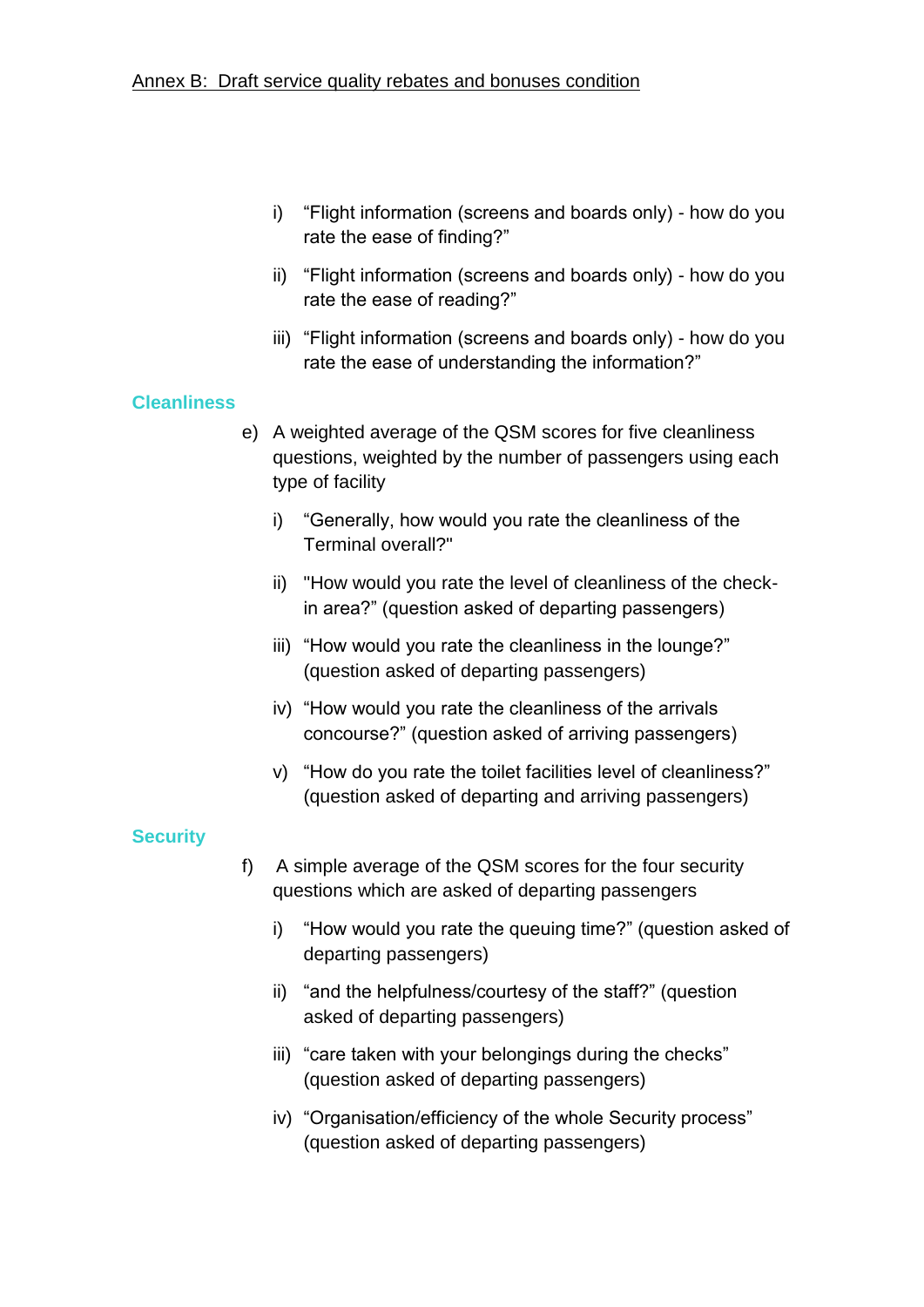Annex B: Draft service quality rebates and bonuses condition

i) "Flight information (screens and boards only) - how do you rate the ease of finding?"

ii) "Flight information (screens and boards only) - how do you rate the ease of reading?"

iii) "Flight information (screens and boards only) - how do you rate the ease of understanding the information?"

### Cleanliness

e) A weighted average of the QSM scores for five cleanliness questions, weighted by the number of passengers using each type of facility

i) "Generally, how would you rate the cleanliness of the Terminal overall?"

ii) "How would you rate the level of cleanliness of the check-in area?" (question asked of departing passengers)

iii) "How would you rate the cleanliness in the lounge?" (question asked of departing passengers)

iv) "How would you rate the cleanliness of the arrivals concourse?" (question asked of arriving passengers)

v) "How do you rate the toilet facilities level of cleanliness?" (question asked of departing and arriving passengers)

### Security

f) A simple average of the QSM scores for the four security questions which are asked of departing passengers

i) "How would you rate the queuing time?" (question asked of departing passengers)

ii) "and the helpfulness/courtesy of the staff?" (question asked of departing passengers)

iii) "care taken with your belongings during the checks" (question asked of departing passengers)

iv) "Organisation/efficiency of the whole Security process" (question asked of departing passengers)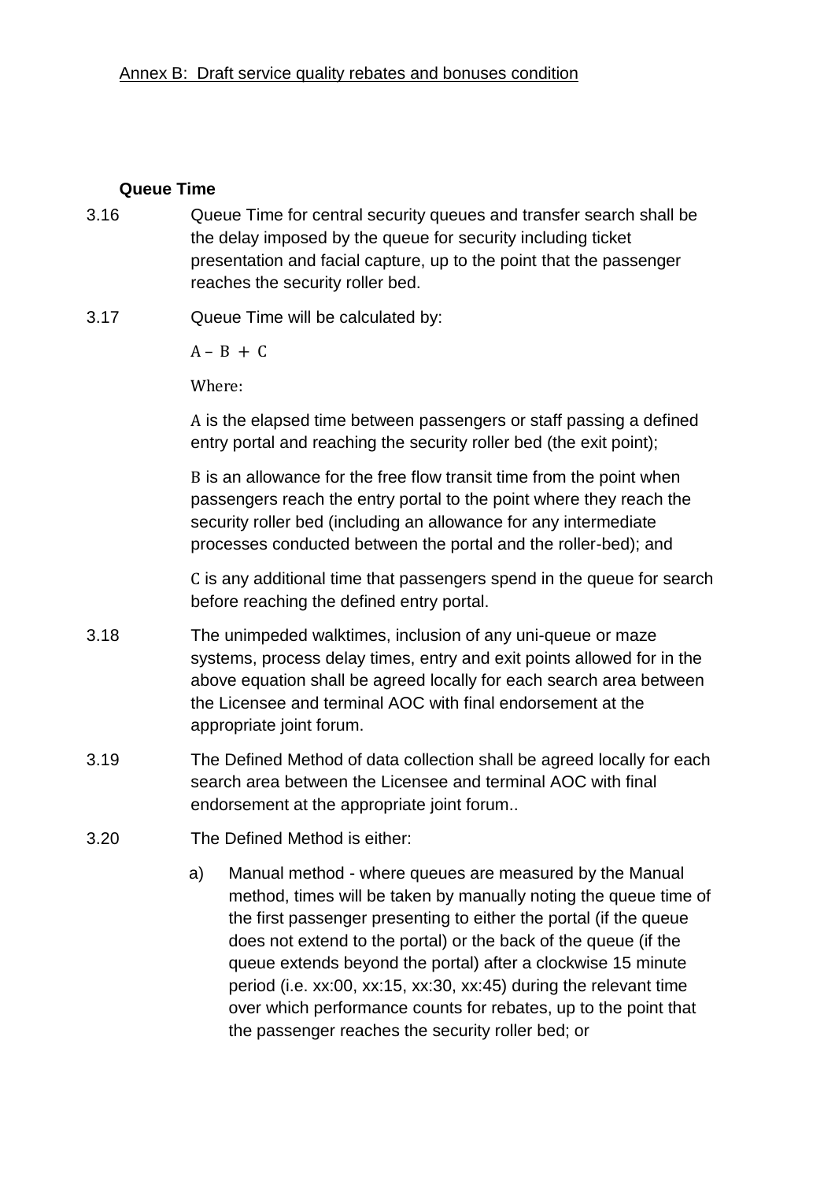Annex B: Draft service quality rebates and bonuses condition

**Queue Time**

3.16 Queue Time for central security queues and transfer search shall be the delay imposed by the queue for security including ticket presentation and facial capture, up to the point that the passenger reaches the security roller bed.

3.17 Queue Time will be calculated by:

$$A - B + C$$

Where:

$A$ is the elapsed time between passengers or staff passing a defined entry portal and reaching the security roller bed (the exit point);

$B$ is an allowance for the free flow transit time from the point when passengers reach the entry portal to the point where they reach the security roller bed (including an allowance for any intermediate processes conducted between the portal and the roller-bed); and

$C$ is any additional time that passengers spend in the queue for search before reaching the defined entry portal.

3.18 The unimpeded walktimes, inclusion of any uni-queue or maze systems, process delay times, entry and exit points allowed for in the above equation shall be agreed locally for each search area between the Licensee and terminal AOC with final endorsement at the appropriate joint forum.

3.19 The Defined Method of data collection shall be agreed locally for each search area between the Licensee and terminal AOC with final endorsement at the appropriate joint forum..

3.20 The Defined Method is either:

a) Manual method - where queues are measured by the Manual method, times will be taken by manually noting the queue time of the first passenger presenting to either the portal (if the queue does not extend to the portal) or the back of the queue (if the queue extends beyond the portal) after a clockwise 15 minute period (i.e. xx:00, xx:15, xx:30, xx:45) during the relevant time over which performance counts for rebates, up to the point that the passenger reaches the security roller bed; or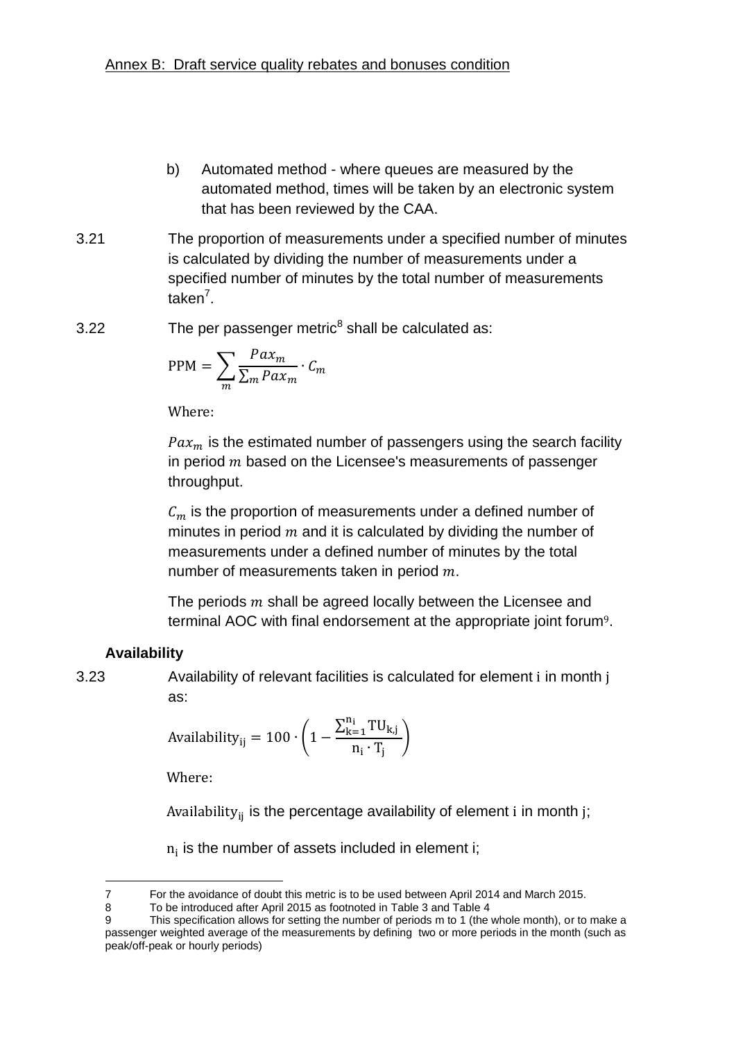b) Automated method - where queues are measured by the automated method, times will be taken by an electronic system that has been reviewed by the CAA.

3.21 The proportion of measurements under a specified number of minutes is calculated by dividing the number of measurements under a specified number of minutes by the total number of measurements taken[7].

3.22 The per passenger metric[8] shall be calculated as:

$$\text{PPM} = \sum_{m} \frac{Pax_m}{\sum_m Pax_m} \cdot C_m$$

Where:

$Pax_m$ is the estimated number of passengers using the search facility in period $m$ based on the Licensee's measurements of passenger throughput.

$C_m$ is the proportion of measurements under a defined number of minutes in period $m$ and it is calculated by dividing the number of measurements under a defined number of minutes by the total number of measurements taken in period $m$.

The periods $m$ shall be agreed locally between the Licensee and terminal AOC with final endorsement at the appropriate joint forum[9].

**Availability**

3.23 Availability of relevant facilities is calculated for element $\mathrm{i}$ in month $\mathrm{j}$ as:

$$\text{Availability}_{\mathrm{ij}} = 100 \cdot \left(1 - \frac{\sum_{\mathrm{k=1}}^{\mathrm{n_i}} \mathrm{TU_{k,j}}}{\mathrm{n_i} \cdot \mathrm{T_j}}\right)$$

Where:

$\text{Availability}_{\mathrm{ij}}$ is the percentage availability of element $\mathrm{i}$ in month $\mathrm{j}$;

$\mathrm{n_i}$ is the number of assets included in element $\mathrm{i}$;

---

7 For the avoidance of doubt this metric is to be used between April 2014 and March 2015.

8 To be introduced after April 2015 as footnoted in Table 3 and Table 4

9 This specification allows for setting the number of periods m to 1 (the whole month), or to make a passenger weighted average of the measurements by defining two or more periods in the month (such as peak/off-peak or hourly periods)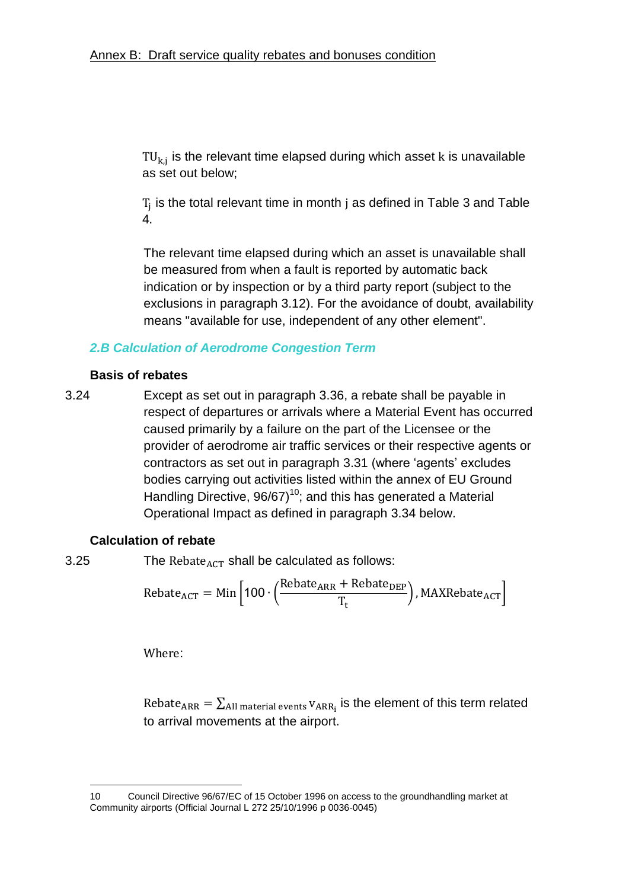$\mathrm{TU}_{k,j}$ is the relevant time elapsed during which asset $k$ is unavailable as set out below;

$T_j$ is the total relevant time in month $j$ as defined in Table 3 and Table 4.

The relevant time elapsed during which an asset is unavailable shall be measured from when a fault is reported by automatic back indication or by inspection or by a third party report (subject to the exclusions in paragraph 3.12). For the avoidance of doubt, availability means "available for use, independent of any other element".

### *2.B Calculation of Aerodrome Congestion Term*

**Basis of rebates**

3.24 Except as set out in paragraph 3.36, a rebate shall be payable in respect of departures or arrivals where a Material Event has occurred caused primarily by a failure on the part of the Licensee or the provider of aerodrome air traffic services or their respective agents or contractors as set out in paragraph 3.31 (where 'agents' excludes bodies carrying out activities listed within the annex of EU Ground Handling Directive, 96/67)[10]; and this has generated a Material Operational Impact as defined in paragraph 3.34 below.

**Calculation of rebate**

3.25 The $\mathrm{Rebate}_{\mathrm{ACT}}$ shall be calculated as follows:

$$\mathrm{Rebate}_{\mathrm{ACT}} = \mathrm{Min}\left[100 \cdot \left(\frac{\mathrm{Rebate}_{\mathrm{ARR}} + \mathrm{Rebate}_{\mathrm{DEP}}}{\mathrm{T}_{\mathrm{t}}}\right), \mathrm{MAXRebate}_{\mathrm{ACT}}\right]$$

Where:

$\mathrm{Rebate}_{\mathrm{ARR}} = \sum_{\text{All material events}} \mathrm{v}_{\mathrm{ARR}_i}$ is the element of this term related to arrival movements at the airport.

10 Council Directive 96/67/EC of 15 October 1996 on access to the groundhandling market at Community airports (Official Journal L 272 25/10/1996 p 0036-0045)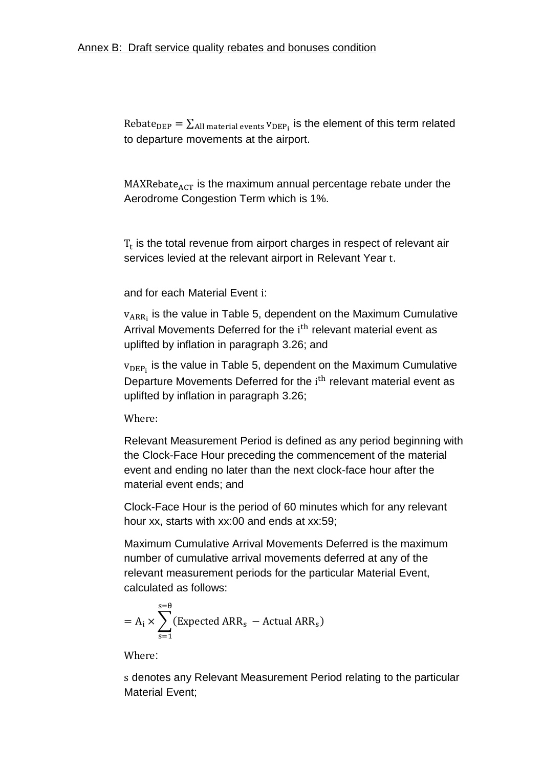Annex B: Draft service quality rebates and bonuses condition

$\text{Rebate}_{\text{DEP}} = \sum_{\text{All material events}} \text{v}_{\text{DEP}_\text{i}}$ is the element of this term related to departure movements at the airport.

$\text{MAXRebate}_{\text{ACT}}$ is the maximum annual percentage rebate under the Aerodrome Congestion Term which is 1%.

$\text{T}_\text{t}$ is the total revenue from airport charges in respect of relevant air services levied at the relevant airport in Relevant Year $\text{t}$.

and for each Material Event $\text{i}$:

$\text{v}_{\text{ARR}_\text{i}}$ is the value in Table 5, dependent on the Maximum Cumulative Arrival Movements Deferred for the $\text{i}^{\text{th}}$ relevant material event as uplifted by inflation in paragraph 3.26; and

$\text{v}_{\text{DEP}_\text{i}}$ is the value in Table 5, dependent on the Maximum Cumulative Departure Movements Deferred for the $\text{i}^{\text{th}}$ relevant material event as uplifted by inflation in paragraph 3.26;

Where:

Relevant Measurement Period is defined as any period beginning with the Clock-Face Hour preceding the commencement of the material event and ending no later than the next clock-face hour after the material event ends; and

Clock-Face Hour is the period of 60 minutes which for any relevant hour xx, starts with xx:00 and ends at xx:59;

Maximum Cumulative Arrival Movements Deferred is the maximum number of cumulative arrival movements deferred at any of the relevant measurement periods for the particular Material Event, calculated as follows:

$$= \text{A}_\text{i} \times \sum_{\text{s}=1}^{\text{s}=\theta} (\text{Expected ARR}_\text{s} - \text{Actual ARR}_\text{s})$$

Where:

$\text{s}$ denotes any Relevant Measurement Period relating to the particular Material Event;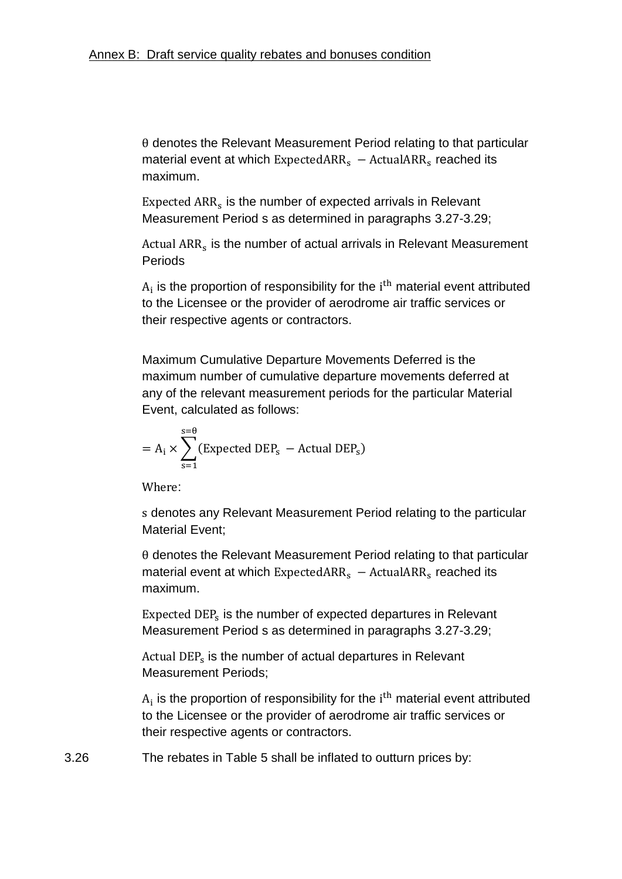$\theta$ denotes the Relevant Measurement Period relating to that particular material event at which $\mathrm{ExpectedARR_s} - \mathrm{ActualARR_s}$ reached its maximum.

$\mathrm{Expected\ ARR_s}$ is the number of expected arrivals in Relevant Measurement Period s as determined in paragraphs 3.27-3.29;

$\mathrm{Actual\ ARR_s}$ is the number of actual arrivals in Relevant Measurement Periods

$\mathrm{A_i}$ is the proportion of responsibility for the $\mathrm{i^{th}}$ material event attributed to the Licensee or the provider of aerodrome air traffic services or their respective agents or contractors.

Maximum Cumulative Departure Movements Deferred is the maximum number of cumulative departure movements deferred at any of the relevant measurement periods for the particular Material Event, calculated as follows:

$$= \mathrm{A_i} \times \sum_{s=1}^{s=\theta} (\mathrm{Expected\ DEP_s} - \mathrm{Actual\ DEP_s})$$

Where:

$\mathrm{s}$ denotes any Relevant Measurement Period relating to the particular Material Event;

$\theta$ denotes the Relevant Measurement Period relating to that particular material event at which $\mathrm{ExpectedARR_s} - \mathrm{ActualARR_s}$ reached its maximum.

$\mathrm{Expected\ DEP_s}$ is the number of expected departures in Relevant Measurement Period s as determined in paragraphs 3.27-3.29;

$\mathrm{Actual\ DEP_s}$ is the number of actual departures in Relevant Measurement Periods;

$\mathrm{A_i}$ is the proportion of responsibility for the $\mathrm{i^{th}}$ material event attributed to the Licensee or the provider of aerodrome air traffic services or their respective agents or contractors.

3.26 The rebates in Table 5 shall be inflated to outturn prices by: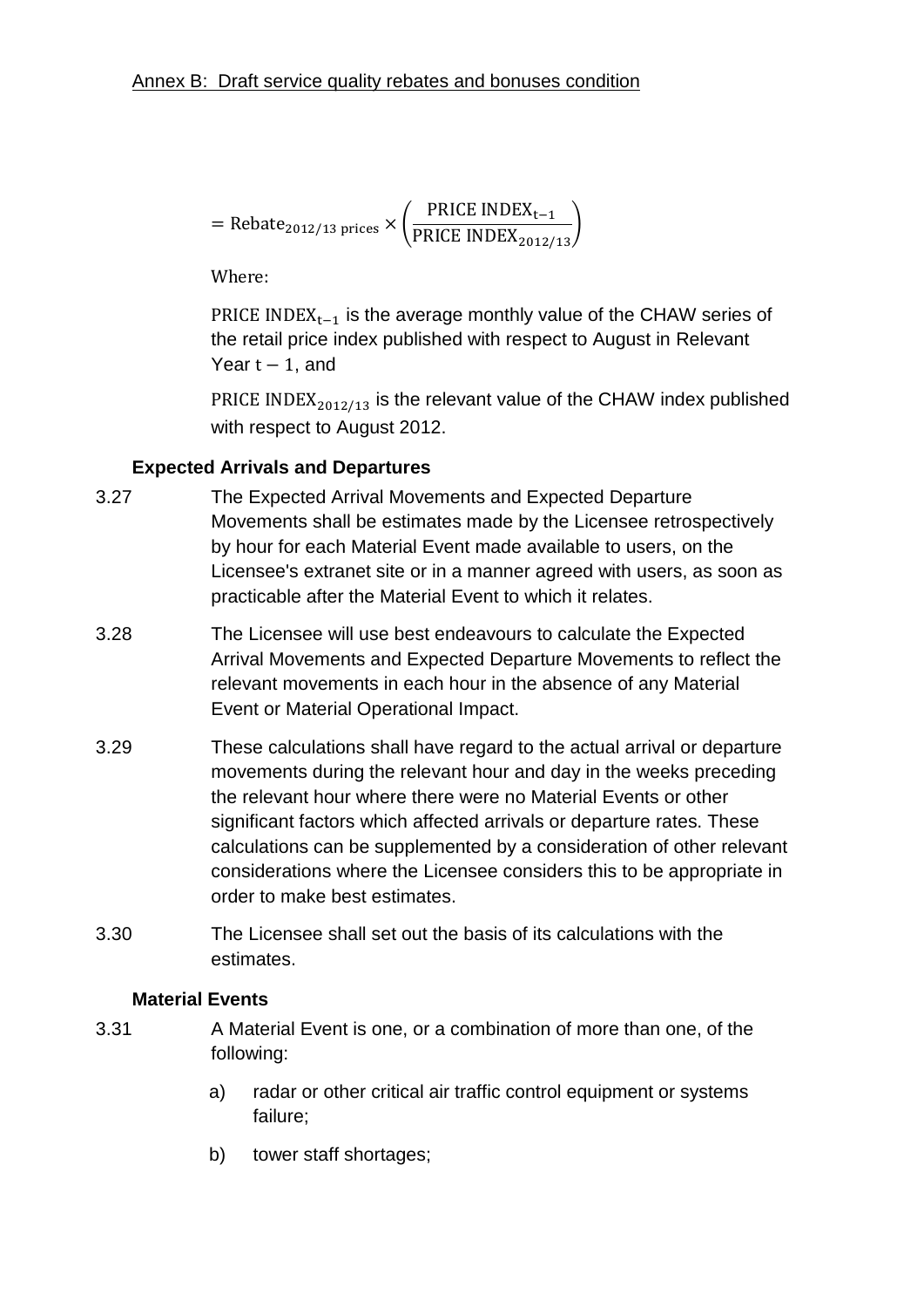$$= \text{Rebate}_{2012/13 \text{ prices}} \times \left(\frac{\text{PRICE INDEX}_{t-1}}{\text{PRICE INDEX}_{2012/13}}\right)$$

Where:

$\text{PRICE INDEX}_{t-1}$ is the average monthly value of the CHAW series of the retail price index published with respect to August in Relevant Year $t - 1$, and

$\text{PRICE INDEX}_{2012/13}$ is the relevant value of the CHAW index published with respect to August 2012.

### Expected Arrivals and Departures

3.27 The Expected Arrival Movements and Expected Departure Movements shall be estimates made by the Licensee retrospectively by hour for each Material Event made available to users, on the Licensee's extranet site or in a manner agreed with users, as soon as practicable after the Material Event to which it relates.

3.28 The Licensee will use best endeavours to calculate the Expected Arrival Movements and Expected Departure Movements to reflect the relevant movements in each hour in the absence of any Material Event or Material Operational Impact.

3.29 These calculations shall have regard to the actual arrival or departure movements during the relevant hour and day in the weeks preceding the relevant hour where there were no Material Events or other significant factors which affected arrivals or departure rates. These calculations can be supplemented by a consideration of other relevant considerations where the Licensee considers this to be appropriate in order to make best estimates.

3.30 The Licensee shall set out the basis of its calculations with the estimates.

### Material Events

3.31 A Material Event is one, or a combination of more than one, of the following:

a) radar or other critical air traffic control equipment or systems failure;

b) tower staff shortages;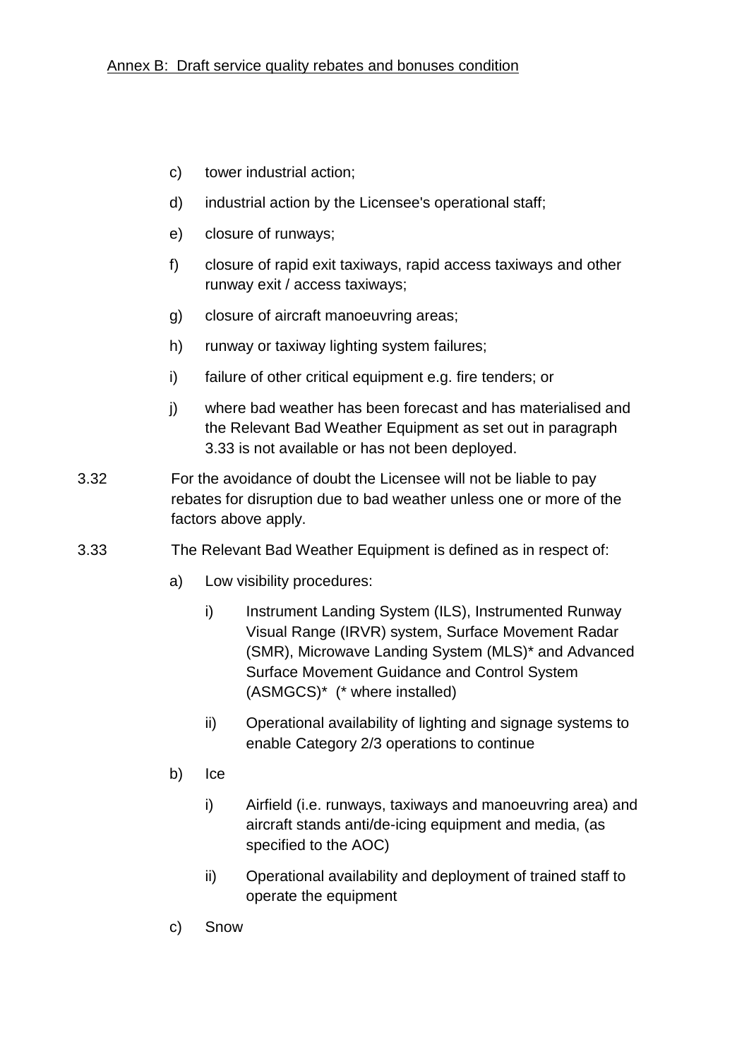c) tower industrial action;

d) industrial action by the Licensee's operational staff;

e) closure of runways;

f) closure of rapid exit taxiways, rapid access taxiways and other runway exit / access taxiways;

g) closure of aircraft manoeuvring areas;

h) runway or taxiway lighting system failures;

i) failure of other critical equipment e.g. fire tenders; or

j) where bad weather has been forecast and has materialised and the Relevant Bad Weather Equipment as set out in paragraph 3.33 is not available or has not been deployed.

3.32 For the avoidance of doubt the Licensee will not be liable to pay rebates for disruption due to bad weather unless one or more of the factors above apply.

3.33 The Relevant Bad Weather Equipment is defined as in respect of:

a) Low visibility procedures:

   i) Instrument Landing System (ILS), Instrumented Runway Visual Range (IRVR) system, Surface Movement Radar (SMR), Microwave Landing System (MLS)* and Advanced Surface Movement Guidance and Control System (ASMGCS)* (* where installed)

   ii) Operational availability of lighting and signage systems to enable Category 2/3 operations to continue

b) Ice

   i) Airfield (i.e. runways, taxiways and manoeuvring area) and aircraft stands anti/de-icing equipment and media, (as specified to the AOC)

   ii) Operational availability and deployment of trained staff to operate the equipment

c) Snow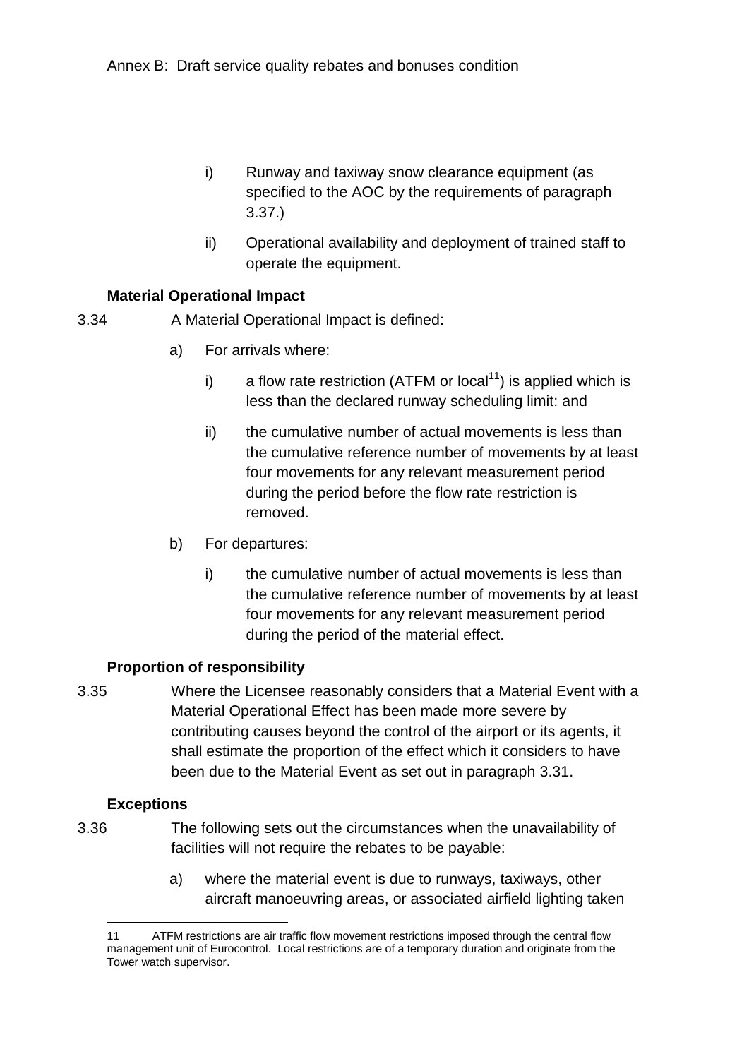i) Runway and taxiway snow clearance equipment (as specified to the AOC by the requirements of paragraph 3.37.)

ii) Operational availability and deployment of trained staff to operate the equipment.

**Material Operational Impact**

3.34 A Material Operational Impact is defined:

a) For arrivals where:

i) a flow rate restriction (ATFM or local[11]) is applied which is less than the declared runway scheduling limit: and

ii) the cumulative number of actual movements is less than the cumulative reference number of movements by at least four movements for any relevant measurement period during the period before the flow rate restriction is removed.

b) For departures:

i) the cumulative number of actual movements is less than the cumulative reference number of movements by at least four movements for any relevant measurement period during the period of the material effect.

**Proportion of responsibility**

3.35 Where the Licensee reasonably considers that a Material Event with a Material Operational Effect has been made more severe by contributing causes beyond the control of the airport or its agents, it shall estimate the proportion of the effect which it considers to have been due to the Material Event as set out in paragraph 3.31.

**Exceptions**

3.36 The following sets out the circumstances when the unavailability of facilities will not require the rebates to be payable:

a) where the material event is due to runways, taxiways, other aircraft manoeuvring areas, or associated airfield lighting taken

11 ATFM restrictions are air traffic flow movement restrictions imposed through the central flow management unit of Eurocontrol. Local restrictions are of a temporary duration and originate from the Tower watch supervisor.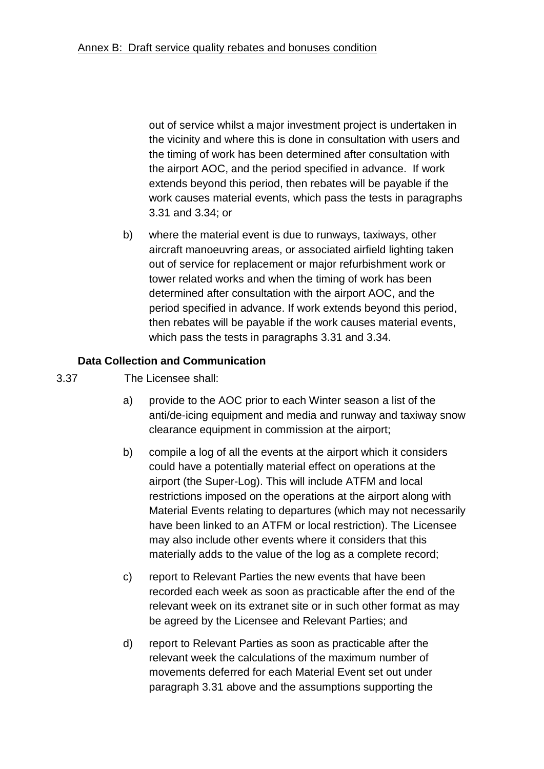out of service whilst a major investment project is undertaken in the vicinity and where this is done in consultation with users and the timing of work has been determined after consultation with the airport AOC, and the period specified in advance. If work extends beyond this period, then rebates will be payable if the work causes material events, which pass the tests in paragraphs 3.31 and 3.34; or

b) where the material event is due to runways, taxiways, other aircraft manoeuvring areas, or associated airfield lighting taken out of service for replacement or major refurbishment work or tower related works and when the timing of work has been determined after consultation with the airport AOC, and the period specified in advance. If work extends beyond this period, then rebates will be payable if the work causes material events, which pass the tests in paragraphs 3.31 and 3.34.

**Data Collection and Communication**

3.37 The Licensee shall:

a) provide to the AOC prior to each Winter season a list of the anti/de-icing equipment and media and runway and taxiway snow clearance equipment in commission at the airport;

b) compile a log of all the events at the airport which it considers could have a potentially material effect on operations at the airport (the Super-Log). This will include ATFM and local restrictions imposed on the operations at the airport along with Material Events relating to departures (which may not necessarily have been linked to an ATFM or local restriction). The Licensee may also include other events where it considers that this materially adds to the value of the log as a complete record;

c) report to Relevant Parties the new events that have been recorded each week as soon as practicable after the end of the relevant week on its extranet site or in such other format as may be agreed by the Licensee and Relevant Parties; and

d) report to Relevant Parties as soon as practicable after the relevant week the calculations of the maximum number of movements deferred for each Material Event set out under paragraph 3.31 above and the assumptions supporting the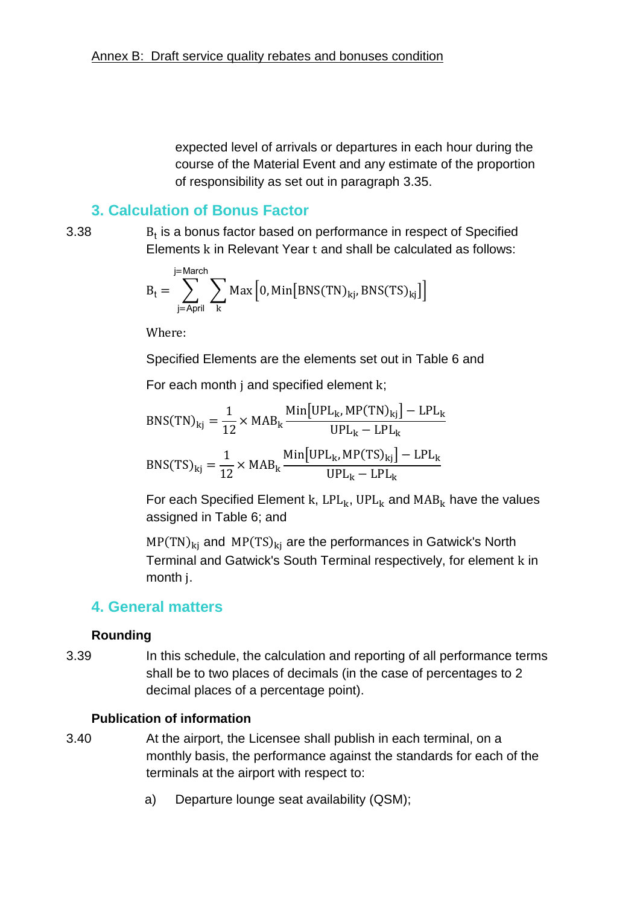expected level of arrivals or departures in each hour during the course of the Material Event and any estimate of the proportion of responsibility as set out in paragraph 3.35.

## 3. Calculation of Bonus Factor

3.38 $B_t$ is a bonus factor based on performance in respect of Specified Elements $k$ in Relevant Year $t$ and shall be calculated as follows:

$$B_t = \sum_{j=April}^{j=March} \sum_{k} \text{Max}\left[0, \text{Min}\left[\text{BNS(TN)}_{kj}, \text{BNS(TS)}_{kj}\right]\right]$$

Where:

Specified Elements are the elements set out in Table 6 and

For each month $j$ and specified element $k$;

$$\text{BNS(TN)}_{kj} = \frac{1}{12} \times \text{MAB}_k \frac{\text{Min}\left[\text{UPL}_k, \text{MP(TN)}_{kj}\right] - \text{LPL}_k}{\text{UPL}_k - \text{LPL}_k}$$

$$\text{BNS(TS)}_{kj} = \frac{1}{12} \times \text{MAB}_k \frac{\text{Min}\left[\text{UPL}_k, \text{MP(TS)}_{kj}\right] - \text{LPL}_k}{\text{UPL}_k - \text{LPL}_k}$$

For each Specified Element $k$, $\text{LPL}_k$, $\text{UPL}_k$ and $\text{MAB}_k$ have the values assigned in Table 6; and

$\text{MP(TN)}_{kj}$ and $\text{MP(TS)}_{kj}$ are the performances in Gatwick's North Terminal and Gatwick's South Terminal respectively, for element $k$ in month $j$.

## 4. General matters

### Rounding

3.39 In this schedule, the calculation and reporting of all performance terms shall be to two places of decimals (in the case of percentages to 2 decimal places of a percentage point).

### Publication of information

3.40 At the airport, the Licensee shall publish in each terminal, on a monthly basis, the performance against the standards for each of the terminals at the airport with respect to:

a) Departure lounge seat availability (QSM);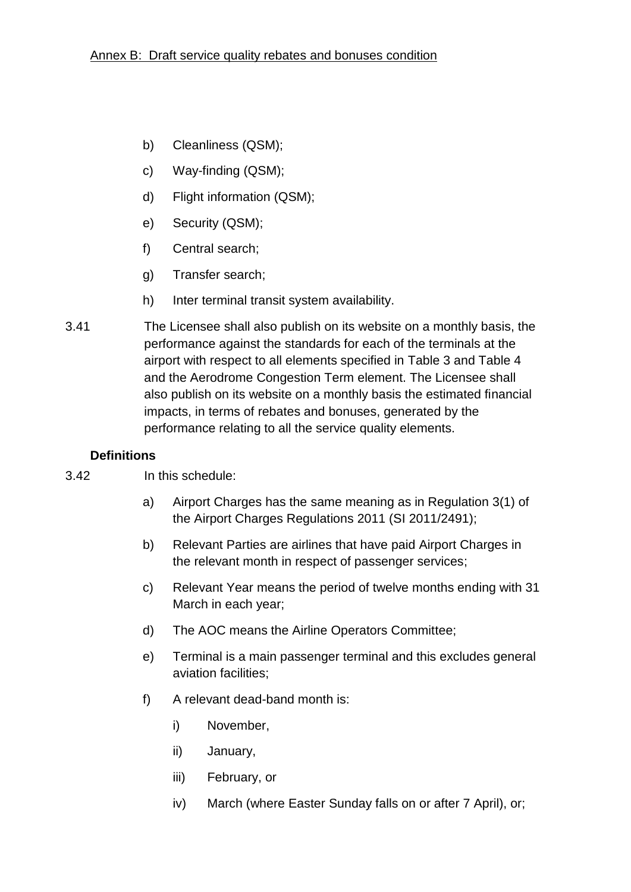b) Cleanliness (QSM);

c) Way-finding (QSM);

d) Flight information (QSM);

e) Security (QSM);

f) Central search;

g) Transfer search;

h) Inter terminal transit system availability.

3.41 The Licensee shall also publish on its website on a monthly basis, the performance against the standards for each of the terminals at the airport with respect to all elements specified in Table 3 and Table 4 and the Aerodrome Congestion Term element. The Licensee shall also publish on its website on a monthly basis the estimated financial impacts, in terms of rebates and bonuses, generated by the performance relating to all the service quality elements.

**Definitions**

3.42 In this schedule:

a) Airport Charges has the same meaning as in Regulation 3(1) of the Airport Charges Regulations 2011 (SI 2011/2491);

b) Relevant Parties are airlines that have paid Airport Charges in the relevant month in respect of passenger services;

c) Relevant Year means the period of twelve months ending with 31 March in each year;

d) The AOC means the Airline Operators Committee;

e) Terminal is a main passenger terminal and this excludes general aviation facilities;

f) A relevant dead-band month is:

   i) November,

   ii) January,

   iii) February, or

   iv) March (where Easter Sunday falls on or after 7 April), or;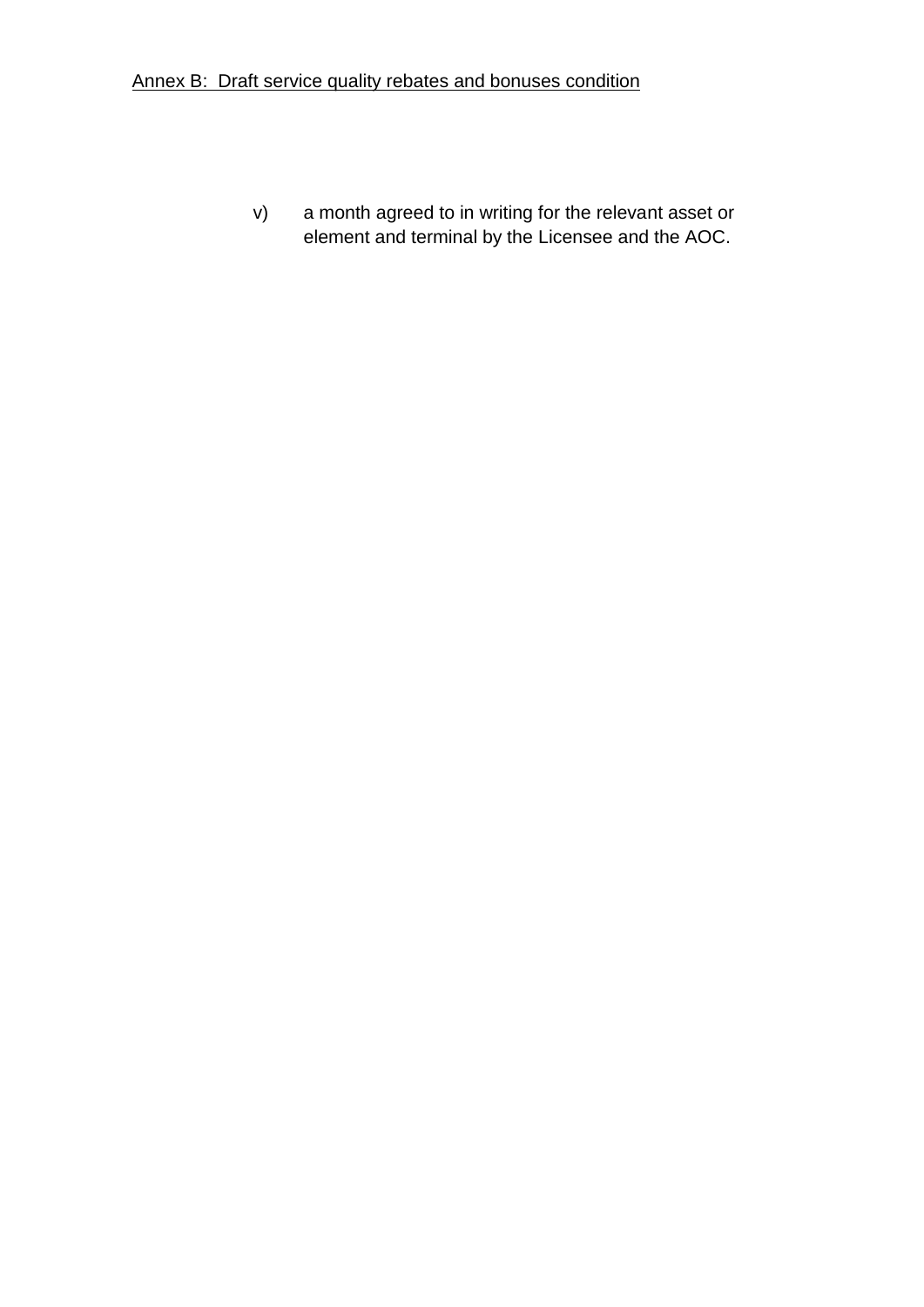v) a month agreed to in writing for the relevant asset or element and terminal by the Licensee and the AOC.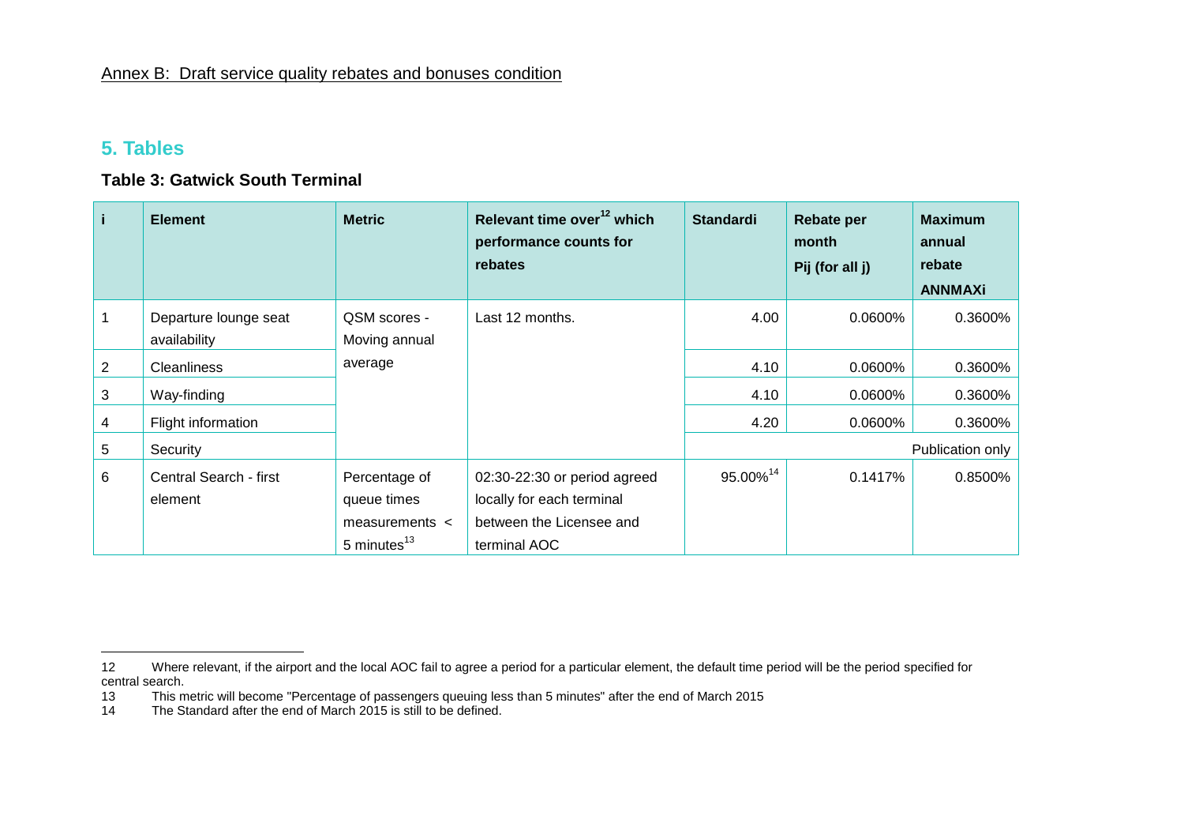Annex B: Draft service quality rebates and bonuses condition

## 5. Tables

### Table 3: Gatwick South Terminal

| i | Element | Metric | Relevant time over[12] which performance counts for rebates | Standardi | Rebate per month Pij (for all j) | Maximum annual rebate ANNMAXi |
|---|---|---|---|---|---|---|
| 1 | Departure lounge seat availability | QSM scores - Moving annual average | Last 12 months. | 4.00 | 0.0600% | 0.3600% |
| 2 | Cleanliness | | | 4.10 | 0.0600% | 0.3600% |
| 3 | Way-finding | | | 4.10 | 0.0600% | 0.3600% |
| 4 | Flight information | | | 4.20 | 0.0600% | 0.3600% |
| 5 | Security | | | Publication only | | |
| 6 | Central Search - first element | Percentage of queue times measurements < 5 minutes[13] | 02:30-22:30 or period agreed locally for each terminal between the Licensee and terminal AOC | 95.00%[14] | 0.1417% | 0.8500% |

12 Where relevant, if the airport and the local AOC fail to agree a period for a particular element, the default time period will be the period specified for central search.

13 This metric will become "Percentage of passengers queuing less than 5 minutes" after the end of March 2015

14 The Standard after the end of March 2015 is still to be defined.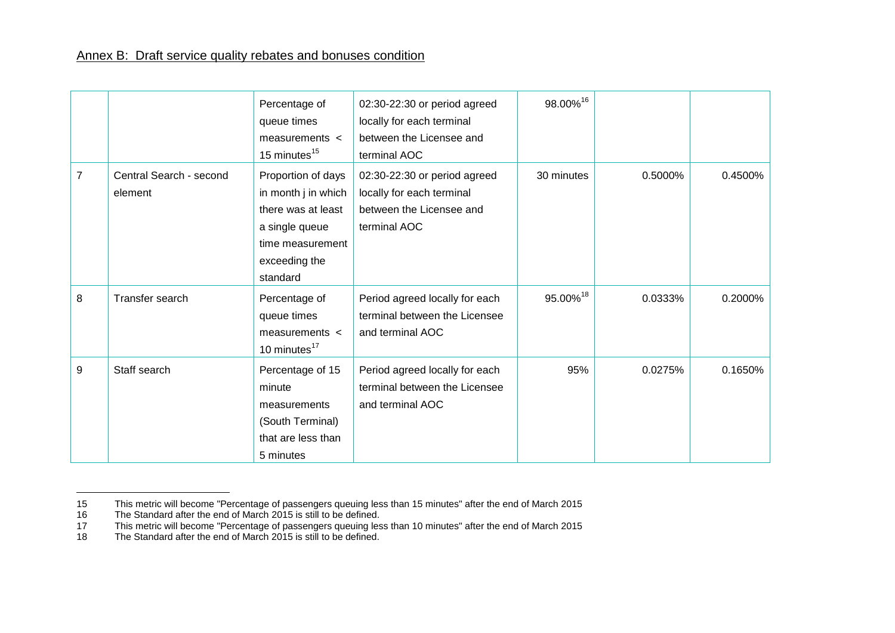## Annex B: Draft service quality rebates and bonuses condition

| | | | | | | |
|---|---|---|---|---|---|---|
| | | Percentage of queue times measurements < 15 minutes[15] | 02:30-22:30 or period agreed locally for each terminal between the Licensee and terminal AOC | 98.00%[16] | | |
| 7 | Central Search - second element | Proportion of days in month j in which there was at least a single queue time measurement exceeding the standard | 02:30-22:30 or period agreed locally for each terminal between the Licensee and terminal AOC | 30 minutes | 0.5000% | 0.4500% |
| 8 | Transfer search | Percentage of queue times measurements < 10 minutes[17] | Period agreed locally for each terminal between the Licensee and terminal AOC | 95.00%[18] | 0.0333% | 0.2000% |
| 9 | Staff search | Percentage of 15 minute measurements (South Terminal) that are less than 5 minutes | Period agreed locally for each terminal between the Licensee and terminal AOC | 95% | 0.0275% | 0.1650% |

15 This metric will become "Percentage of passengers queuing less than 15 minutes" after the end of March 2015

16 The Standard after the end of March 2015 is still to be defined.

17 This metric will become "Percentage of passengers queuing less than 10 minutes" after the end of March 2015

18 The Standard after the end of March 2015 is still to be defined.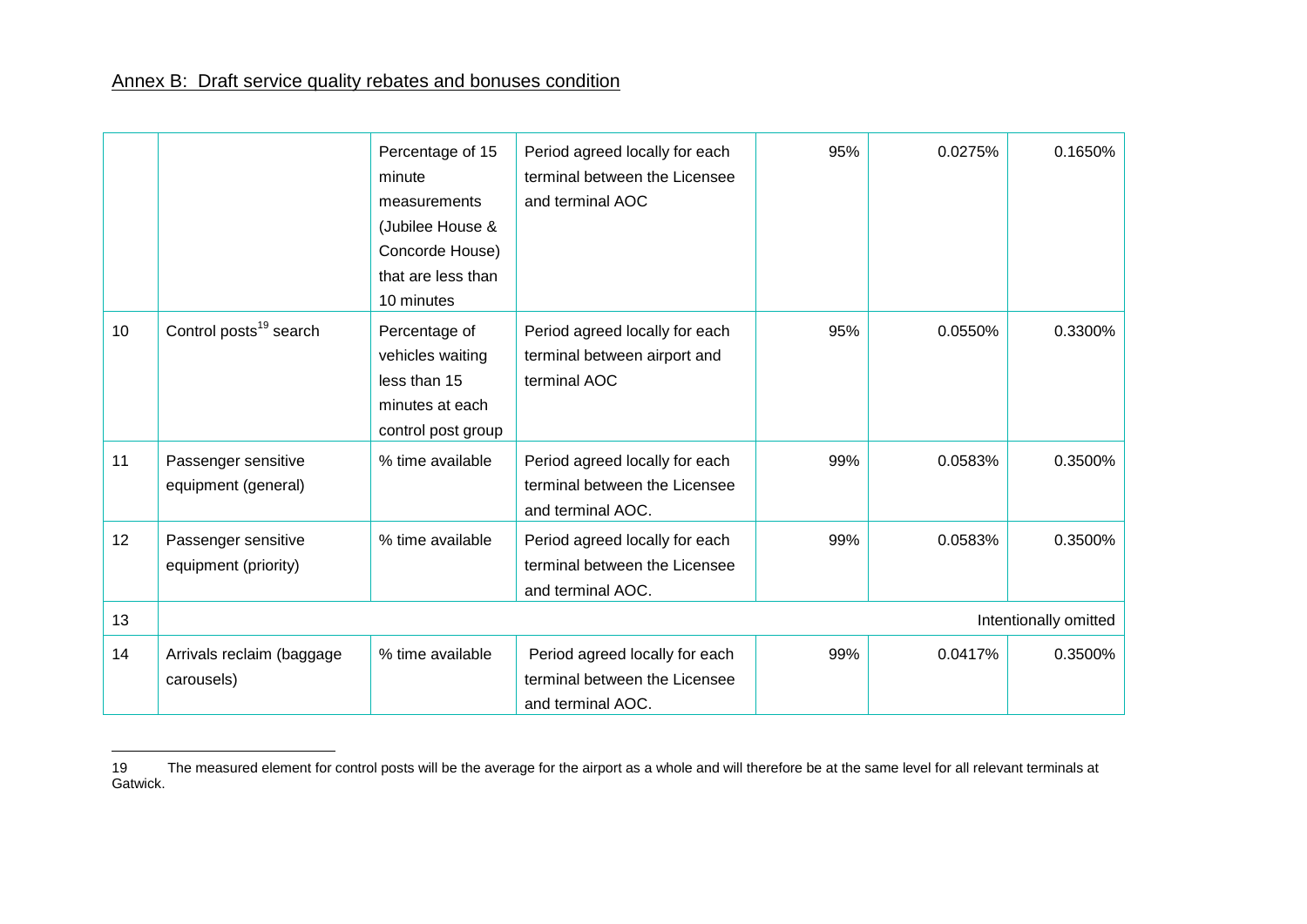## Annex B: Draft service quality rebates and bonuses condition

| | | | | | | |
|---|---|---|---|---|---|---|
| | | Percentage of 15 minute measurements (Jubilee House & Concorde House) that are less than 10 minutes | Period agreed locally for each terminal between the Licensee and terminal AOC | 95% | 0.0275% | 0.1650% |
| 10 | Control posts[19] search | Percentage of vehicles waiting less than 15 minutes at each control post group | Period agreed locally for each terminal between airport and terminal AOC | 95% | 0.0550% | 0.3300% |
| 11 | Passenger sensitive equipment (general) | % time available | Period agreed locally for each terminal between the Licensee and terminal AOC. | 99% | 0.0583% | 0.3500% |
| 12 | Passenger sensitive equipment (priority) | % time available | Period agreed locally for each terminal between the Licensee and terminal AOC. | 99% | 0.0583% | 0.3500% |
| 13 | | | | | | Intentionally omitted |
| 14 | Arrivals reclaim (baggage carousels) | % time available | Period agreed locally for each terminal between the Licensee and terminal AOC. | 99% | 0.0417% | 0.3500% |

19 The measured element for control posts will be the average for the airport as a whole and will therefore be at the same level for all relevant terminals at Gatwick.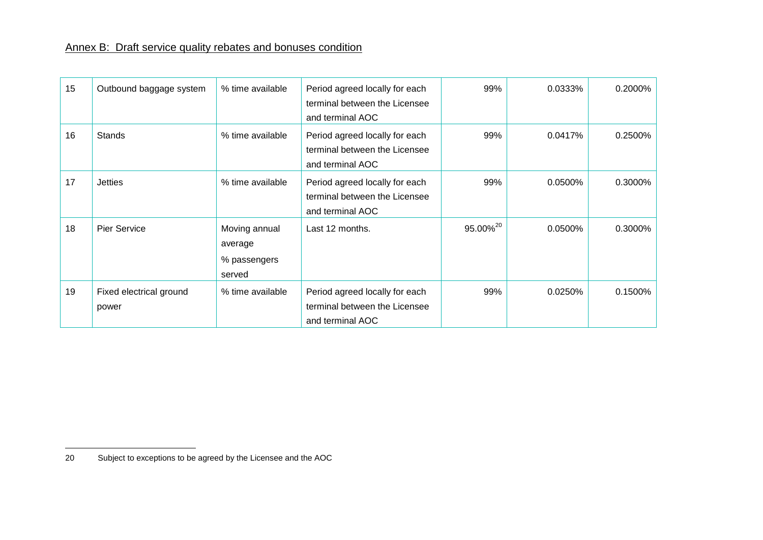Annex B: Draft service quality rebates and bonuses condition

| | | | | | | |
|---|---|---|---|---|---|---|
| 15 | Outbound baggage system | % time available | Period agreed locally for each terminal between the Licensee and terminal AOC | 99% | 0.0333% | 0.2000% |
| 16 | Stands | % time available | Period agreed locally for each terminal between the Licensee and terminal AOC | 99% | 0.0417% | 0.2500% |
| 17 | Jetties | % time available | Period agreed locally for each terminal between the Licensee and terminal AOC | 99% | 0.0500% | 0.3000% |
| 18 | Pier Service | Moving annual average % passengers served | Last 12 months. | 95.00%[20] | 0.0500% | 0.3000% |
| 19 | Fixed electrical ground power | % time available | Period agreed locally for each terminal between the Licensee and terminal AOC | 99% | 0.0250% | 0.1500% |

20 Subject to exceptions to be agreed by the Licensee and the AOC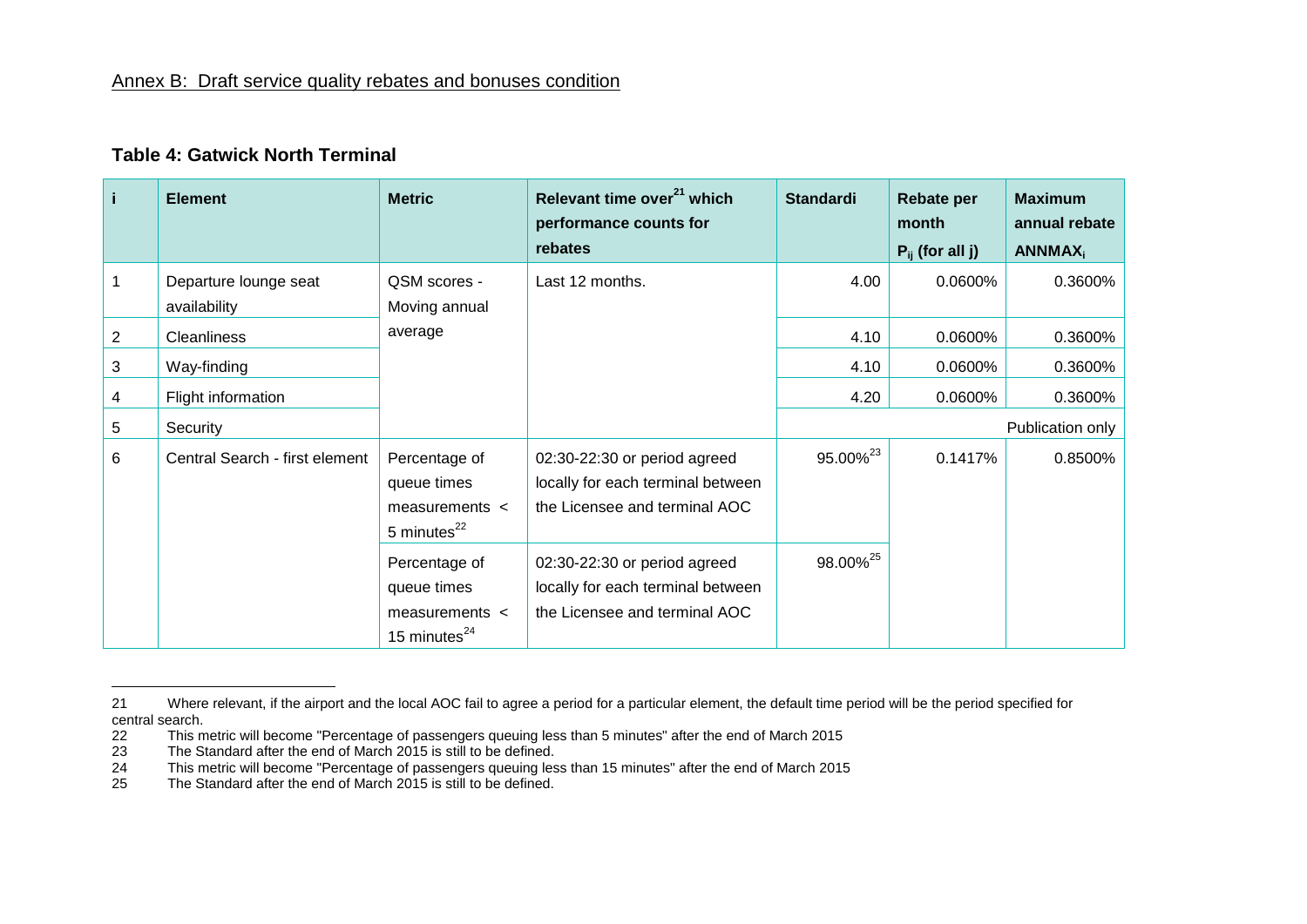Annex B: Draft service quality rebates and bonuses condition

### Table 4: Gatwick North Terminal

| i | Element | Metric | Relevant time over[21] which performance counts for rebates | Standard$_i$ | Rebate per month $P_{ij}$ (for all j) | Maximum annual rebate $ANNMAX_i$ |
|---|---|---|---|---|---|---|
| 1 | Departure lounge seat availability | QSM scores - Moving annual average | Last 12 months. | 4.00 | 0.0600% | 0.3600% |
| 2 | Cleanliness | | | 4.10 | 0.0600% | 0.3600% |
| 3 | Way-finding | | | 4.10 | 0.0600% | 0.3600% |
| 4 | Flight information | | | 4.20 | 0.0600% | 0.3600% |
| 5 | Security | | | Publication only | | |
| 6 | Central Search - first element | Percentage of queue times measurements < 5 minutes[22] | 02:30-22:30 or period agreed locally for each terminal between the Licensee and terminal AOC | 95.00%[23] | 0.1417% | 0.8500% |
| | | Percentage of queue times measurements < 15 minutes[24] | 02:30-22:30 or period agreed locally for each terminal between the Licensee and terminal AOC | 98.00%[25] | | |

21 Where relevant, if the airport and the local AOC fail to agree a period for a particular element, the default time period will be the period specified for central search.

22 This metric will become "Percentage of passengers queuing less than 5 minutes" after the end of March 2015

23 The Standard after the end of March 2015 is still to be defined.

24 This metric will become "Percentage of passengers queuing less than 15 minutes" after the end of March 2015

25 The Standard after the end of March 2015 is still to be defined.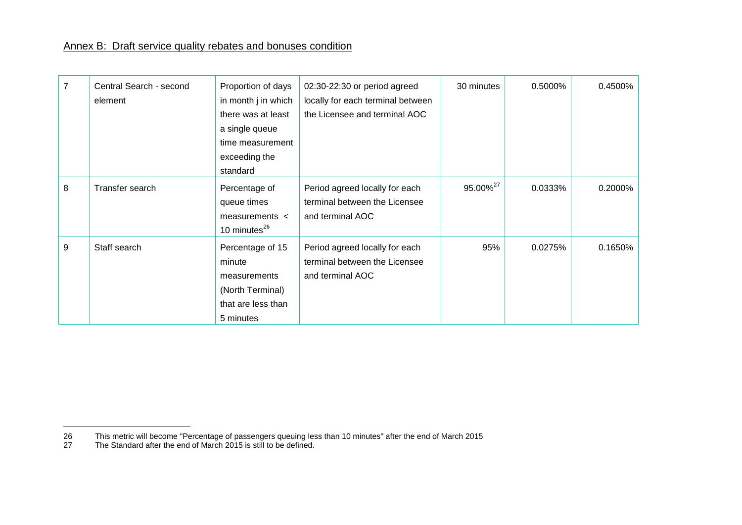Annex B: Draft service quality rebates and bonuses condition

| | | | | | | |
|---|---|---|---|---|---|---|
| 7 | Central Search - second element | Proportion of days in month j in which there was at least a single queue time measurement exceeding the standard | 02:30-22:30 or period agreed locally for each terminal between the Licensee and terminal AOC | 30 minutes | 0.5000% | 0.4500% |
| 8 | Transfer search | Percentage of queue times measurements < 10 minutes[26] | Period agreed locally for each terminal between the Licensee and terminal AOC | 95.00%[27] | 0.0333% | 0.2000% |
| 9 | Staff search | Percentage of 15 minute measurements (North Terminal) that are less than 5 minutes | Period agreed locally for each terminal between the Licensee and terminal AOC | 95% | 0.0275% | 0.1650% |

26 This metric will become "Percentage of passengers queuing less than 10 minutes" after the end of March 2015

27 The Standard after the end of March 2015 is still to be defined.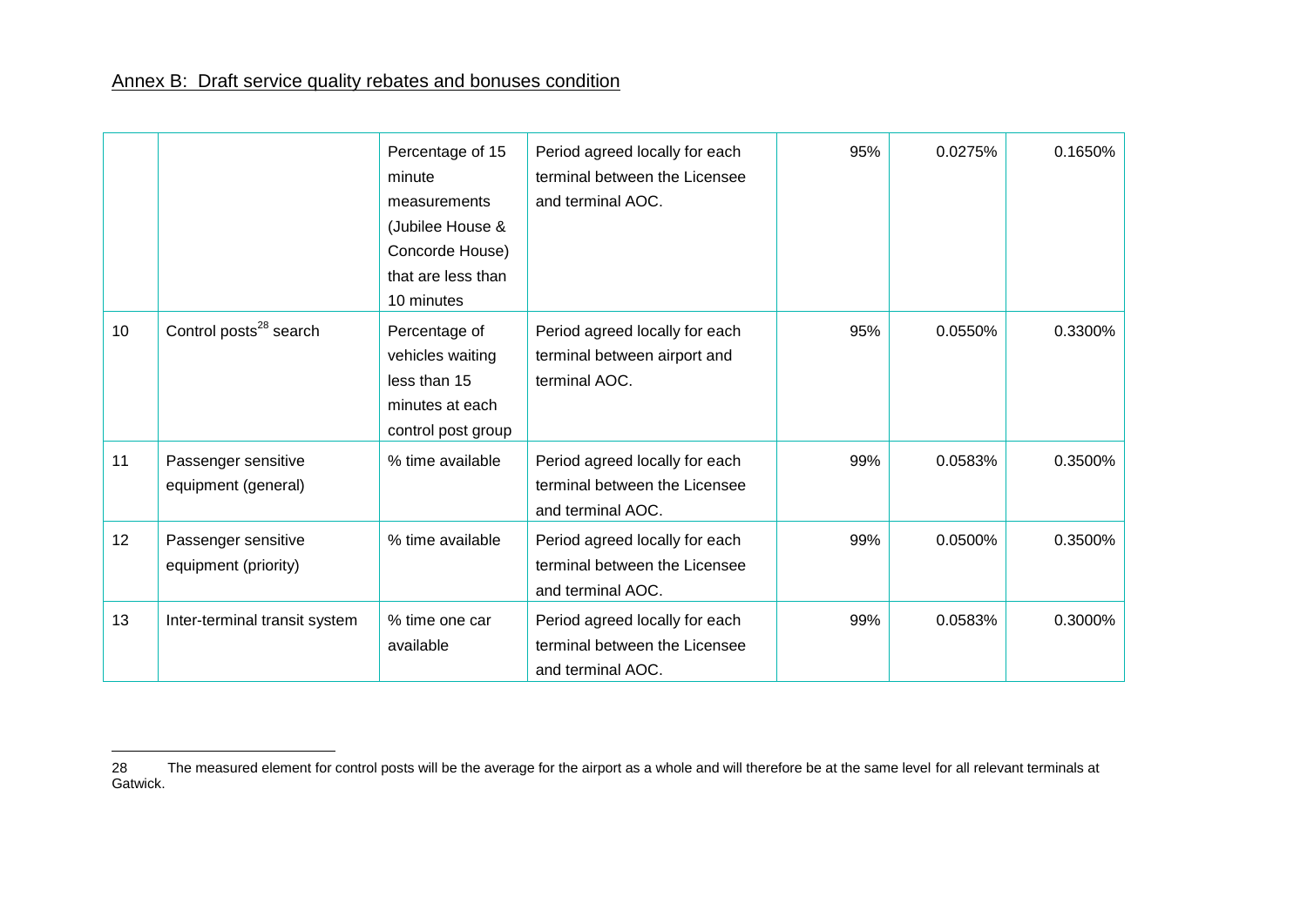## Annex B: Draft service quality rebates and bonuses condition

| | | | | | | |
|---|---|---|---|---|---|---|
| | | Percentage of 15 minute measurements (Jubilee House & Concorde House) that are less than 10 minutes | Period agreed locally for each terminal between the Licensee and terminal AOC. | 95% | 0.0275% | 0.1650% |
| 10 | Control posts[28] search | Percentage of vehicles waiting less than 15 minutes at each control post group | Period agreed locally for each terminal between airport and terminal AOC. | 95% | 0.0550% | 0.3300% |
| 11 | Passenger sensitive equipment (general) | % time available | Period agreed locally for each terminal between the Licensee and terminal AOC. | 99% | 0.0583% | 0.3500% |
| 12 | Passenger sensitive equipment (priority) | % time available | Period agreed locally for each terminal between the Licensee and terminal AOC. | 99% | 0.0500% | 0.3500% |
| 13 | Inter-terminal transit system | % time one car available | Period agreed locally for each terminal between the Licensee and terminal AOC. | 99% | 0.0583% | 0.3000% |

28 The measured element for control posts will be the average for the airport as a whole and will therefore be at the same level for all relevant terminals at Gatwick.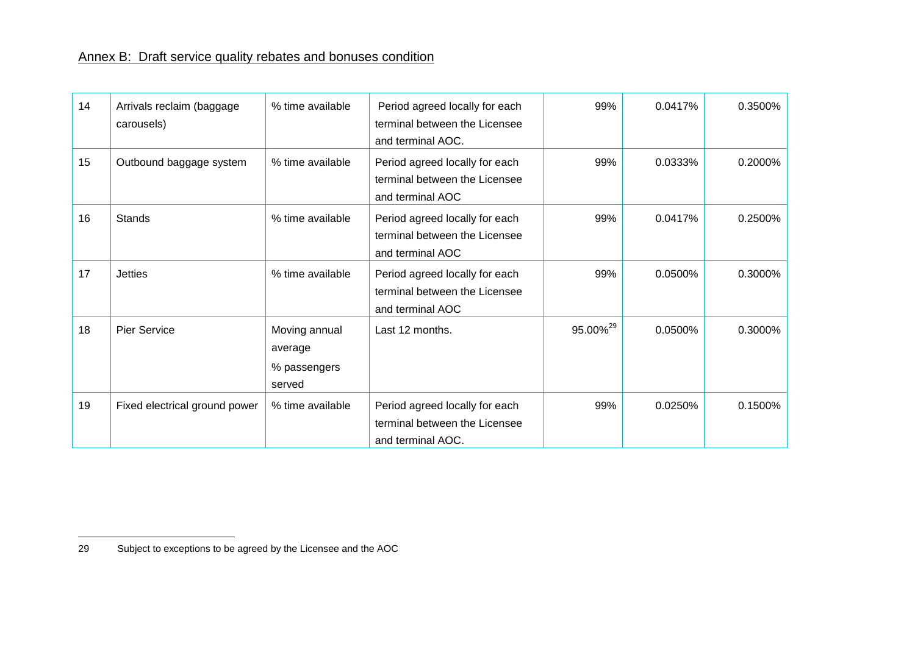## Annex B: Draft service quality rebates and bonuses condition

| | | | | | | |
|---|---|---|---|---|---|---|
| 14 | Arrivals reclaim (baggage carousels) | % time available | Period agreed locally for each terminal between the Licensee and terminal AOC. | 99% | 0.0417% | 0.3500% |
| 15 | Outbound baggage system | % time available | Period agreed locally for each terminal between the Licensee and terminal AOC | 99% | 0.0333% | 0.2000% |
| 16 | Stands | % time available | Period agreed locally for each terminal between the Licensee and terminal AOC | 99% | 0.0417% | 0.2500% |
| 17 | Jetties | % time available | Period agreed locally for each terminal between the Licensee and terminal AOC | 99% | 0.0500% | 0.3000% |
| 18 | Pier Service | Moving annual average % passengers served | Last 12 months. | 95.00%[29] | 0.0500% | 0.3000% |
| 19 | Fixed electrical ground power | % time available | Period agreed locally for each terminal between the Licensee and terminal AOC. | 99% | 0.0250% | 0.1500% |

29 Subject to exceptions to be agreed by the Licensee and the AOC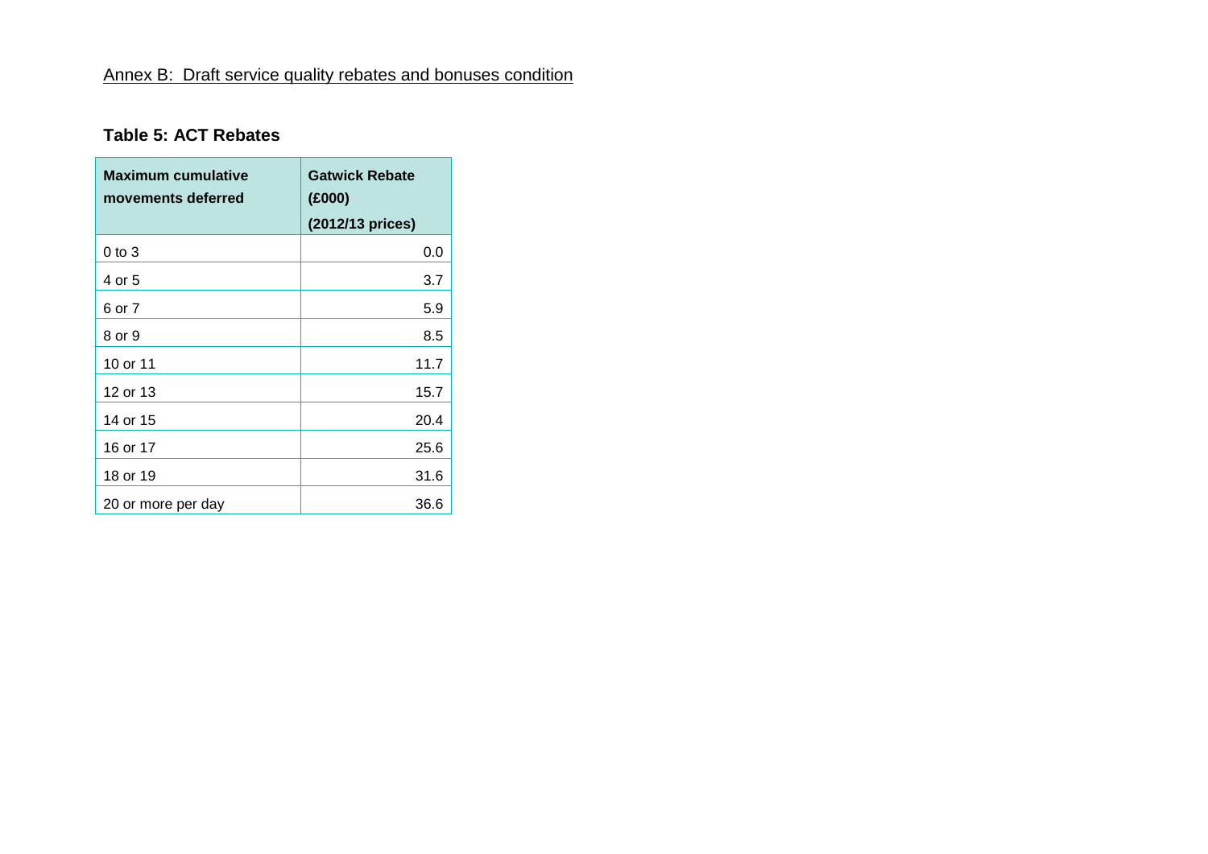Annex B: Draft service quality rebates and bonuses condition

**Table 5: ACT Rebates**

| Maximum cumulative movements deferred | Gatwick Rebate (£000) (2012/13 prices) |
|---|---|
| 0 to 3 | 0.0 |
| 4 or 5 | 3.7 |
| 6 or 7 | 5.9 |
| 8 or 9 | 8.5 |
| 10 or 11 | 11.7 |
| 12 or 13 | 15.7 |
| 14 or 15 | 20.4 |
| 16 or 17 | 25.6 |
| 18 or 19 | 31.6 |
| 20 or more per day | 36.6 |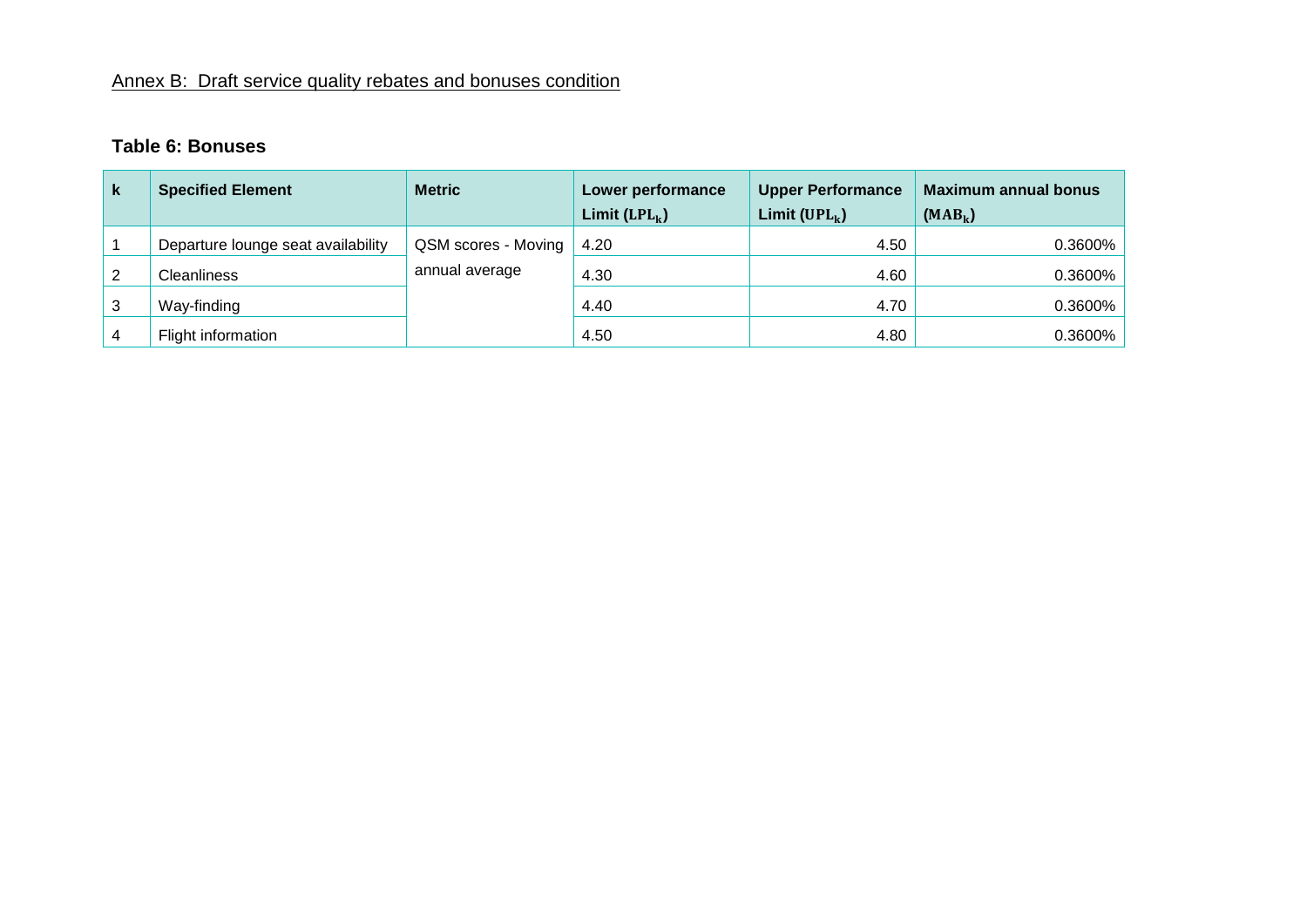Annex B: Draft service quality rebates and bonuses condition

**Table 6: Bonuses**

| k | Specified Element | Metric | Lower performance Limit ($\mathrm{LPL_k}$) | Upper Performance Limit ($\mathrm{UPL_k}$) | Maximum annual bonus ($\mathrm{MAB_k}$) |
|---|---|---|---|---|---|
| 1 | Departure lounge seat availability | QSM scores - Moving annual average | 4.20 | 4.50 | 0.3600% |
| 2 | Cleanliness | | 4.30 | 4.60 | 0.3600% |
| 3 | Way-finding | | 4.40 | 4.70 | 0.3600% |
| 4 | Flight information | | 4.50 | 4.80 | 0.3600% |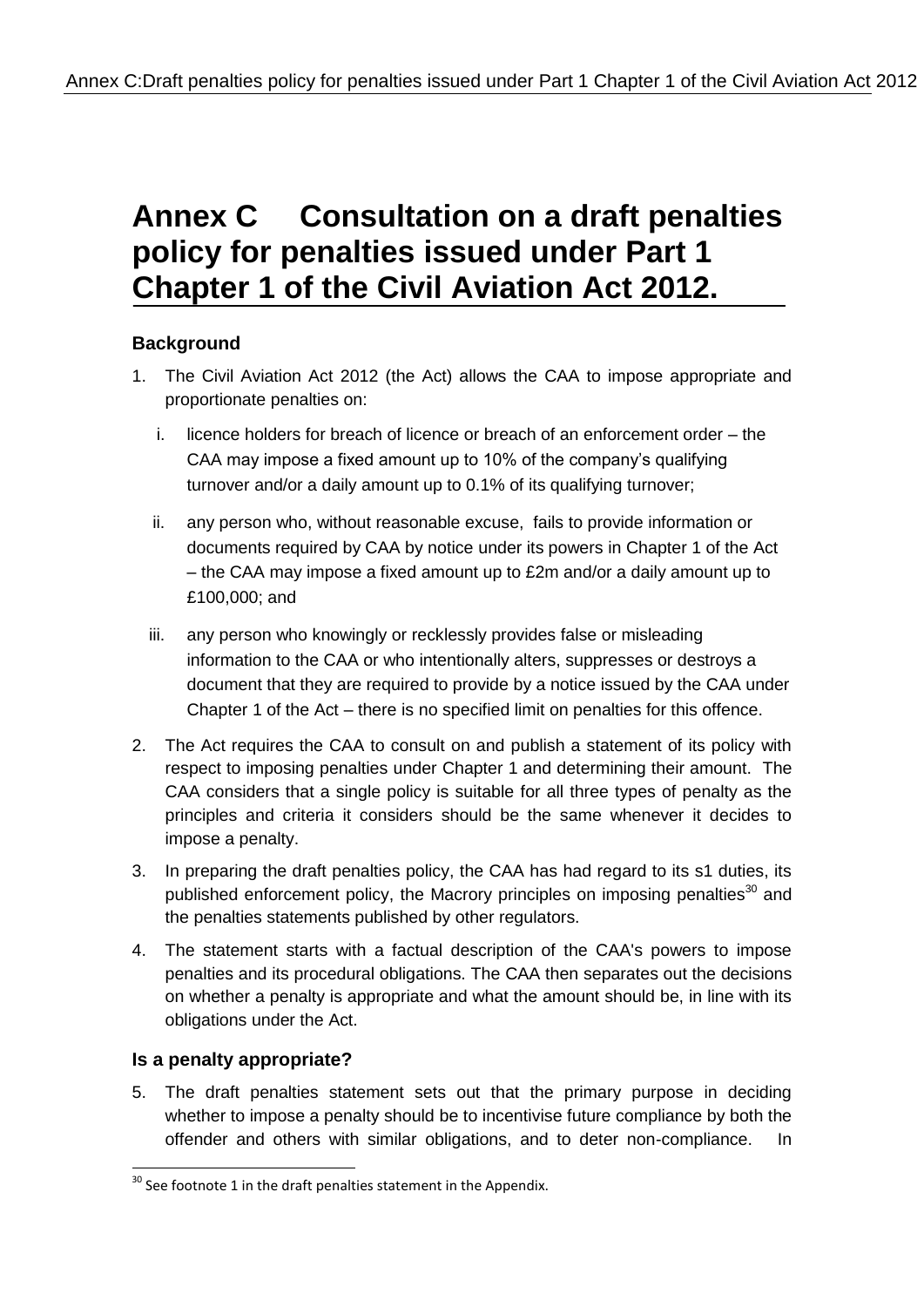# Annex C Consultation on a draft penalties policy for penalties issued under Part 1 Chapter 1 of the Civil Aviation Act 2012.

### Background

1. The Civil Aviation Act 2012 (the Act) allows the CAA to impose appropriate and proportionate penalties on:

   i. licence holders for breach of licence or breach of an enforcement order – the CAA may impose a fixed amount up to 10% of the company's qualifying turnover and/or a daily amount up to 0.1% of its qualifying turnover;

   ii. any person who, without reasonable excuse, fails to provide information or documents required by CAA by notice under its powers in Chapter 1 of the Act – the CAA may impose a fixed amount up to £2m and/or a daily amount up to £100,000; and

   iii. any person who knowingly or recklessly provides false or misleading information to the CAA or who intentionally alters, suppresses or destroys a document that they are required to provide by a notice issued by the CAA under Chapter 1 of the Act – there is no specified limit on penalties for this offence.

2. The Act requires the CAA to consult on and publish a statement of its policy with respect to imposing penalties under Chapter 1 and determining their amount. The CAA considers that a single policy is suitable for all three types of penalty as the principles and criteria it considers should be the same whenever it decides to impose a penalty.

3. In preparing the draft penalties policy, the CAA has had regard to its s1 duties, its published enforcement policy, the Macrory principles on imposing penalties[30] and the penalties statements published by other regulators.

4. The statement starts with a factual description of the CAA's powers to impose penalties and its procedural obligations. The CAA then separates out the decisions on whether a penalty is appropriate and what the amount should be, in line with its obligations under the Act.

### Is a penalty appropriate?

5. The draft penalties statement sets out that the primary purpose in deciding whether to impose a penalty should be to incentivise future compliance by both the offender and others with similar obligations, and to deter non-compliance. In

---

[30] See footnote 1 in the draft penalties statement in the Appendix.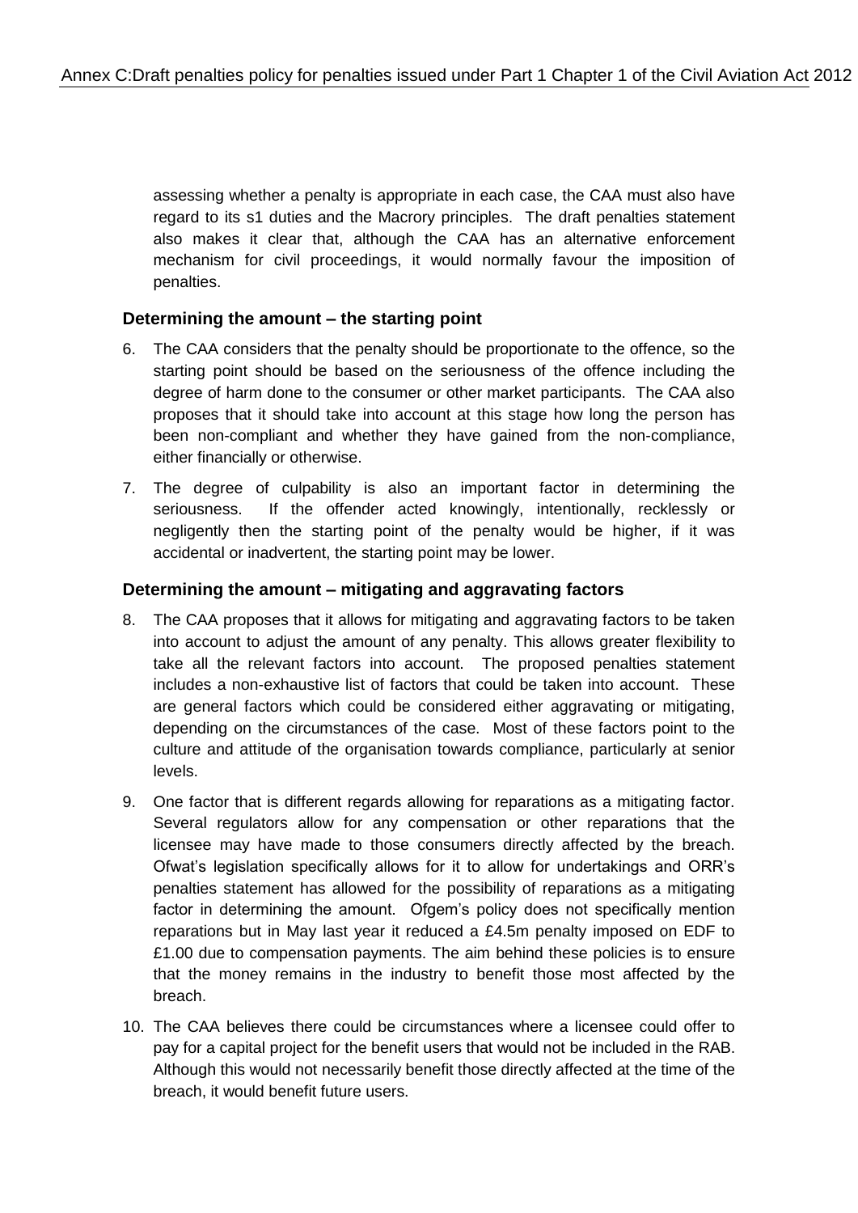assessing whether a penalty is appropriate in each case, the CAA must also have regard to its s1 duties and the Macrory principles. The draft penalties statement also makes it clear that, although the CAA has an alternative enforcement mechanism for civil proceedings, it would normally favour the imposition of penalties.

### Determining the amount – the starting point

6. The CAA considers that the penalty should be proportionate to the offence, so the starting point should be based on the seriousness of the offence including the degree of harm done to the consumer or other market participants. The CAA also proposes that it should take into account at this stage how long the person has been non-compliant and whether they have gained from the non-compliance, either financially or otherwise.

7. The degree of culpability is also an important factor in determining the seriousness. If the offender acted knowingly, intentionally, recklessly or negligently then the starting point of the penalty would be higher, if it was accidental or inadvertent, the starting point may be lower.

### Determining the amount – mitigating and aggravating factors

8. The CAA proposes that it allows for mitigating and aggravating factors to be taken into account to adjust the amount of any penalty. This allows greater flexibility to take all the relevant factors into account. The proposed penalties statement includes a non-exhaustive list of factors that could be taken into account. These are general factors which could be considered either aggravating or mitigating, depending on the circumstances of the case. Most of these factors point to the culture and attitude of the organisation towards compliance, particularly at senior levels.

9. One factor that is different regards allowing for reparations as a mitigating factor. Several regulators allow for any compensation or other reparations that the licensee may have made to those consumers directly affected by the breach. Ofwat's legislation specifically allows for it to allow for undertakings and ORR's penalties statement has allowed for the possibility of reparations as a mitigating factor in determining the amount. Ofgem's policy does not specifically mention reparations but in May last year it reduced a £4.5m penalty imposed on EDF to £1.00 due to compensation payments. The aim behind these policies is to ensure that the money remains in the industry to benefit those most affected by the breach.

10. The CAA believes there could be circumstances where a licensee could offer to pay for a capital project for the benefit users that would not be included in the RAB. Although this would not necessarily benefit those directly affected at the time of the breach, it would benefit future users.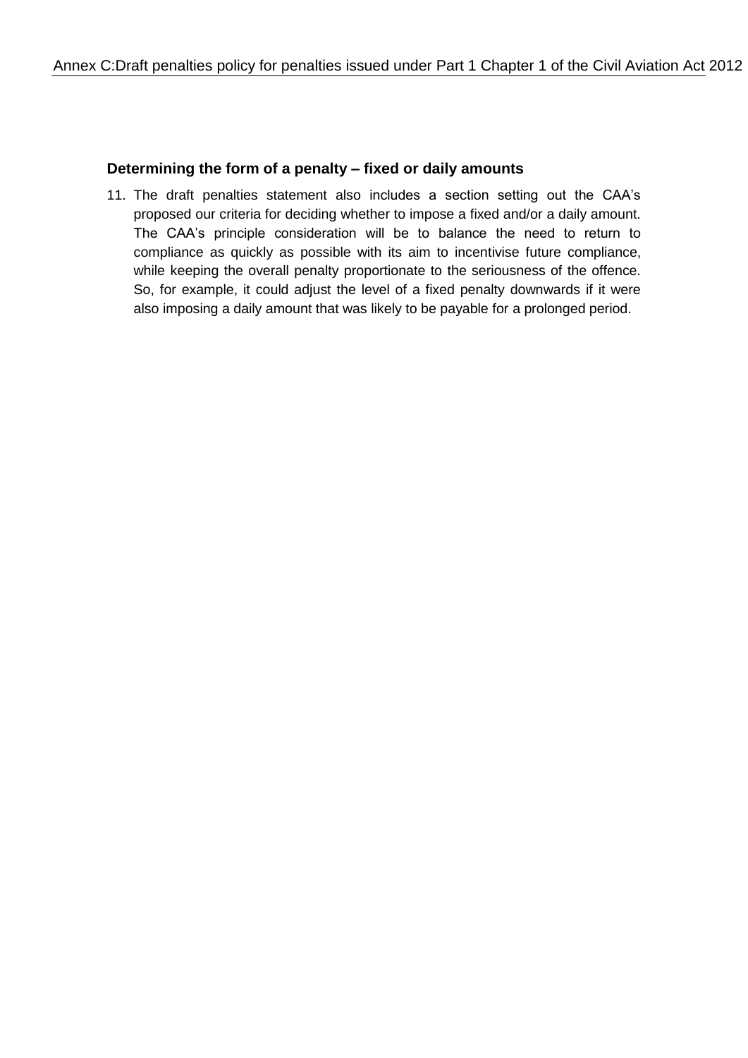### Determining the form of a penalty – fixed or daily amounts

11. The draft penalties statement also includes a section setting out the CAA's proposed our criteria for deciding whether to impose a fixed and/or a daily amount. The CAA's principle consideration will be to balance the need to return to compliance as quickly as possible with its aim to incentivise future compliance, while keeping the overall penalty proportionate to the seriousness of the offence. So, for example, it could adjust the level of a fixed penalty downwards if it were also imposing a daily amount that was likely to be payable for a prolonged period.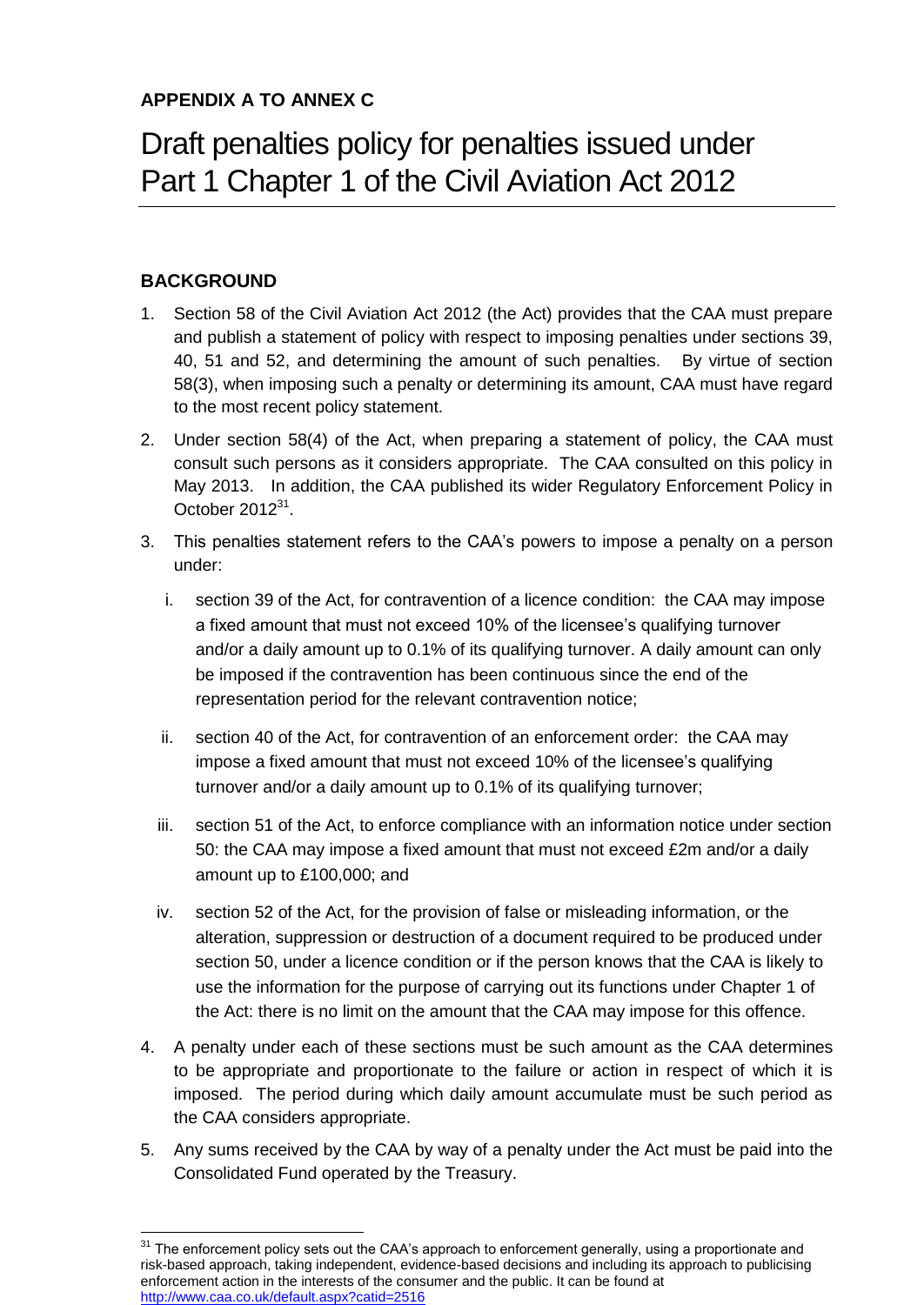**APPENDIX A TO ANNEX C**

# Draft penalties policy for penalties issued under Part 1 Chapter 1 of the Civil Aviation Act 2012

## BACKGROUND

1. Section 58 of the Civil Aviation Act 2012 (the Act) provides that the CAA must prepare and publish a statement of policy with respect to imposing penalties under sections 39, 40, 51 and 52, and determining the amount of such penalties. By virtue of section 58(3), when imposing such a penalty or determining its amount, CAA must have regard to the most recent policy statement.

2. Under section 58(4) of the Act, when preparing a statement of policy, the CAA must consult such persons as it considers appropriate. The CAA consulted on this policy in May 2013. In addition, the CAA published its wider Regulatory Enforcement Policy in October 2012[31].

3. This penalties statement refers to the CAA's powers to impose a penalty on a person under:

   i. section 39 of the Act, for contravention of a licence condition: the CAA may impose a fixed amount that must not exceed 10% of the licensee's qualifying turnover and/or a daily amount up to 0.1% of its qualifying turnover. A daily amount can only be imposed if the contravention has been continuous since the end of the representation period for the relevant contravention notice;

   ii. section 40 of the Act, for contravention of an enforcement order: the CAA may impose a fixed amount that must not exceed 10% of the licensee's qualifying turnover and/or a daily amount up to 0.1% of its qualifying turnover;

   iii. section 51 of the Act, to enforce compliance with an information notice under section 50: the CAA may impose a fixed amount that must not exceed £2m and/or a daily amount up to £100,000; and

   iv. section 52 of the Act, for the provision of false or misleading information, or the alteration, suppression or destruction of a document required to be produced under section 50, under a licence condition or if the person knows that the CAA is likely to use the information for the purpose of carrying out its functions under Chapter 1 of the Act: there is no limit on the amount that the CAA may impose for this offence.

4. A penalty under each of these sections must be such amount as the CAA determines to be appropriate and proportionate to the failure or action in respect of which it is imposed. The period during which daily amount accumulate must be such period as the CAA considers appropriate.

5. Any sums received by the CAA by way of a penalty under the Act must be paid into the Consolidated Fund operated by the Treasury.

---

[31] The enforcement policy sets out the CAA's approach to enforcement generally, using a proportionate and risk-based approach, taking independent, evidence-based decisions and including its approach to publicising enforcement action in the interests of the consumer and the public. It can be found at http://www.caa.co.uk/default.aspx?catid=2516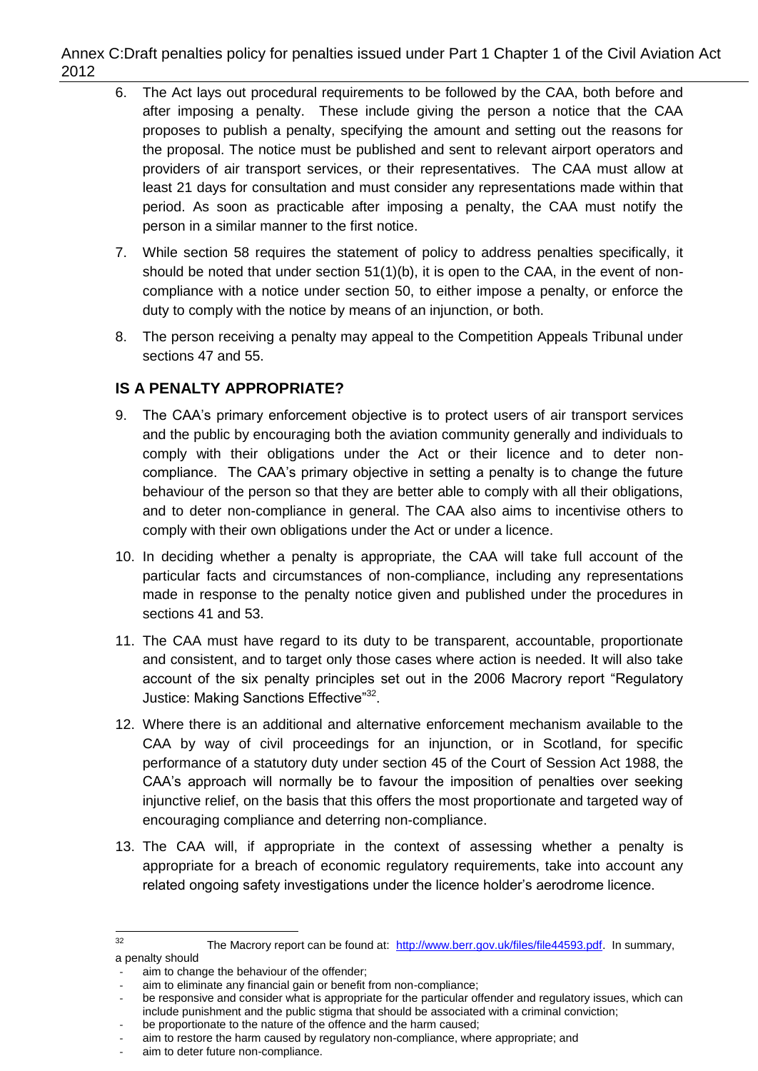6. The Act lays out procedural requirements to be followed by the CAA, both before and after imposing a penalty. These include giving the person a notice that the CAA proposes to publish a penalty, specifying the amount and setting out the reasons for the proposal. The notice must be published and sent to relevant airport operators and providers of air transport services, or their representatives. The CAA must allow at least 21 days for consultation and must consider any representations made within that period. As soon as practicable after imposing a penalty, the CAA must notify the person in a similar manner to the first notice.

7. While section 58 requires the statement of policy to address penalties specifically, it should be noted that under section 51(1)(b), it is open to the CAA, in the event of non-compliance with a notice under section 50, to either impose a penalty, or enforce the duty to comply with the notice by means of an injunction, or both.

8. The person receiving a penalty may appeal to the Competition Appeals Tribunal under sections 47 and 55.

## IS A PENALTY APPROPRIATE?

9. The CAA's primary enforcement objective is to protect users of air transport services and the public by encouraging both the aviation community generally and individuals to comply with their obligations under the Act or their licence and to deter non-compliance. The CAA's primary objective in setting a penalty is to change the future behaviour of the person so that they are better able to comply with all their obligations, and to deter non-compliance in general. The CAA also aims to incentivise others to comply with their own obligations under the Act or under a licence.

10. In deciding whether a penalty is appropriate, the CAA will take full account of the particular facts and circumstances of non-compliance, including any representations made in response to the penalty notice given and published under the procedures in sections 41 and 53.

11. The CAA must have regard to its duty to be transparent, accountable, proportionate and consistent, and to target only those cases where action is needed. It will also take account of the six penalty principles set out in the 2006 Macrory report "Regulatory Justice: Making Sanctions Effective"[32].

12. Where there is an additional and alternative enforcement mechanism available to the CAA by way of civil proceedings for an injunction, or in Scotland, for specific performance of a statutory duty under section 45 of the Court of Session Act 1988, the CAA's approach will normally be to favour the imposition of penalties over seeking injunctive relief, on the basis that this offers the most proportionate and targeted way of encouraging compliance and deterring non-compliance.

13. The CAA will, if appropriate in the context of assessing whether a penalty is appropriate for a breach of economic regulatory requirements, take into account any related ongoing safety investigations under the licence holder's aerodrome licence.

---

[32] The Macrory report can be found at: http://www.berr.gov.uk/files/file44593.pdf. In summary, a penalty should

- aim to change the behaviour of the offender;
- aim to eliminate any financial gain or benefit from non-compliance;
- be responsive and consider what is appropriate for the particular offender and regulatory issues, which can include punishment and the public stigma that should be associated with a criminal conviction;
- be proportionate to the nature of the offence and the harm caused;
- aim to restore the harm caused by regulatory non-compliance, where appropriate; and
- aim to deter future non-compliance.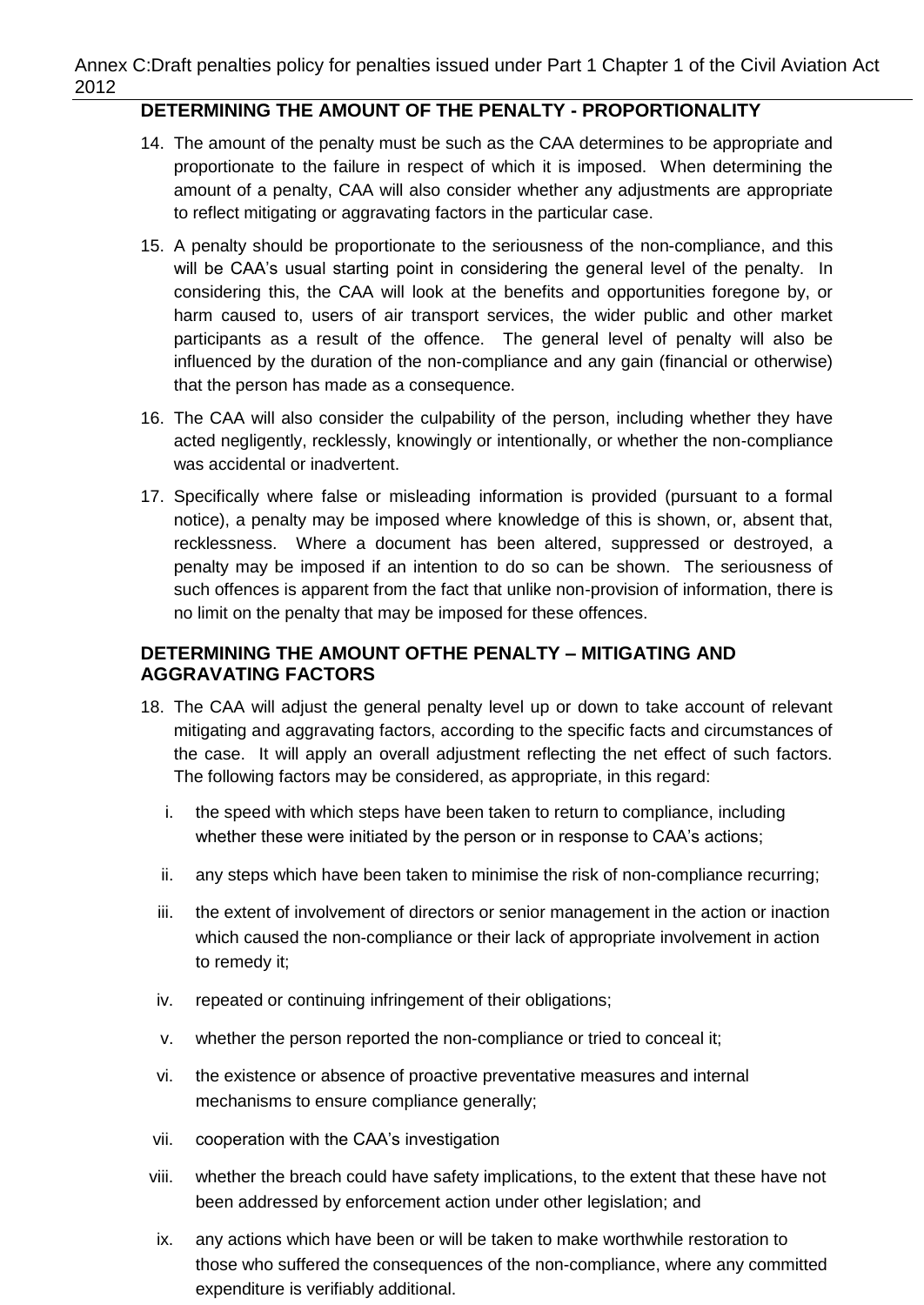## DETERMINING THE AMOUNT OF THE PENALTY - PROPORTIONALITY

14. The amount of the penalty must be such as the CAA determines to be appropriate and proportionate to the failure in respect of which it is imposed. When determining the amount of a penalty, CAA will also consider whether any adjustments are appropriate to reflect mitigating or aggravating factors in the particular case.

15. A penalty should be proportionate to the seriousness of the non-compliance, and this will be CAA's usual starting point in considering the general level of the penalty. In considering this, the CAA will look at the benefits and opportunities foregone by, or harm caused to, users of air transport services, the wider public and other market participants as a result of the offence. The general level of penalty will also be influenced by the duration of the non-compliance and any gain (financial or otherwise) that the person has made as a consequence.

16. The CAA will also consider the culpability of the person, including whether they have acted negligently, recklessly, knowingly or intentionally, or whether the non-compliance was accidental or inadvertent.

17. Specifically where false or misleading information is provided (pursuant to a formal notice), a penalty may be imposed where knowledge of this is shown, or, absent that, recklessness. Where a document has been altered, suppressed or destroyed, a penalty may be imposed if an intention to do so can be shown. The seriousness of such offences is apparent from the fact that unlike non-provision of information, there is no limit on the penalty that may be imposed for these offences.

## DETERMINING THE AMOUNT OFTHE PENALTY – MITIGATING AND AGGRAVATING FACTORS

18. The CAA will adjust the general penalty level up or down to take account of relevant mitigating and aggravating factors, according to the specific facts and circumstances of the case. It will apply an overall adjustment reflecting the net effect of such factors. The following factors may be considered, as appropriate, in this regard:

    i. the speed with which steps have been taken to return to compliance, including whether these were initiated by the person or in response to CAA's actions;

    ii. any steps which have been taken to minimise the risk of non-compliance recurring;

    iii. the extent of involvement of directors or senior management in the action or inaction which caused the non-compliance or their lack of appropriate involvement in action to remedy it;

    iv. repeated or continuing infringement of their obligations;

    v. whether the person reported the non-compliance or tried to conceal it;

    vi. the existence or absence of proactive preventative measures and internal mechanisms to ensure compliance generally;

    vii. cooperation with the CAA's investigation

    viii. whether the breach could have safety implications, to the extent that these have not been addressed by enforcement action under other legislation; and

    ix. any actions which have been or will be taken to make worthwhile restoration to those who suffered the consequences of the non-compliance, where any committed expenditure is verifiably additional.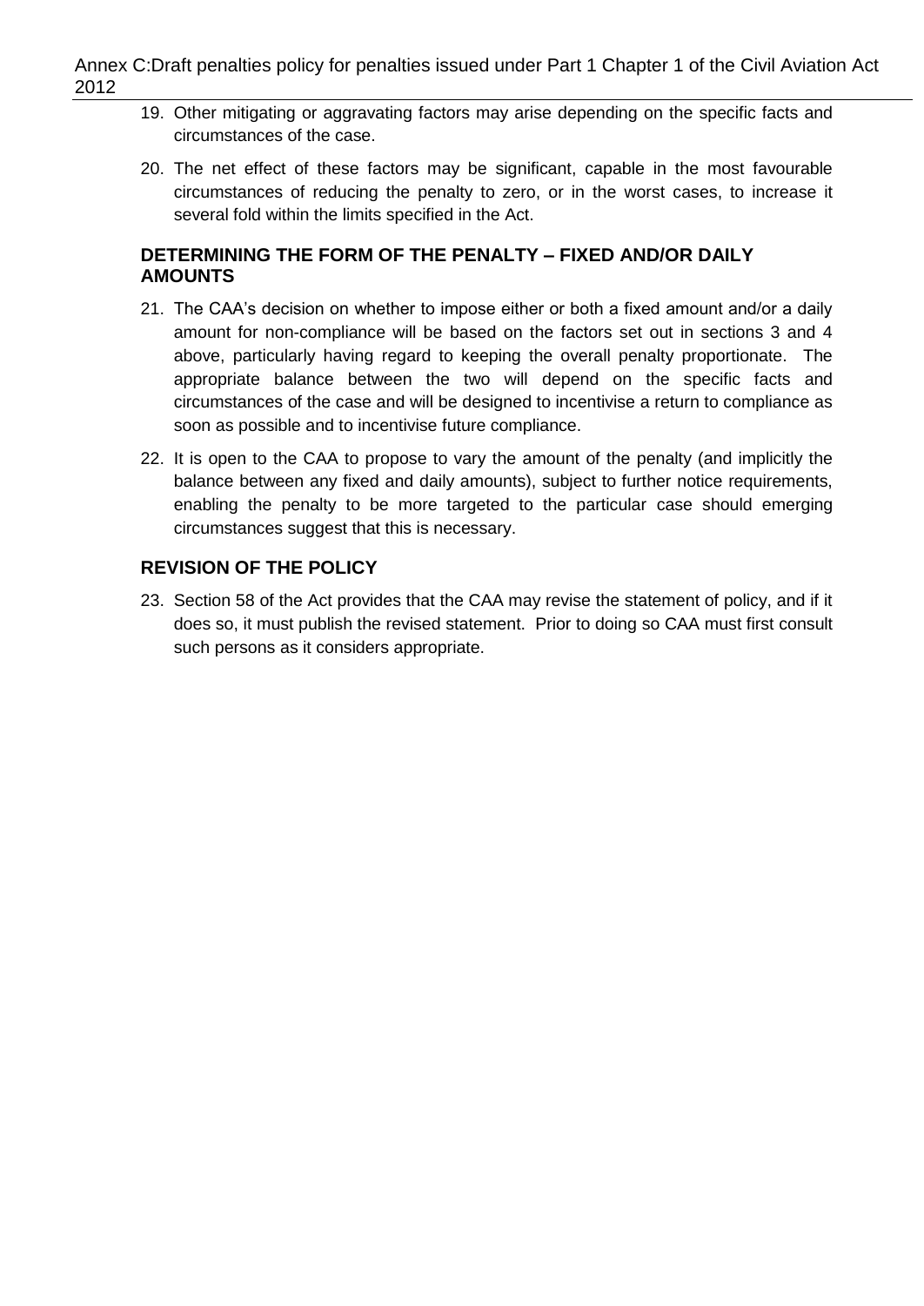19. Other mitigating or aggravating factors may arise depending on the specific facts and circumstances of the case.

20. The net effect of these factors may be significant, capable in the most favourable circumstances of reducing the penalty to zero, or in the worst cases, to increase it several fold within the limits specified in the Act.

### DETERMINING THE FORM OF THE PENALTY – FIXED AND/OR DAILY AMOUNTS

21. The CAA's decision on whether to impose either or both a fixed amount and/or a daily amount for non-compliance will be based on the factors set out in sections 3 and 4 above, particularly having regard to keeping the overall penalty proportionate. The appropriate balance between the two will depend on the specific facts and circumstances of the case and will be designed to incentivise a return to compliance as soon as possible and to incentivise future compliance.

22. It is open to the CAA to propose to vary the amount of the penalty (and implicitly the balance between any fixed and daily amounts), subject to further notice requirements, enabling the penalty to be more targeted to the particular case should emerging circumstances suggest that this is necessary.

### REVISION OF THE POLICY

23. Section 58 of the Act provides that the CAA may revise the statement of policy, and if it does so, it must publish the revised statement. Prior to doing so CAA must first consult such persons as it considers appropriate.